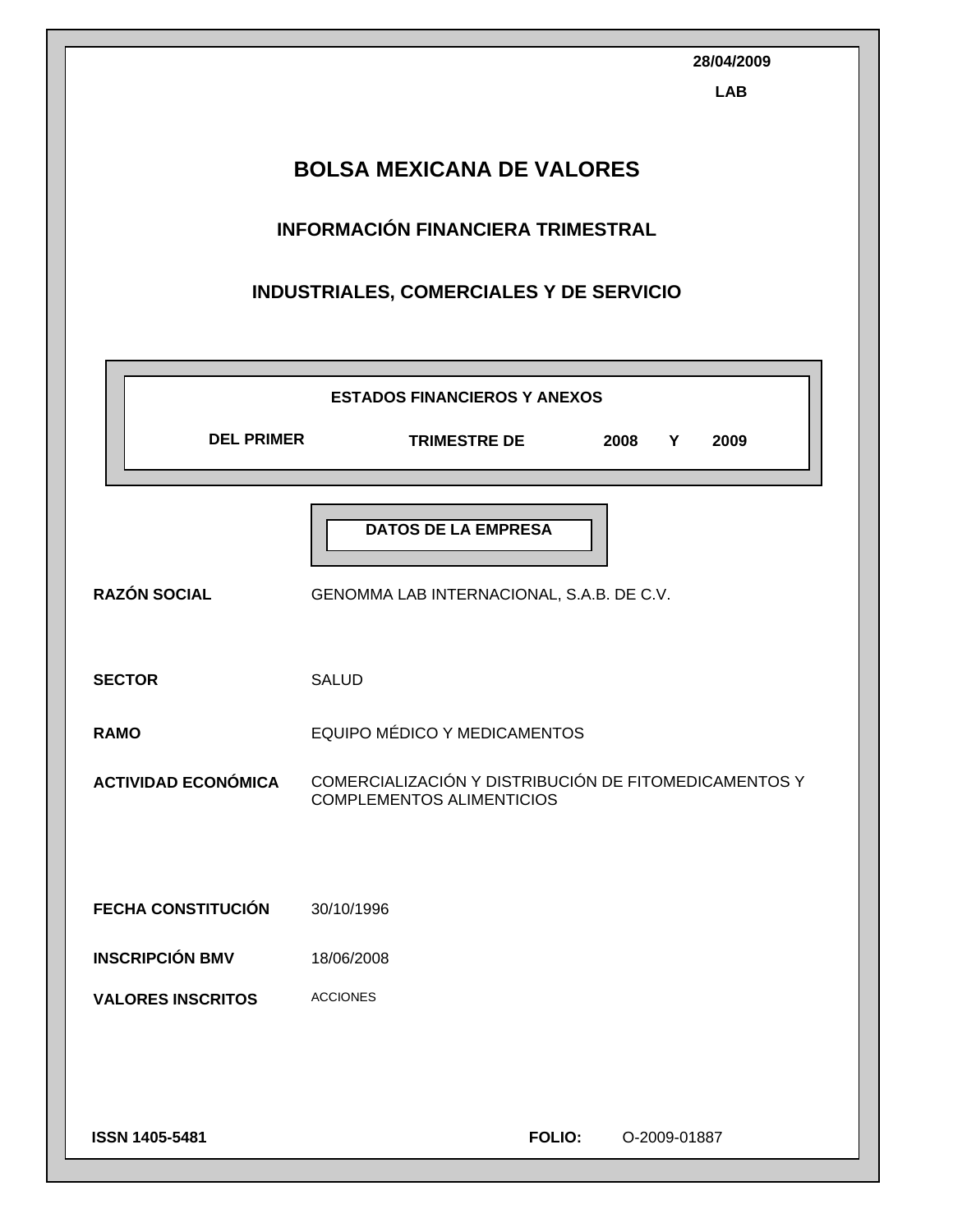28/04/2009

LAB

# BOLSA MEXICANA DE VALORES

## INFORMACIÓN FINANCIERA TRIMESTRAL

## INDUSTRIALES, COMERCIALES Y DE SERVICIO

**ESTADOS FINANCIEROS Y ANEXOS**

**DEL PRIMER TRIMESTRE DE 2008 Y 2009**

**DATOS DE LA EMPRESA**

| | |
|---|---|
| **RAZÓN SOCIAL** | GENOMMA LAB INTERNACIONAL, S.A.B. DE C.V. |
| **SECTOR** | SALUD |
| **RAMO** | EQUIPO MÉDICO Y MEDICAMENTOS |
| **ACTIVIDAD ECONÓMICA** | COMERCIALIZACIÓN Y DISTRIBUCIÓN DE FITOMEDICAMENTOS Y COMPLEMENTOS ALIMENTICIOS |
| **FECHA CONSTITUCIÓN** | 30/10/1996 |
| **INSCRIPCIÓN BMV** | 18/06/2008 |
| **VALORES INSCRITOS** | ACCIONES |

**ISSN 1405-5481** **FOLIO:** O-2009-01887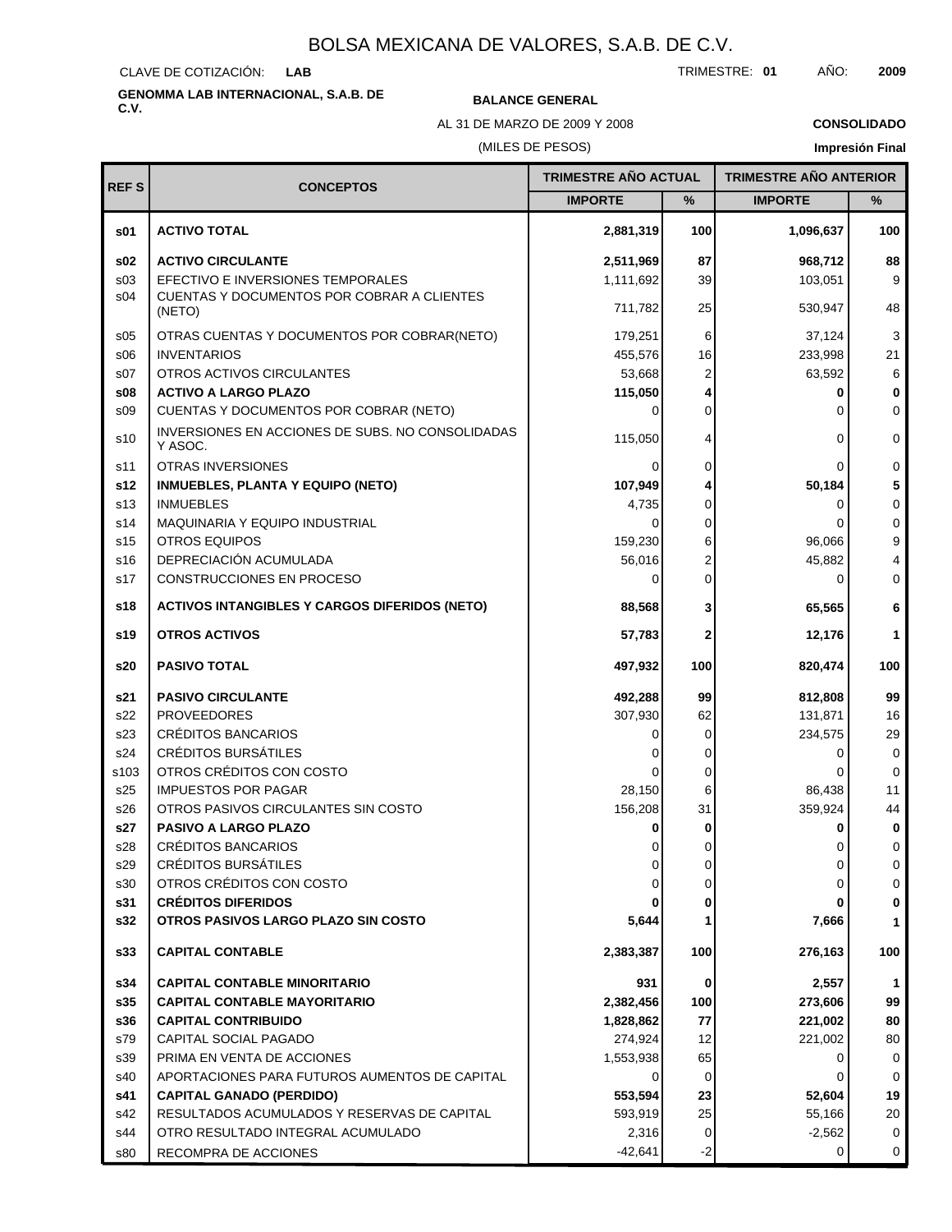# BOLSA MEXICANA DE VALORES, S.A.B. DE C.V.

CLAVE DE COTIZACIÓN: **LAB**

TRIMESTRE: **01** AÑO: **2009**

**GENOMMA LAB INTERNACIONAL, S.A.B. DE C.V.**

**BALANCE GENERAL**

AL 31 DE MARZO DE 2009 Y 2008

**CONSOLIDADO**

(MILES DE PESOS)

**Impresión Final**

| REF S | CONCEPTOS | TRIMESTRE AÑO ACTUAL | | TRIMESTRE AÑO ANTERIOR | |
|---|---|---|---|---|---|
| | | IMPORTE | % | IMPORTE | % |
| **s01** | **ACTIVO TOTAL** | **2,881,319** | **100** | **1,096,637** | **100** |
| **s02** | **ACTIVO CIRCULANTE** | **2,511,969** | **87** | **968,712** | **88** |
| s03 | EFECTIVO E INVERSIONES TEMPORALES | 1,111,692 | 39 | 103,051 | 9 |
| s04 | CUENTAS Y DOCUMENTOS POR COBRAR A CLIENTES (NETO) | 711,782 | 25 | 530,947 | 48 |
| s05 | OTRAS CUENTAS Y DOCUMENTOS POR COBRAR(NETO) | 179,251 | 6 | 37,124 | 3 |
| s06 | INVENTARIOS | 455,576 | 16 | 233,998 | 21 |
| s07 | OTROS ACTIVOS CIRCULANTES | 53,668 | 2 | 63,592 | 6 |
| **s08** | **ACTIVO A LARGO PLAZO** | **115,050** | **4** | **0** | **0** |
| s09 | CUENTAS Y DOCUMENTOS POR COBRAR (NETO) | 0 | 0 | 0 | 0 |
| s10 | INVERSIONES EN ACCIONES DE SUBS. NO CONSOLIDADAS Y ASOC. | 115,050 | 4 | 0 | 0 |
| s11 | OTRAS INVERSIONES | 0 | 0 | 0 | 0 |
| **s12** | **INMUEBLES, PLANTA Y EQUIPO (NETO)** | **107,949** | **4** | **50,184** | **5** |
| s13 | INMUEBLES | 4,735 | 0 | 0 | 0 |
| s14 | MAQUINARIA Y EQUIPO INDUSTRIAL | 0 | 0 | 0 | 0 |
| s15 | OTROS EQUIPOS | 159,230 | 6 | 96,066 | 9 |
| s16 | DEPRECIACIÓN ACUMULADA | 56,016 | 2 | 45,882 | 4 |
| s17 | CONSTRUCCIONES EN PROCESO | 0 | 0 | 0 | 0 |
| **s18** | **ACTIVOS INTANGIBLES Y CARGOS DIFERIDOS (NETO)** | **88,568** | **3** | **65,565** | **6** |
| **s19** | **OTROS ACTIVOS** | **57,783** | **2** | **12,176** | **1** |
| **s20** | **PASIVO TOTAL** | **497,932** | **100** | **820,474** | **100** |
| **s21** | **PASIVO CIRCULANTE** | **492,288** | **99** | **812,808** | **99** |
| s22 | PROVEEDORES | 307,930 | 62 | 131,871 | 16 |
| s23 | CRÉDITOS BANCARIOS | 0 | 0 | 234,575 | 29 |
| s24 | CRÉDITOS BURSÁTILES | 0 | 0 | 0 | 0 |
| s103 | OTROS CRÉDITOS CON COSTO | 0 | 0 | 0 | 0 |
| s25 | IMPUESTOS POR PAGAR | 28,150 | 6 | 86,438 | 11 |
| s26 | OTROS PASIVOS CIRCULANTES SIN COSTO | 156,208 | 31 | 359,924 | 44 |
| **s27** | **PASIVO A LARGO PLAZO** | **0** | **0** | **0** | **0** |
| s28 | CRÉDITOS BANCARIOS | 0 | 0 | 0 | 0 |
| s29 | CRÉDITOS BURSÁTILES | 0 | 0 | 0 | 0 |
| s30 | OTROS CRÉDITOS CON COSTO | 0 | 0 | 0 | 0 |
| **s31** | **CRÉDITOS DIFERIDOS** | **0** | **0** | **0** | **0** |
| **s32** | **OTROS PASIVOS LARGO PLAZO SIN COSTO** | **5,644** | **1** | **7,666** | **1** |
| **s33** | **CAPITAL CONTABLE** | **2,383,387** | **100** | **276,163** | **100** |
| **s34** | **CAPITAL CONTABLE MINORITARIO** | **931** | **0** | **2,557** | **1** |
| **s35** | **CAPITAL CONTABLE MAYORITARIO** | **2,382,456** | **100** | **273,606** | **99** |
| **s36** | **CAPITAL CONTRIBUIDO** | **1,828,862** | **77** | **221,002** | **80** |
| s79 | CAPITAL SOCIAL PAGADO | 274,924 | 12 | 221,002 | 80 |
| s39 | PRIMA EN VENTA DE ACCIONES | 1,553,938 | 65 | 0 | 0 |
| s40 | APORTACIONES PARA FUTUROS AUMENTOS DE CAPITAL | 0 | 0 | 0 | 0 |
| **s41** | **CAPITAL GANADO (PERDIDO)** | **553,594** | **23** | **52,604** | **19** |
| s42 | RESULTADOS ACUMULADOS Y RESERVAS DE CAPITAL | 593,919 | 25 | 55,166 | 20 |
| s44 | OTRO RESULTADO INTEGRAL ACUMULADO | 2,316 | 0 | -2,562 | 0 |
| s80 | RECOMPRA DE ACCIONES | -42,641 | -2 | 0 | 0 |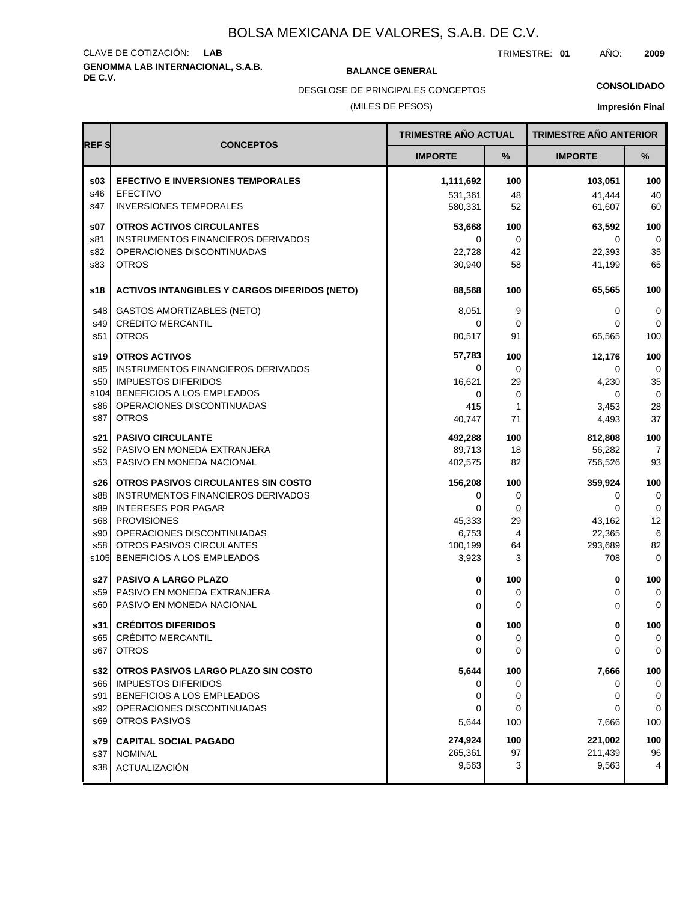# BOLSA MEXICANA DE VALORES, S.A.B. DE C.V.

CLAVE DE COTIZACIÓN: **LAB**

TRIMESTRE: **01** AÑO: **2009**

**GENOMMA LAB INTERNACIONAL, S.A.B. DE C.V.**

**BALANCE GENERAL**

DESGLOSE DE PRINCIPALES CONCEPTOS

(MILES DE PESOS)

**CONSOLIDADO**

**Impresión Final**

| REF S | CONCEPTOS | TRIMESTRE AÑO ACTUAL | | TRIMESTRE AÑO ANTERIOR | |
|---|---|---|---|---|---|
| | | IMPORTE | % | IMPORTE | % |
| **s03** | **EFECTIVO E INVERSIONES TEMPORALES** | **1,111,692** | **100** | **103,051** | **100** |
| s46 | EFECTIVO | 531,361 | 48 | 41,444 | 40 |
| s47 | INVERSIONES TEMPORALES | 580,331 | 52 | 61,607 | 60 |
| **s07** | **OTROS ACTIVOS CIRCULANTES** | **53,668** | **100** | **63,592** | **100** |
| s81 | INSTRUMENTOS FINANCIEROS DERIVADOS | 0 | 0 | 0 | 0 |
| s82 | OPERACIONES DISCONTINUADAS | 22,728 | 42 | 22,393 | 35 |
| s83 | OTROS | 30,940 | 58 | 41,199 | 65 |
| **s18** | **ACTIVOS INTANGIBLES Y CARGOS DIFERIDOS (NETO)** | **88,568** | **100** | **65,565** | **100** |
| s48 | GASTOS AMORTIZABLES (NETO) | 8,051 | 9 | 0 | 0 |
| s49 | CRÉDITO MERCANTIL | 0 | 0 | 0 | 0 |
| s51 | OTROS | 80,517 | 91 | 65,565 | 100 |
| **s19** | **OTROS ACTIVOS** | **57,783** | **100** | **12,176** | **100** |
| s85 | INSTRUMENTOS FINANCIEROS DERIVADOS | 0 | 0 | 0 | 0 |
| s50 | IMPUESTOS DIFERIDOS | 16,621 | 29 | 4,230 | 35 |
| s104 | BENEFICIOS A LOS EMPLEADOS | 0 | 0 | 0 | 0 |
| s86 | OPERACIONES DISCONTINUADAS | 415 | 1 | 3,453 | 28 |
| s87 | OTROS | 40,747 | 71 | 4,493 | 37 |
| **s21** | **PASIVO CIRCULANTE** | **492,288** | **100** | **812,808** | **100** |
| s52 | PASIVO EN MONEDA EXTRANJERA | 89,713 | 18 | 56,282 | 7 |
| s53 | PASIVO EN MONEDA NACIONAL | 402,575 | 82 | 756,526 | 93 |
| **s26** | **OTROS PASIVOS CIRCULANTES SIN COSTO** | **156,208** | **100** | **359,924** | **100** |
| s88 | INSTRUMENTOS FINANCIEROS DERIVADOS | 0 | 0 | 0 | 0 |
| s89 | INTERESES POR PAGAR | 0 | 0 | 0 | 0 |
| s68 | PROVISIONES | 45,333 | 29 | 43,162 | 12 |
| s90 | OPERACIONES DISCONTINUADAS | 6,753 | 4 | 22,365 | 6 |
| s58 | OTROS PASIVOS CIRCULANTES | 100,199 | 64 | 293,689 | 82 |
| s105 | BENEFICIOS A LOS EMPLEADOS | 3,923 | 3 | 708 | 0 |
| **s27** | **PASIVO A LARGO PLAZO** | **0** | **100** | **0** | **100** |
| s59 | PASIVO EN MONEDA EXTRANJERA | 0 | 0 | 0 | 0 |
| s60 | PASIVO EN MONEDA NACIONAL | 0 | 0 | 0 | 0 |
| **s31** | **CRÉDITOS DIFERIDOS** | **0** | **100** | **0** | **100** |
| s65 | CRÉDITO MERCANTIL | 0 | 0 | 0 | 0 |
| s67 | OTROS | 0 | 0 | 0 | 0 |
| **s32** | **OTROS PASIVOS LARGO PLAZO SIN COSTO** | **5,644** | **100** | **7,666** | **100** |
| s66 | IMPUESTOS DIFERIDOS | 0 | 0 | 0 | 0 |
| s91 | BENEFICIOS A LOS EMPLEADOS | 0 | 0 | 0 | 0 |
| s92 | OPERACIONES DISCONTINUADAS | 0 | 0 | 0 | 0 |
| s69 | OTROS PASIVOS | 5,644 | 100 | 7,666 | 100 |
| **s79** | **CAPITAL SOCIAL PAGADO** | **274,924** | **100** | **221,002** | **100** |
| s37 | NOMINAL | 265,361 | 97 | 211,439 | 96 |
| s38 | ACTUALIZACIÓN | 9,563 | 3 | 9,563 | 4 |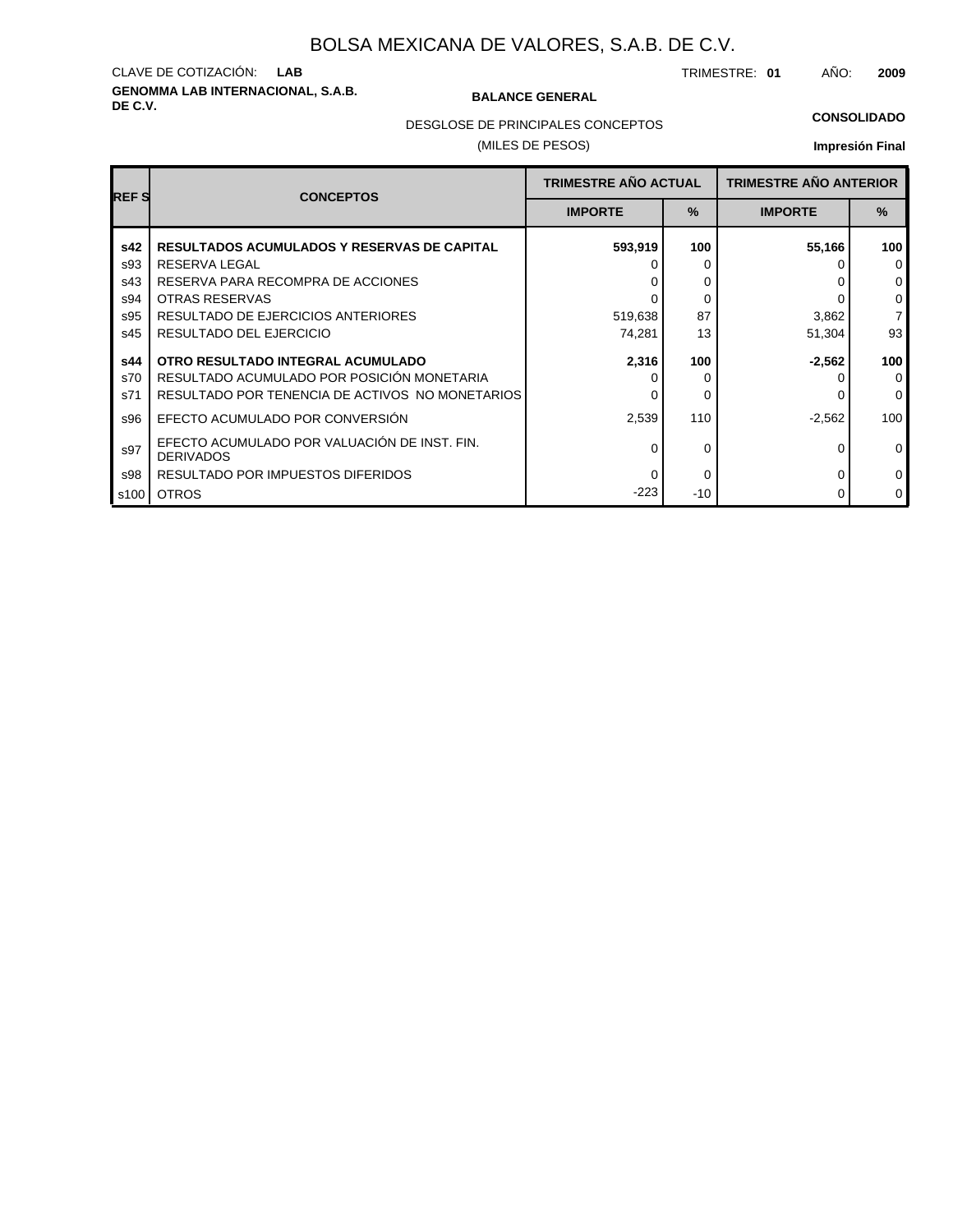# BOLSA MEXICANA DE VALORES, S.A.B. DE C.V.

CLAVE DE COTIZACIÓN: **LAB**

TRIMESTRE: **01** AÑO: **2009**

**GENOMMA LAB INTERNACIONAL, S.A.B. DE C.V.**

**BALANCE GENERAL**

DESGLOSE DE PRINCIPALES CONCEPTOS

(MILES DE PESOS)

**CONSOLIDADO**

**Impresión Final**

| REF S | CONCEPTOS | TRIMESTRE AÑO ACTUAL | | TRIMESTRE AÑO ANTERIOR | |
|---|---|---|---|---|---|
| | | IMPORTE | % | IMPORTE | % |
| **s42** | **RESULTADOS ACUMULADOS Y RESERVAS DE CAPITAL** | **593,919** | **100** | **55,166** | **100** |
| s93 | RESERVA LEGAL | 0 | 0 | 0 | 0 |
| s43 | RESERVA PARA RECOMPRA DE ACCIONES | 0 | 0 | 0 | 0 |
| s94 | OTRAS RESERVAS | 0 | 0 | 0 | 0 |
| s95 | RESULTADO DE EJERCICIOS ANTERIORES | 519,638 | 87 | 3,862 | 7 |
| s45 | RESULTADO DEL EJERCICIO | 74,281 | 13 | 51,304 | 93 |
| **s44** | **OTRO RESULTADO INTEGRAL ACUMULADO** | **2,316** | **100** | **-2,562** | **100** |
| s70 | RESULTADO ACUMULADO POR POSICIÓN MONETARIA | 0 | 0 | 0 | 0 |
| s71 | RESULTADO POR TENENCIA DE ACTIVOS NO MONETARIOS | 0 | 0 | 0 | 0 |
| s96 | EFECTO ACUMULADO POR CONVERSIÓN | 2,539 | 110 | -2,562 | 100 |
| s97 | EFECTO ACUMULADO POR VALUACIÓN DE INST. FIN. DERIVADOS | 0 | 0 | 0 | 0 |
| s98 | RESULTADO POR IMPUESTOS DIFERIDOS | 0 | 0 | 0 | 0 |
| s100 | OTROS | -223 | -10 | 0 | 0 |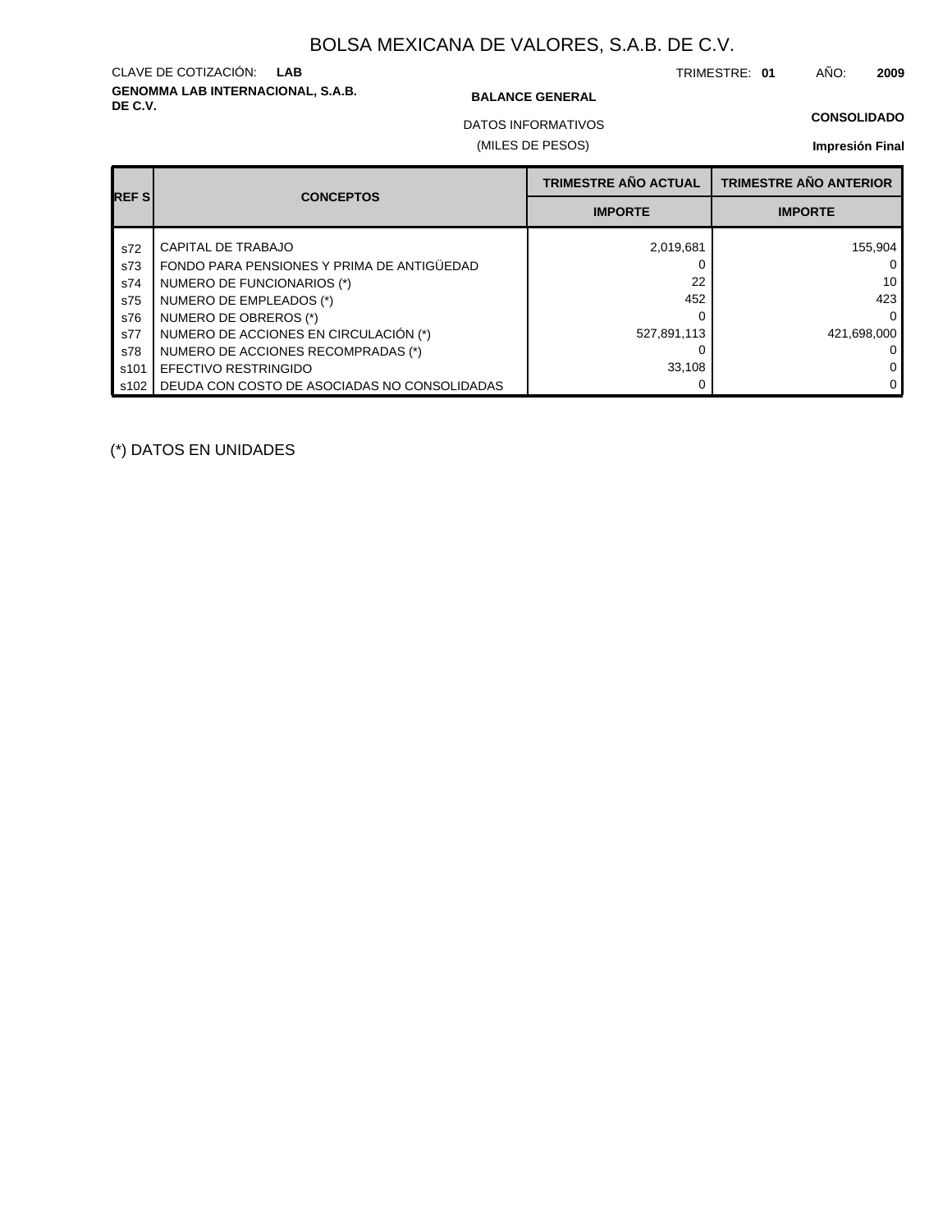# BOLSA MEXICANA DE VALORES, S.A.B. DE C.V.

CLAVE DE COTIZACIÓN: **LAB**

TRIMESTRE: **01** AÑO: **2009**

**GENOMMA LAB INTERNACIONAL, S.A.B. DE C.V.**

**BALANCE GENERAL**

**CONSOLIDADO**

DATOS INFORMATIVOS

(MILES DE PESOS)

**Impresión Final**

| REF S | CONCEPTOS | TRIMESTRE AÑO ACTUAL IMPORTE | TRIMESTRE AÑO ANTERIOR IMPORTE |
|---|---|---|---|
| s72 | CAPITAL DE TRABAJO | 2,019,681 | 155,904 |
| s73 | FONDO PARA PENSIONES Y PRIMA DE ANTIGÜEDAD | 0 | 0 |
| s74 | NUMERO DE FUNCIONARIOS (*) | 22 | 10 |
| s75 | NUMERO DE EMPLEADOS (*) | 452 | 423 |
| s76 | NUMERO DE OBREROS (*) | 0 | 0 |
| s77 | NUMERO DE ACCIONES EN CIRCULACIÓN (*) | 527,891,113 | 421,698,000 |
| s78 | NUMERO DE ACCIONES RECOMPRADAS (*) | 0 | 0 |
| s101 | EFECTIVO RESTRINGIDO | 33,108 | 0 |
| s102 | DEUDA CON COSTO DE ASOCIADAS NO CONSOLIDADAS | 0 | 0 |

(*) DATOS EN UNIDADES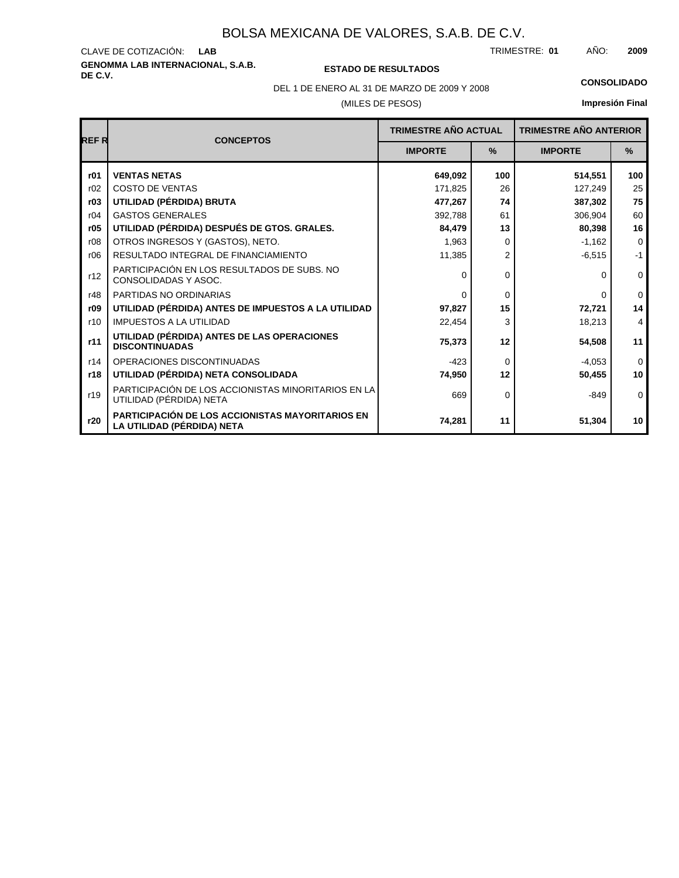# BOLSA MEXICANA DE VALORES, S.A.B. DE C.V.

CLAVE DE COTIZACIÓN: **LAB**

TRIMESTRE: **01** AÑO: **2009**

**GENOMMA LAB INTERNACIONAL, S.A.B. DE C.V.**

**ESTADO DE RESULTADOS**

**CONSOLIDADO**

DEL 1 DE ENERO AL 31 DE MARZO DE 2009 Y 2008

(MILES DE PESOS)

**Impresión Final**

| REF R | CONCEPTOS | TRIMESTRE AÑO ACTUAL | | TRIMESTRE AÑO ANTERIOR | |
|---|---|---|---|---|---|
| | | IMPORTE | % | IMPORTE | % |
| **r01** | **VENTAS NETAS** | **649,092** | **100** | **514,551** | **100** |
| r02 | COSTO DE VENTAS | 171,825 | 26 | 127,249 | 25 |
| **r03** | **UTILIDAD (PÉRDIDA) BRUTA** | **477,267** | **74** | **387,302** | **75** |
| r04 | GASTOS GENERALES | 392,788 | 61 | 306,904 | 60 |
| **r05** | **UTILIDAD (PÉRDIDA) DESPUÉS DE GTOS. GRALES.** | **84,479** | **13** | **80,398** | **16** |
| r08 | OTROS INGRESOS Y (GASTOS), NETO. | 1,963 | 0 | -1,162 | 0 |
| r06 | RESULTADO INTEGRAL DE FINANCIAMIENTO | 11,385 | 2 | -6,515 | -1 |
| r12 | PARTICIPACIÓN EN LOS RESULTADOS DE SUBS. NO CONSOLIDADAS Y ASOC. | 0 | 0 | 0 | 0 |
| r48 | PARTIDAS NO ORDINARIAS | 0 | 0 | 0 | 0 |
| **r09** | **UTILIDAD (PÉRDIDA) ANTES DE IMPUESTOS A LA UTILIDAD** | **97,827** | **15** | **72,721** | **14** |
| r10 | IMPUESTOS A LA UTILIDAD | 22,454 | 3 | 18,213 | 4 |
| **r11** | **UTILIDAD (PÉRDIDA) ANTES DE LAS OPERACIONES DISCONTINUADAS** | **75,373** | **12** | **54,508** | **11** |
| r14 | OPERACIONES DISCONTINUADAS | -423 | 0 | -4,053 | 0 |
| **r18** | **UTILIDAD (PÉRDIDA) NETA CONSOLIDADA** | **74,950** | **12** | **50,455** | **10** |
| r19 | PARTICIPACIÓN DE LOS ACCIONISTAS MINORITARIOS EN LA UTILIDAD (PÉRDIDA) NETA | 669 | 0 | -849 | 0 |
| **r20** | **PARTICIPACIÓN DE LOS ACCIONISTAS MAYORITARIOS EN LA UTILIDAD (PÉRDIDA) NETA** | **74,281** | **11** | **51,304** | **10** |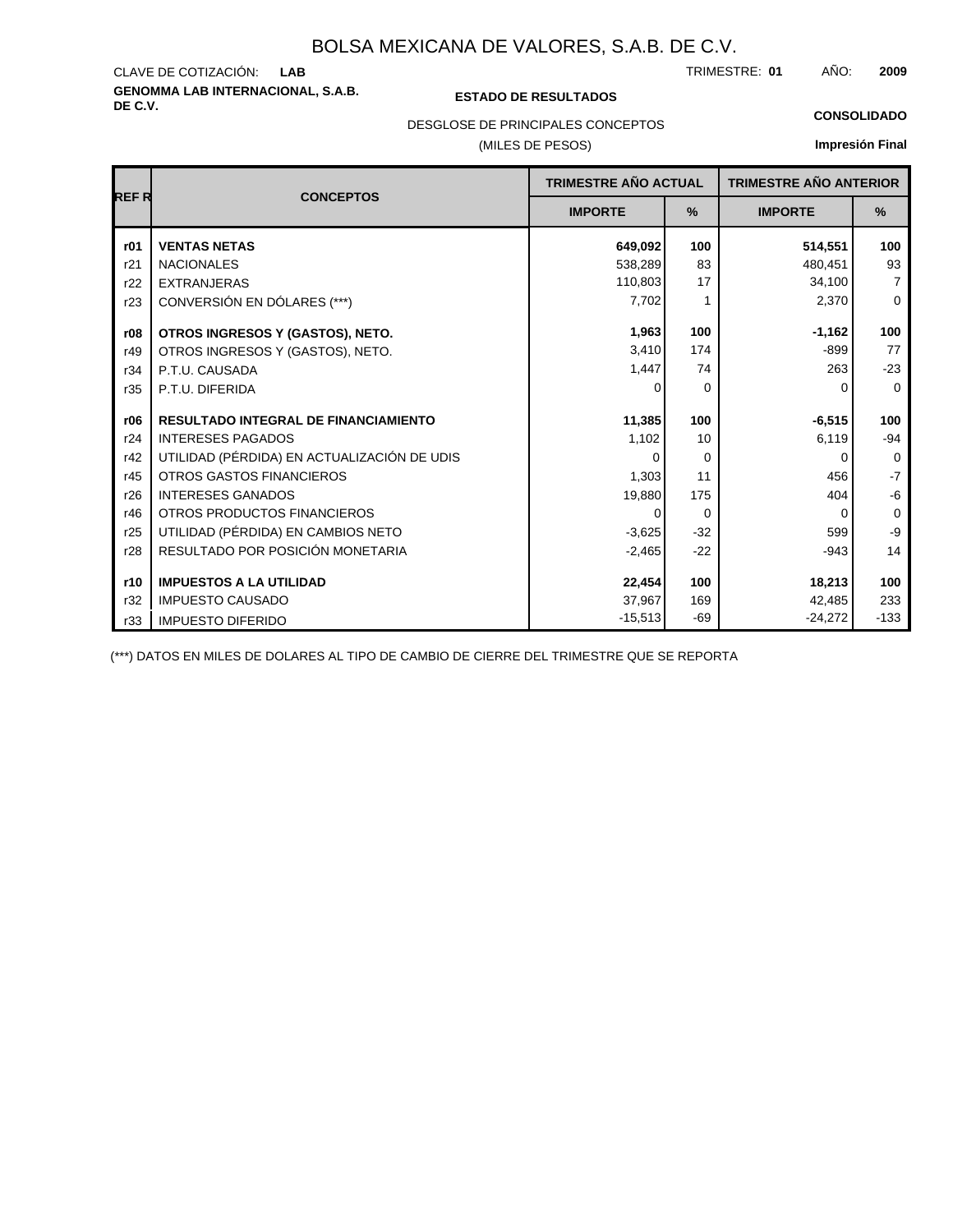# BOLSA MEXICANA DE VALORES, S.A.B. DE C.V.

CLAVE DE COTIZACIÓN: **LAB**

TRIMESTRE: **01** AÑO: **2009**

**GENOMMA LAB INTERNACIONAL, S.A.B. DE C.V.**

**ESTADO DE RESULTADOS**

**CONSOLIDADO**

DESGLOSE DE PRINCIPALES CONCEPTOS

(MILES DE PESOS)

**Impresión Final**

| REF R | CONCEPTOS | TRIMESTRE AÑO ACTUAL | | TRIMESTRE AÑO ANTERIOR | |
|---|---|---|---|---|---|
| | | IMPORTE | % | IMPORTE | % |
| **r01** | **VENTAS NETAS** | **649,092** | **100** | **514,551** | **100** |
| r21 | NACIONALES | 538,289 | 83 | 480,451 | 93 |
| r22 | EXTRANJERAS | 110,803 | 17 | 34,100 | 7 |
| r23 | CONVERSIÓN EN DÓLARES (***) | 7,702 | 1 | 2,370 | 0 |
| **r08** | **OTROS INGRESOS Y (GASTOS), NETO.** | **1,963** | **100** | **-1,162** | **100** |
| r49 | OTROS INGRESOS Y (GASTOS), NETO. | 3,410 | 174 | -899 | 77 |
| r34 | P.T.U. CAUSADA | 1,447 | 74 | 263 | -23 |
| r35 | P.T.U. DIFERIDA | 0 | 0 | 0 | 0 |
| **r06** | **RESULTADO INTEGRAL DE FINANCIAMIENTO** | **11,385** | **100** | **-6,515** | **100** |
| r24 | INTERESES PAGADOS | 1,102 | 10 | 6,119 | -94 |
| r42 | UTILIDAD (PÉRDIDA) EN ACTUALIZACIÓN DE UDIS | 0 | 0 | 0 | 0 |
| r45 | OTROS GASTOS FINANCIEROS | 1,303 | 11 | 456 | -7 |
| r26 | INTERESES GANADOS | 19,880 | 175 | 404 | -6 |
| r46 | OTROS PRODUCTOS FINANCIEROS | 0 | 0 | 0 | 0 |
| r25 | UTILIDAD (PÉRDIDA) EN CAMBIOS NETO | -3,625 | -32 | 599 | -9 |
| r28 | RESULTADO POR POSICIÓN MONETARIA | -2,465 | -22 | -943 | 14 |
| **r10** | **IMPUESTOS A LA UTILIDAD** | **22,454** | **100** | **18,213** | **100** |
| r32 | IMPUESTO CAUSADO | 37,967 | 169 | 42,485 | 233 |
| r33 | IMPUESTO DIFERIDO | -15,513 | -69 | -24,272 | -133 |

(***) DATOS EN MILES DE DOLARES AL TIPO DE CAMBIO DE CIERRE DEL TRIMESTRE QUE SE REPORTA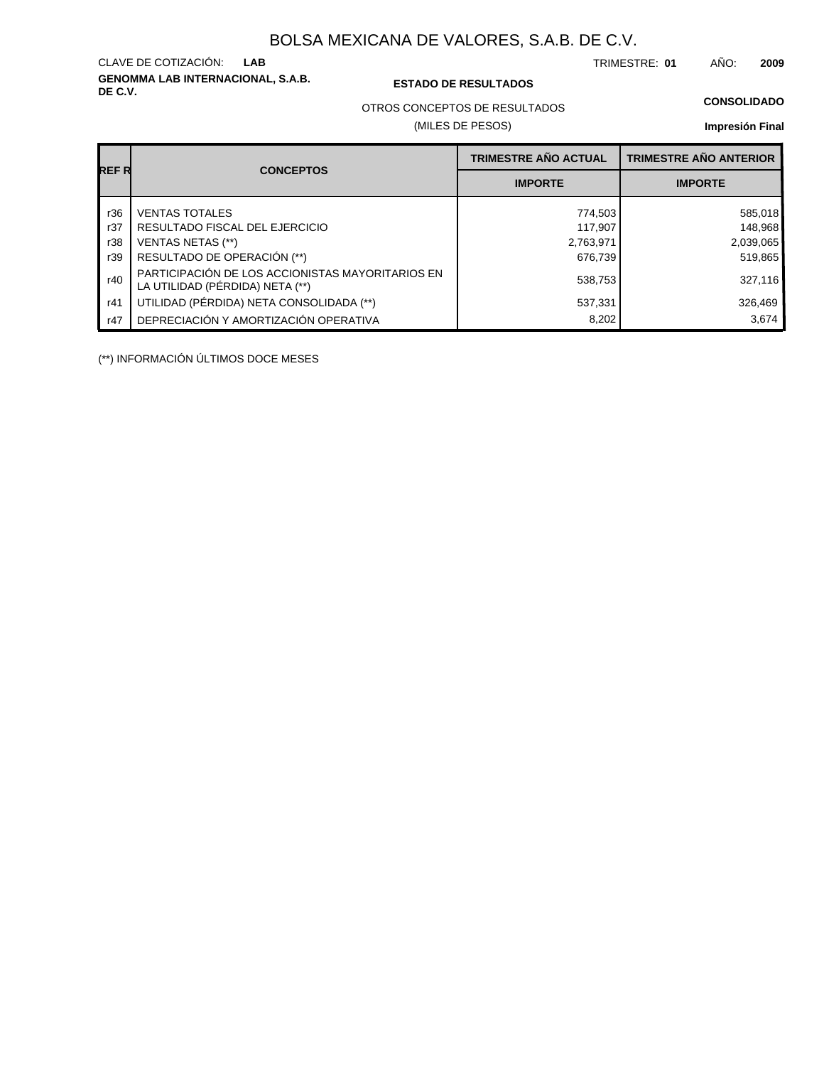# BOLSA MEXICANA DE VALORES, S.A.B. DE C.V.

CLAVE DE COTIZACIÓN: **LAB**

TRIMESTRE: **01** AÑO: **2009**

**GENOMMA LAB INTERNACIONAL, S.A.B. DE C.V.**

**ESTADO DE RESULTADOS**

**CONSOLIDADO**

OTROS CONCEPTOS DE RESULTADOS

(MILES DE PESOS)

**Impresión Final**

| REF R | CONCEPTOS | TRIMESTRE AÑO ACTUAL | TRIMESTRE AÑO ANTERIOR |
|---|---|---|---|
| | | IMPORTE | IMPORTE |
| r36 | VENTAS TOTALES | 774,503 | 585,018 |
| r37 | RESULTADO FISCAL DEL EJERCICIO | 117,907 | 148,968 |
| r38 | VENTAS NETAS (**) | 2,763,971 | 2,039,065 |
| r39 | RESULTADO DE OPERACIÓN (**) | 676,739 | 519,865 |
| r40 | PARTICIPACIÓN DE LOS ACCIONISTAS MAYORITARIOS EN LA UTILIDAD (PÉRDIDA) NETA (**) | 538,753 | 327,116 |
| r41 | UTILIDAD (PÉRDIDA) NETA CONSOLIDADA (**) | 537,331 | 326,469 |
| r47 | DEPRECIACIÓN Y AMORTIZACIÓN OPERATIVA | 8,202 | 3,674 |

(**) INFORMACIÓN ÚLTIMOS DOCE MESES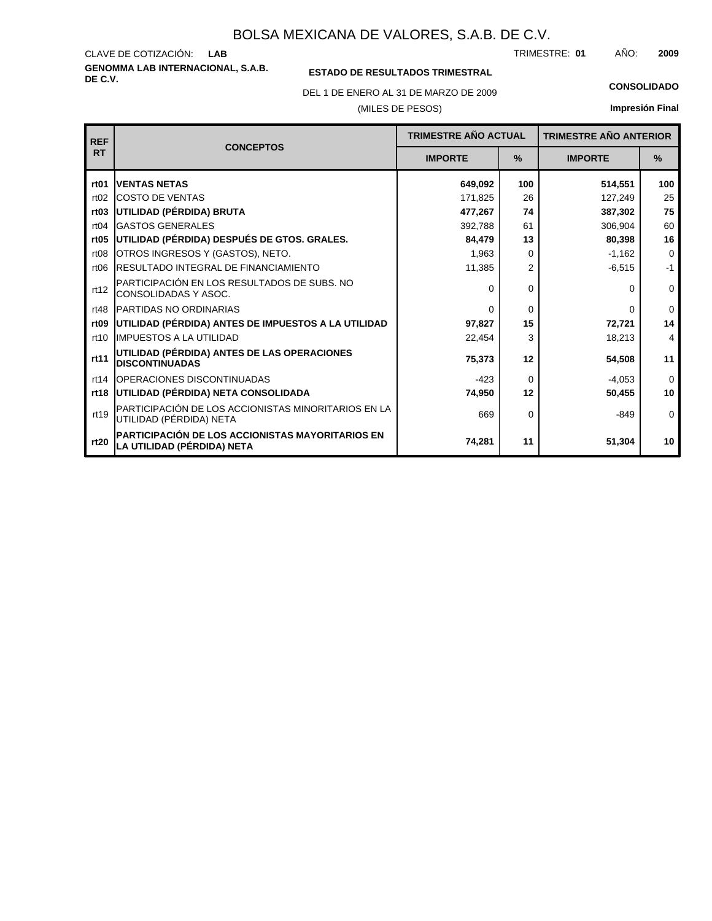# BOLSA MEXICANA DE VALORES, S.A.B. DE C.V.

CLAVE DE COTIZACIÓN: **LAB**

TRIMESTRE: **01** AÑO: **2009**

**GENOMMA LAB INTERNACIONAL, S.A.B. DE C.V.**

**ESTADO DE RESULTADOS TRIMESTRAL**

DEL 1 DE ENERO AL 31 DE MARZO DE 2009

(MILES DE PESOS)

**CONSOLIDADO**

**Impresión Final**

| REF RT | CONCEPTOS | TRIMESTRE AÑO ACTUAL | | TRIMESTRE AÑO ANTERIOR | |
|---|---|---|---|---|---|
| | | IMPORTE | % | IMPORTE | % |
| **rt01** | **VENTAS NETAS** | **649,092** | **100** | **514,551** | **100** |
| rt02 | COSTO DE VENTAS | 171,825 | 26 | 127,249 | 25 |
| **rt03** | **UTILIDAD (PÉRDIDA) BRUTA** | **477,267** | **74** | **387,302** | **75** |
| rt04 | GASTOS GENERALES | 392,788 | 61 | 306,904 | 60 |
| **rt05** | **UTILIDAD (PÉRDIDA) DESPUÉS DE GTOS. GRALES.** | **84,479** | **13** | **80,398** | **16** |
| rt08 | OTROS INGRESOS Y (GASTOS), NETO. | 1,963 | 0 | -1,162 | 0 |
| rt06 | RESULTADO INTEGRAL DE FINANCIAMIENTO | 11,385 | 2 | -6,515 | -1 |
| rt12 | PARTICIPACIÓN EN LOS RESULTADOS DE SUBS. NO CONSOLIDADAS Y ASOC. | 0 | 0 | 0 | 0 |
| rt48 | PARTIDAS NO ORDINARIAS | 0 | 0 | 0 | 0 |
| **rt09** | **UTILIDAD (PÉRDIDA) ANTES DE IMPUESTOS A LA UTILIDAD** | **97,827** | **15** | **72,721** | **14** |
| rt10 | IMPUESTOS A LA UTILIDAD | 22,454 | 3 | 18,213 | 4 |
| **rt11** | **UTILIDAD (PÉRDIDA) ANTES DE LAS OPERACIONES DISCONTINUADAS** | **75,373** | **12** | **54,508** | **11** |
| rt14 | OPERACIONES DISCONTINUADAS | -423 | 0 | -4,053 | 0 |
| **rt18** | **UTILIDAD (PÉRDIDA) NETA CONSOLIDADA** | **74,950** | **12** | **50,455** | **10** |
| rt19 | PARTICIPACIÓN DE LOS ACCIONISTAS MINORITARIOS EN LA UTILIDAD (PÉRDIDA) NETA | 669 | 0 | -849 | 0 |
| **rt20** | **PARTICIPACIÓN DE LOS ACCIONISTAS MAYORITARIOS EN LA UTILIDAD (PÉRDIDA) NETA** | **74,281** | **11** | **51,304** | **10** |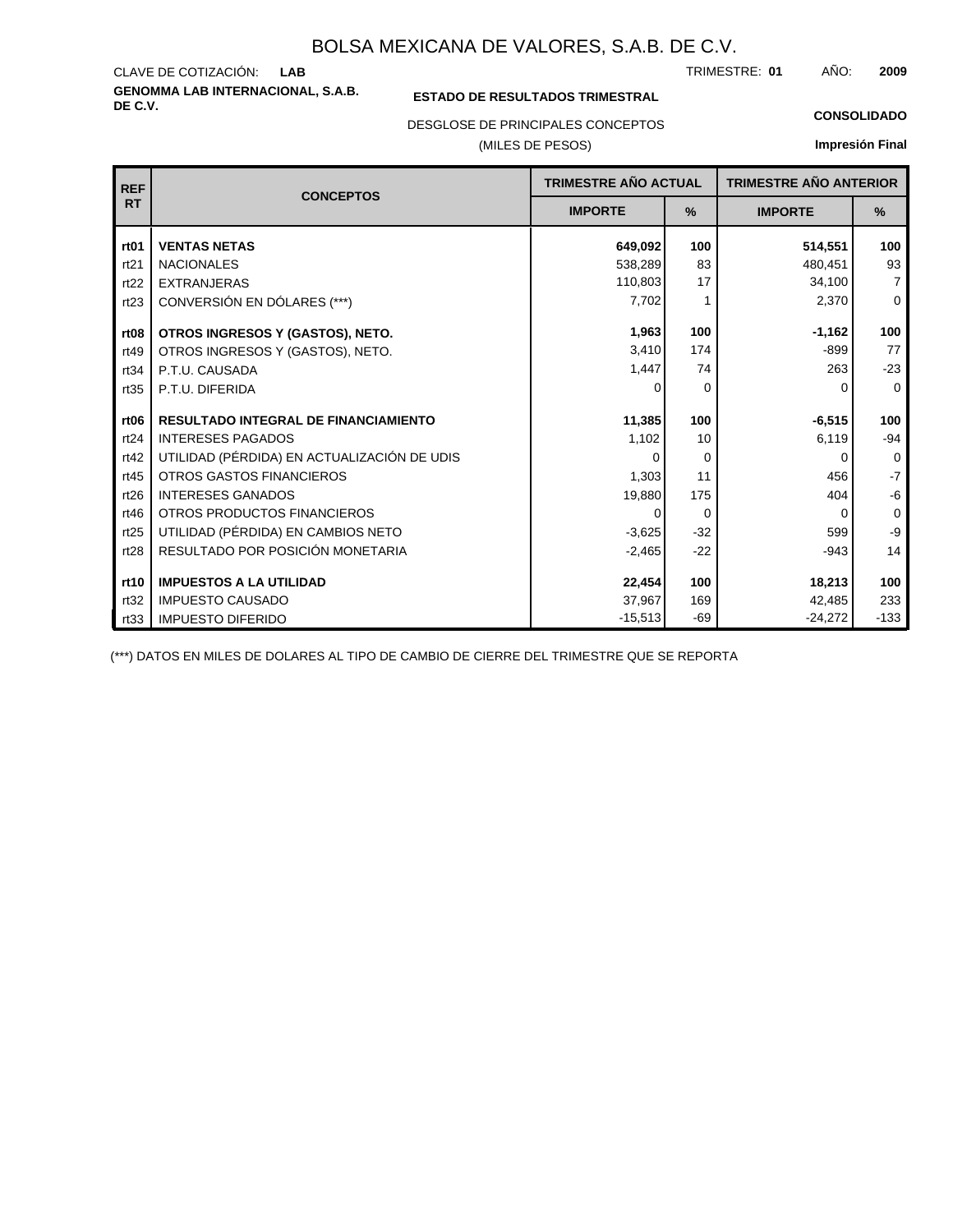# BOLSA MEXICANA DE VALORES, S.A.B. DE C.V.

CLAVE DE COTIZACIÓN: **LAB**

TRIMESTRE: **01** AÑO: **2009**

**GENOMMA LAB INTERNACIONAL, S.A.B. DE C.V.**

**ESTADO DE RESULTADOS TRIMESTRAL**

**CONSOLIDADO**

DESGLOSE DE PRINCIPALES CONCEPTOS

(MILES DE PESOS)

**Impresión Final**

| REF RT | CONCEPTOS | TRIMESTRE AÑO ACTUAL | | TRIMESTRE AÑO ANTERIOR | |
|---|---|---|---|---|---|
| | | IMPORTE | % | IMPORTE | % |
| **rt01** | **VENTAS NETAS** | **649,092** | **100** | **514,551** | **100** |
| rt21 | NACIONALES | 538,289 | 83 | 480,451 | 93 |
| rt22 | EXTRANJERAS | 110,803 | 17 | 34,100 | 7 |
| rt23 | CONVERSIÓN EN DÓLARES (***) | 7,702 | 1 | 2,370 | 0 |
| **rt08** | **OTROS INGRESOS Y (GASTOS), NETO.** | **1,963** | **100** | **-1,162** | **100** |
| rt49 | OTROS INGRESOS Y (GASTOS), NETO. | 3,410 | 174 | -899 | 77 |
| rt34 | P.T.U. CAUSADA | 1,447 | 74 | 263 | -23 |
| rt35 | P.T.U. DIFERIDA | 0 | 0 | 0 | 0 |
| **rt06** | **RESULTADO INTEGRAL DE FINANCIAMIENTO** | **11,385** | **100** | **-6,515** | **100** |
| rt24 | INTERESES PAGADOS | 1,102 | 10 | 6,119 | -94 |
| rt42 | UTILIDAD (PÉRDIDA) EN ACTUALIZACIÓN DE UDIS | 0 | 0 | 0 | 0 |
| rt45 | OTROS GASTOS FINANCIEROS | 1,303 | 11 | 456 | -7 |
| rt26 | INTERESES GANADOS | 19,880 | 175 | 404 | -6 |
| rt46 | OTROS PRODUCTOS FINANCIEROS | 0 | 0 | 0 | 0 |
| rt25 | UTILIDAD (PÉRDIDA) EN CAMBIOS NETO | -3,625 | -32 | 599 | -9 |
| rt28 | RESULTADO POR POSICIÓN MONETARIA | -2,465 | -22 | -943 | 14 |
| **rt10** | **IMPUESTOS A LA UTILIDAD** | **22,454** | **100** | **18,213** | **100** |
| rt32 | IMPUESTO CAUSADO | 37,967 | 169 | 42,485 | 233 |
| rt33 | IMPUESTO DIFERIDO | -15,513 | -69 | -24,272 | -133 |

(***) DATOS EN MILES DE DOLARES AL TIPO DE CAMBIO DE CIERRE DEL TRIMESTRE QUE SE REPORTA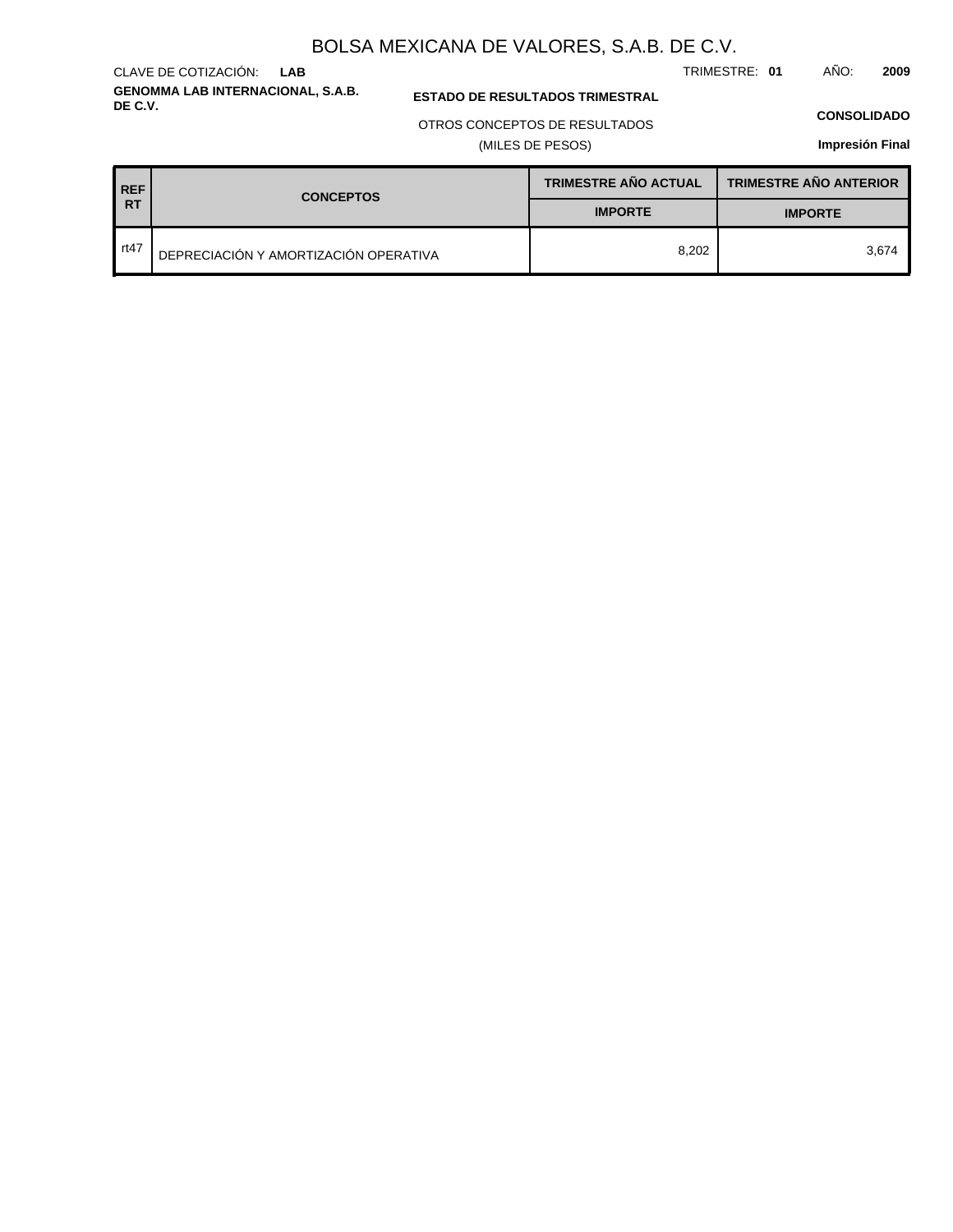# BOLSA MEXICANA DE VALORES, S.A.B. DE C.V.

CLAVE DE COTIZACIÓN: **LAB**

TRIMESTRE: **01** AÑO: **2009**

**GENOMMA LAB INTERNACIONAL, S.A.B. DE C.V.**

**ESTADO DE RESULTADOS TRIMESTRAL**

OTROS CONCEPTOS DE RESULTADOS

(MILES DE PESOS)

**CONSOLIDADO**

**Impresión Final**

| REF RT | CONCEPTOS | TRIMESTRE AÑO ACTUAL | TRIMESTRE AÑO ANTERIOR |
|---|---|---|---|
| | | IMPORTE | IMPORTE |
| rt47 | DEPRECIACIÓN Y AMORTIZACIÓN OPERATIVA | 8,202 | 3,674 |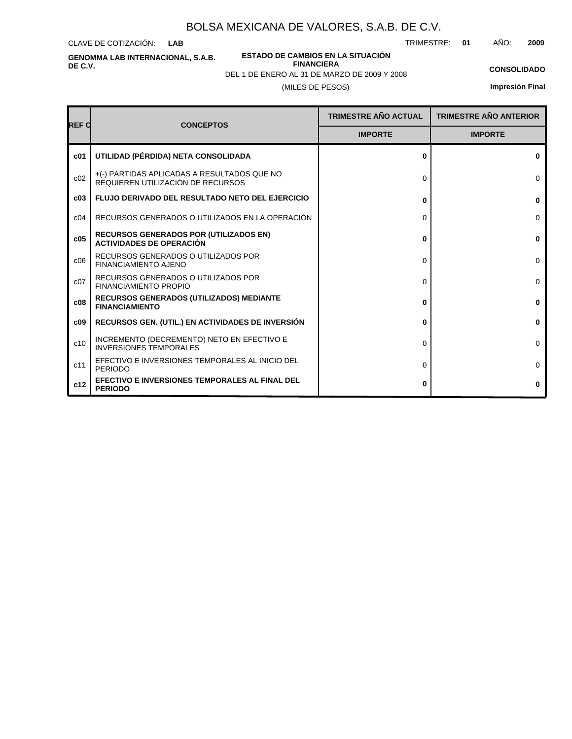# BOLSA MEXICANA DE VALORES, S.A.B. DE C.V.

CLAVE DE COTIZACIÓN: **LAB**

TRIMESTRE: **01** AÑO: **2009**

**GENOMMA LAB INTERNACIONAL, S.A.B. DE C.V.**

**ESTADO DE CAMBIOS EN LA SITUACIÓN FINANCIERA**

DEL 1 DE ENERO AL 31 DE MARZO DE 2009 Y 2008

(MILES DE PESOS)

**CONSOLIDADO**

**Impresión Final**

| REF C | CONCEPTOS | TRIMESTRE AÑO ACTUAL | TRIMESTRE AÑO ANTERIOR |
|---|---|---|---|
| | | IMPORTE | IMPORTE |
| **c01** | **UTILIDAD (PÉRDIDA) NETA CONSOLIDADA** | **0** | **0** |
| c02 | +(-) PARTIDAS APLICADAS A RESULTADOS QUE NO REQUIEREN UTILIZACIÓN DE RECURSOS | 0 | 0 |
| **c03** | **FLUJO DERIVADO DEL RESULTADO NETO DEL EJERCICIO** | **0** | **0** |
| c04 | RECURSOS GENERADOS O UTILIZADOS EN LA OPERACIÓN | 0 | 0 |
| **c05** | **RECURSOS GENERADOS POR (UTILIZADOS EN) ACTIVIDADES DE OPERACIÓN** | **0** | **0** |
| c06 | RECURSOS GENERADOS O UTILIZADOS POR FINANCIAMIENTO AJENO | 0 | 0 |
| c07 | RECURSOS GENERADOS O UTILIZADOS POR FINANCIAMIENTO PROPIO | 0 | 0 |
| **c08** | **RECURSOS GENERADOS (UTILIZADOS) MEDIANTE FINANCIAMIENTO** | **0** | **0** |
| **c09** | **RECURSOS GEN. (UTIL.) EN ACTIVIDADES DE INVERSIÓN** | **0** | **0** |
| c10 | INCREMENTO (DECREMENTO) NETO EN EFECTIVO E INVERSIONES TEMPORALES | 0 | 0 |
| c11 | EFECTIVO E INVERSIONES TEMPORALES AL INICIO DEL PERIODO | 0 | 0 |
| **c12** | **EFECTIVO E INVERSIONES TEMPORALES AL FINAL DEL PERIODO** | **0** | **0** |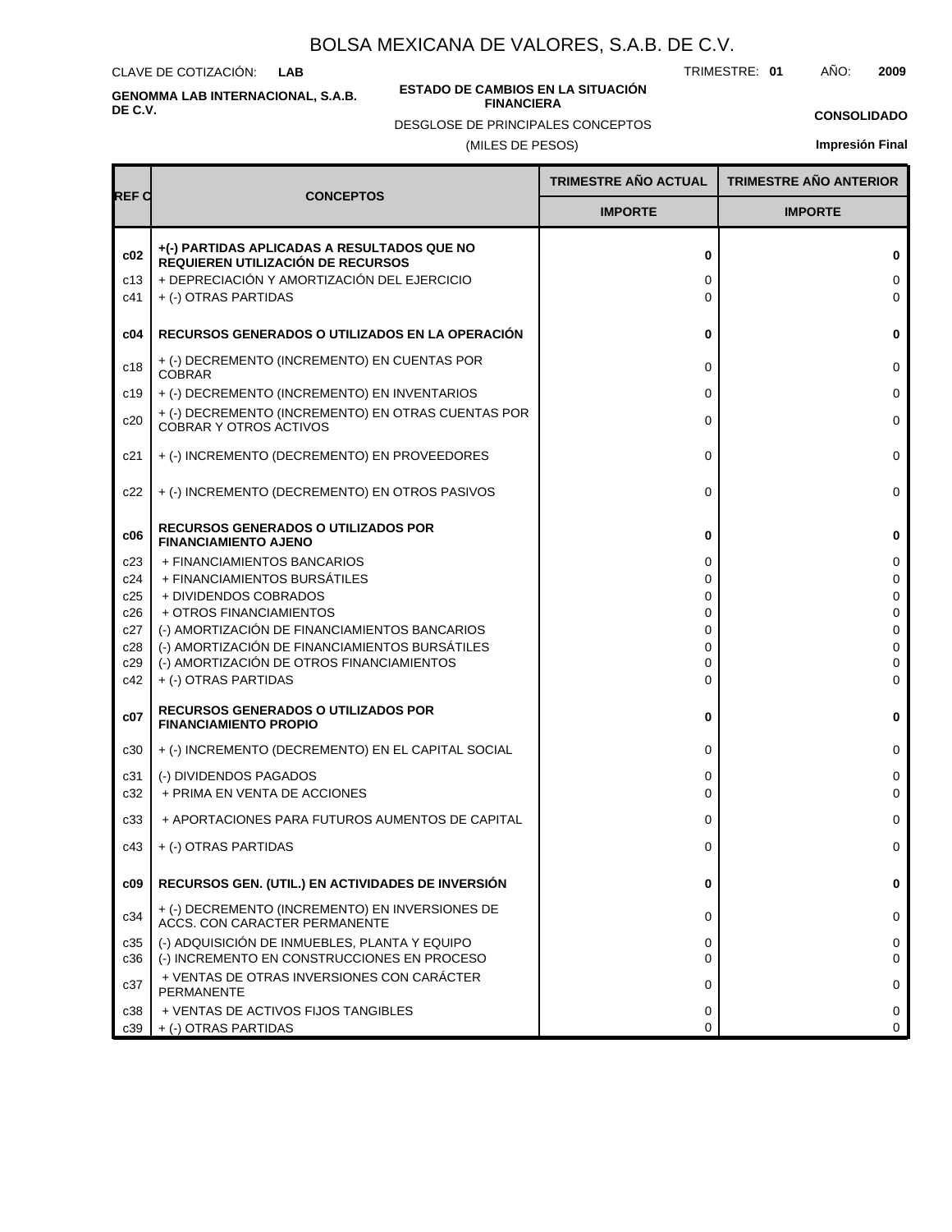# BOLSA MEXICANA DE VALORES, S.A.B. DE C.V.

CLAVE DE COTIZACIÓN: **LAB**

TRIMESTRE: **01** AÑO: **2009**

**GENOMMA LAB INTERNACIONAL, S.A.B. DE C.V.**

**ESTADO DE CAMBIOS EN LA SITUACIÓN FINANCIERA**

DESGLOSE DE PRINCIPALES CONCEPTOS

(MILES DE PESOS)

**CONSOLIDADO**

**Impresión Final**

| REF C | CONCEPTOS | TRIMESTRE AÑO ACTUAL | TRIMESTRE AÑO ANTERIOR |
|---|---|---|---|
| | | IMPORTE | IMPORTE |
| **c02** | **+(-) PARTIDAS APLICADAS A RESULTADOS QUE NO REQUIEREN UTILIZACIÓN DE RECURSOS** | **0** | **0** |
| c13 | + DEPRECIACIÓN Y AMORTIZACIÓN DEL EJERCICIO | 0 | 0 |
| c41 | + (-) OTRAS PARTIDAS | 0 | 0 |
| **c04** | **RECURSOS GENERADOS O UTILIZADOS EN LA OPERACIÓN** | **0** | **0** |
| c18 | + (-) DECREMENTO (INCREMENTO) EN CUENTAS POR COBRAR | 0 | 0 |
| c19 | + (-) DECREMENTO (INCREMENTO) EN INVENTARIOS | 0 | 0 |
| c20 | + (-) DECREMENTO (INCREMENTO) EN OTRAS CUENTAS POR COBRAR Y OTROS ACTIVOS | 0 | 0 |
| c21 | + (-) INCREMENTO (DECREMENTO) EN PROVEEDORES | 0 | 0 |
| c22 | + (-) INCREMENTO (DECREMENTO) EN OTROS PASIVOS | 0 | 0 |
| **c06** | **RECURSOS GENERADOS O UTILIZADOS POR FINANCIAMIENTO AJENO** | **0** | **0** |
| c23 | + FINANCIAMIENTOS BANCARIOS | 0 | 0 |
| c24 | + FINANCIAMIENTOS BURSÁTILES | 0 | 0 |
| c25 | + DIVIDENDOS COBRADOS | 0 | 0 |
| c26 | + OTROS FINANCIAMIENTOS | 0 | 0 |
| c27 | (-) AMORTIZACIÓN DE FINANCIAMIENTOS BANCARIOS | 0 | 0 |
| c28 | (-) AMORTIZACIÓN DE FINANCIAMIENTOS BURSÁTILES | 0 | 0 |
| c29 | (-) AMORTIZACIÓN DE OTROS FINANCIAMIENTOS | 0 | 0 |
| c42 | + (-) OTRAS PARTIDAS | 0 | 0 |
| **c07** | **RECURSOS GENERADOS O UTILIZADOS POR FINANCIAMIENTO PROPIO** | **0** | **0** |
| c30 | + (-) INCREMENTO (DECREMENTO) EN EL CAPITAL SOCIAL | 0 | 0 |
| c31 | (-) DIVIDENDOS PAGADOS | 0 | 0 |
| c32 | + PRIMA EN VENTA DE ACCIONES | 0 | 0 |
| c33 | + APORTACIONES PARA FUTUROS AUMENTOS DE CAPITAL | 0 | 0 |
| c43 | + (-) OTRAS PARTIDAS | 0 | 0 |
| **c09** | **RECURSOS GEN. (UTIL.) EN ACTIVIDADES DE INVERSIÓN** | **0** | **0** |
| c34 | + (-) DECREMENTO (INCREMENTO) EN INVERSIONES DE ACCS. CON CARACTER PERMANENTE | 0 | 0 |
| c35 | (-) ADQUISICIÓN DE INMUEBLES, PLANTA Y EQUIPO | 0 | 0 |
| c36 | (-) INCREMENTO EN CONSTRUCCIONES EN PROCESO | 0 | 0 |
| c37 | + VENTAS DE OTRAS INVERSIONES CON CARÁCTER PERMANENTE | 0 | 0 |
| c38 | + VENTAS DE ACTIVOS FIJOS TANGIBLES | 0 | 0 |
| c39 | + (-) OTRAS PARTIDAS | 0 | 0 |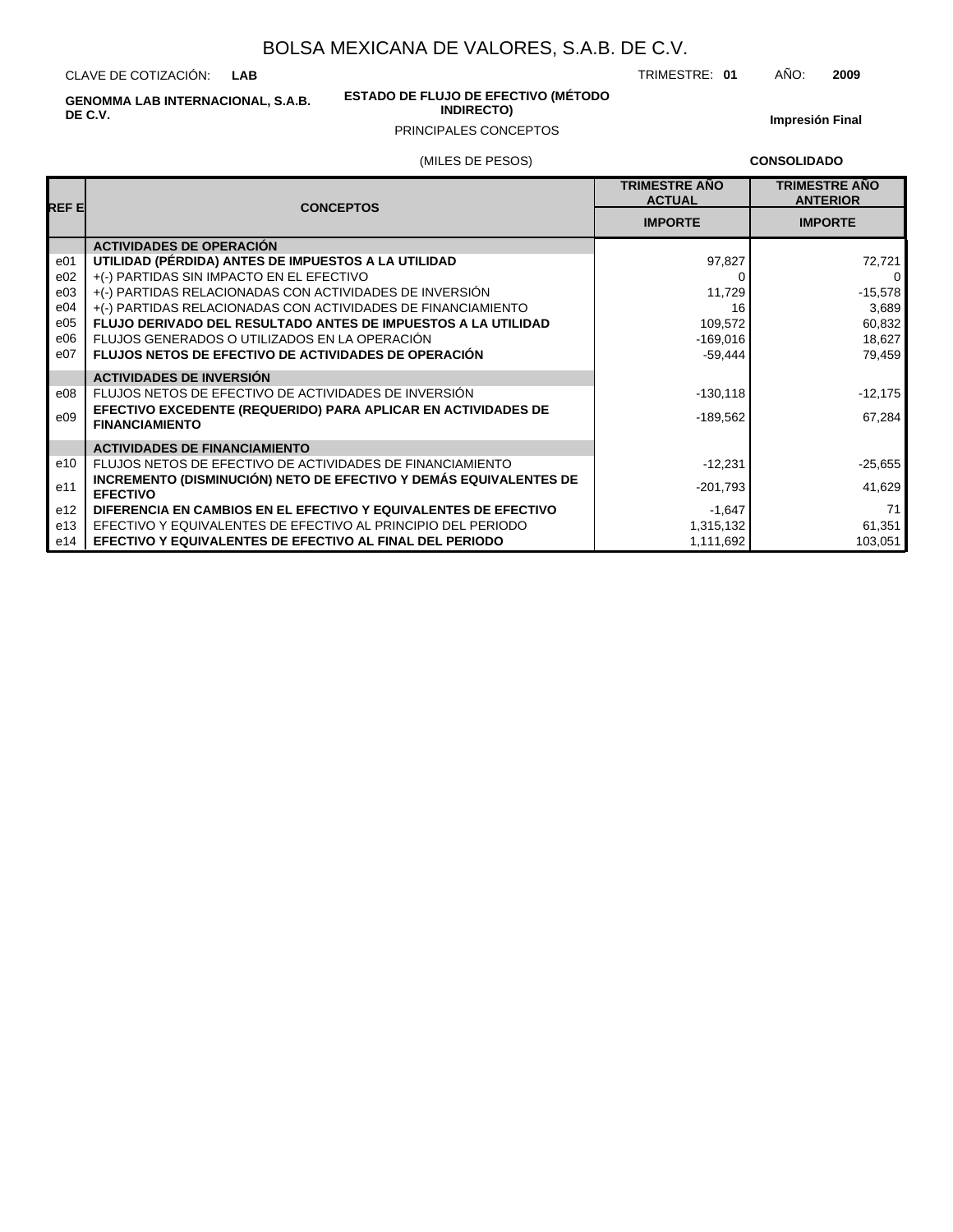# BOLSA MEXICANA DE VALORES, S.A.B. DE C.V.

CLAVE DE COTIZACIÓN: **LAB**

TRIMESTRE: **01** AÑO: **2009**

**GENOMMA LAB INTERNACIONAL, S.A.B. DE C.V.**

**ESTADO DE FLUJO DE EFECTIVO (MÉTODO INDIRECTO)**

PRINCIPALES CONCEPTOS

**Impresión Final**

(MILES DE PESOS)

**CONSOLIDADO**

| REF E | CONCEPTOS | TRIMESTRE AÑO ACTUAL | TRIMESTRE AÑO ANTERIOR |
|---|---|---|---|
| | | IMPORTE | IMPORTE |
| | **ACTIVIDADES DE OPERACIÓN** | | |
| e01 | **UTILIDAD (PÉRDIDA) ANTES DE IMPUESTOS A LA UTILIDAD** | 97,827 | 72,721 |
| e02 | +(-) PARTIDAS SIN IMPACTO EN EL EFECTIVO | 0 | 0 |
| e03 | +(-) PARTIDAS RELACIONADAS CON ACTIVIDADES DE INVERSIÓN | 11,729 | -15,578 |
| e04 | +(-) PARTIDAS RELACIONADAS CON ACTIVIDADES DE FINANCIAMIENTO | 16 | 3,689 |
| e05 | **FLUJO DERIVADO DEL RESULTADO ANTES DE IMPUESTOS A LA UTILIDAD** | 109,572 | 60,832 |
| e06 | FLUJOS GENERADOS O UTILIZADOS EN LA OPERACIÓN | -169,016 | 18,627 |
| e07 | **FLUJOS NETOS DE EFECTIVO DE ACTIVIDADES DE OPERACIÓN** | -59,444 | 79,459 |
| | **ACTIVIDADES DE INVERSIÓN** | | |
| e08 | FLUJOS NETOS DE EFECTIVO DE ACTIVIDADES DE INVERSIÓN | -130,118 | -12,175 |
| e09 | **EFECTIVO EXCEDENTE (REQUERIDO) PARA APLICAR EN ACTIVIDADES DE FINANCIAMIENTO** | -189,562 | 67,284 |
| | **ACTIVIDADES DE FINANCIAMIENTO** | | |
| e10 | FLUJOS NETOS DE EFECTIVO DE ACTIVIDADES DE FINANCIAMIENTO | -12,231 | -25,655 |
| e11 | **INCREMENTO (DISMINUCIÓN) NETO DE EFECTIVO Y DEMÁS EQUIVALENTES DE EFECTIVO** | -201,793 | 41,629 |
| e12 | **DIFERENCIA EN CAMBIOS EN EL EFECTIVO Y EQUIVALENTES DE EFECTIVO** | -1,647 | 71 |
| e13 | EFECTIVO Y EQUIVALENTES DE EFECTIVO AL PRINCIPIO DEL PERIODO | 1,315,132 | 61,351 |
| e14 | **EFECTIVO Y EQUIVALENTES DE EFECTIVO AL FINAL DEL PERIODO** | 1,111,692 | 103,051 |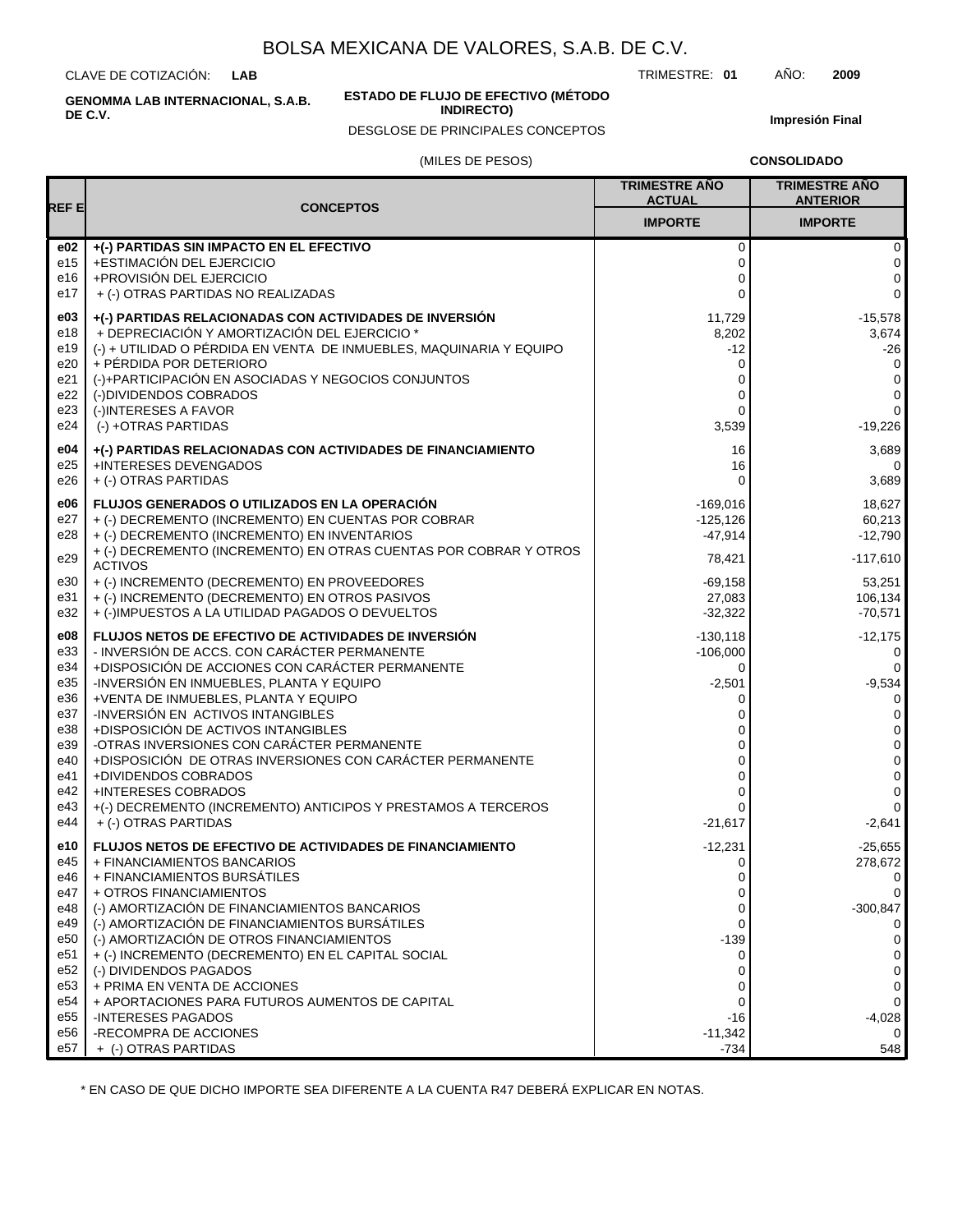# BOLSA MEXICANA DE VALORES, S.A.B. DE C.V.

CLAVE DE COTIZACIÓN: **LAB**

TRIMESTRE: **01** AÑO: **2009**

**GENOMMA LAB INTERNACIONAL, S.A.B. DE C.V.**

**ESTADO DE FLUJO DE EFECTIVO (MÉTODO INDIRECTO)**

DESGLOSE DE PRINCIPALES CONCEPTOS

**Impresión Final**

(MILES DE PESOS)

**CONSOLIDADO**

| REF E | CONCEPTOS | TRIMESTRE AÑO ACTUAL | TRIMESTRE AÑO ANTERIOR |
|---|---|---|---|
| | | IMPORTE | IMPORTE |
| **e02** | **+(-) PARTIDAS SIN IMPACTO EN EL EFECTIVO** | 0 | 0 |
| e15 | +ESTIMACIÓN DEL EJERCICIO | 0 | 0 |
| e16 | +PROVISIÓN DEL EJERCICIO | 0 | 0 |
| e17 | + (-) OTRAS PARTIDAS NO REALIZADAS | 0 | 0 |
| **e03** | **+(-) PARTIDAS RELACIONADAS CON ACTIVIDADES DE INVERSIÓN** | 11,729 | -15,578 |
| e18 | + DEPRECIACIÓN Y AMORTIZACIÓN DEL EJERCICIO * | 8,202 | 3,674 |
| e19 | (-) + UTILIDAD O PÉRDIDA EN VENTA DE INMUEBLES, MAQUINARIA Y EQUIPO | -12 | -26 |
| e20 | + PÉRDIDA POR DETERIORO | 0 | 0 |
| e21 | (-)+PARTICIPACIÓN EN ASOCIADAS Y NEGOCIOS CONJUNTOS | 0 | 0 |
| e22 | (-)DIVIDENDOS COBRADOS | 0 | 0 |
| e23 | (-)INTERESES A FAVOR | 0 | 0 |
| e24 | (-) +OTRAS PARTIDAS | 3,539 | -19,226 |
| **e04** | **+(-) PARTIDAS RELACIONADAS CON ACTIVIDADES DE FINANCIAMIENTO** | 16 | 3,689 |
| e25 | +INTERESES DEVENGADOS | 16 | 0 |
| e26 | + (-) OTRAS PARTIDAS | 0 | 3,689 |
| **e06** | **FLUJOS GENERADOS O UTILIZADOS EN LA OPERACIÓN** | -169,016 | 18,627 |
| e27 | + (-) DECREMENTO (INCREMENTO) EN CUENTAS POR COBRAR | -125,126 | 60,213 |
| e28 | + (-) DECREMENTO (INCREMENTO) EN INVENTARIOS | -47,914 | -12,790 |
| e29 | + (-) DECREMENTO (INCREMENTO) EN OTRAS CUENTAS POR COBRAR Y OTROS ACTIVOS | 78,421 | -117,610 |
| e30 | + (-) INCREMENTO (DECREMENTO) EN PROVEEDORES | -69,158 | 53,251 |
| e31 | + (-) INCREMENTO (DECREMENTO) EN OTROS PASIVOS | 27,083 | 106,134 |
| e32 | + (-)IMPUESTOS A LA UTILIDAD PAGADOS O DEVUELTOS | -32,322 | -70,571 |
| **e08** | **FLUJOS NETOS DE EFECTIVO DE ACTIVIDADES DE INVERSIÓN** | -130,118 | -12,175 |
| e33 | - INVERSIÓN DE ACCS. CON CARÁCTER PERMANENTE | -106,000 | 0 |
| e34 | +DISPOSICIÓN DE ACCIONES CON CARÁCTER PERMANENTE | 0 | 0 |
| e35 | -INVERSIÓN EN INMUEBLES, PLANTA Y EQUIPO | -2,501 | -9,534 |
| e36 | +VENTA DE INMUEBLES, PLANTA Y EQUIPO | 0 | 0 |
| e37 | -INVERSIÓN EN ACTIVOS INTANGIBLES | 0 | 0 |
| e38 | +DISPOSICIÓN DE ACTIVOS INTANGIBLES | 0 | 0 |
| e39 | -OTRAS INVERSIONES CON CARÁCTER PERMANENTE | 0 | 0 |
| e40 | +DISPOSICIÓN DE OTRAS INVERSIONES CON CARÁCTER PERMANENTE | 0 | 0 |
| e41 | +DIVIDENDOS COBRADOS | 0 | 0 |
| e42 | +INTERESES COBRADOS | 0 | 0 |
| e43 | +(-) DECREMENTO (INCREMENTO) ANTICIPOS Y PRESTAMOS A TERCEROS | 0 | 0 |
| e44 | + (-) OTRAS PARTIDAS | -21,617 | -2,641 |
| **e10** | **FLUJOS NETOS DE EFECTIVO DE ACTIVIDADES DE FINANCIAMIENTO** | -12,231 | -25,655 |
| e45 | + FINANCIAMIENTOS BANCARIOS | 0 | 278,672 |
| e46 | + FINANCIAMIENTOS BURSÁTILES | 0 | 0 |
| e47 | + OTROS FINANCIAMIENTOS | 0 | 0 |
| e48 | (-) AMORTIZACIÓN DE FINANCIAMIENTOS BANCARIOS | 0 | -300,847 |
| e49 | (-) AMORTIZACIÓN DE FINANCIAMIENTOS BURSÁTILES | 0 | 0 |
| e50 | (-) AMORTIZACIÓN DE OTROS FINANCIAMIENTOS | -139 | 0 |
| e51 | + (-) INCREMENTO (DECREMENTO) EN EL CAPITAL SOCIAL | 0 | 0 |
| e52 | (-) DIVIDENDOS PAGADOS | 0 | 0 |
| e53 | + PRIMA EN VENTA DE ACCIONES | 0 | 0 |
| e54 | + APORTACIONES PARA FUTUROS AUMENTOS DE CAPITAL | 0 | 0 |
| e55 | -INTERESES PAGADOS | -16 | -4,028 |
| e56 | -RECOMPRA DE ACCIONES | -11,342 | 0 |
| e57 | + (-) OTRAS PARTIDAS | -734 | 548 |

* EN CASO DE QUE DICHO IMPORTE SEA DIFERENTE A LA CUENTA R47 DEBERÁ EXPLICAR EN NOTAS.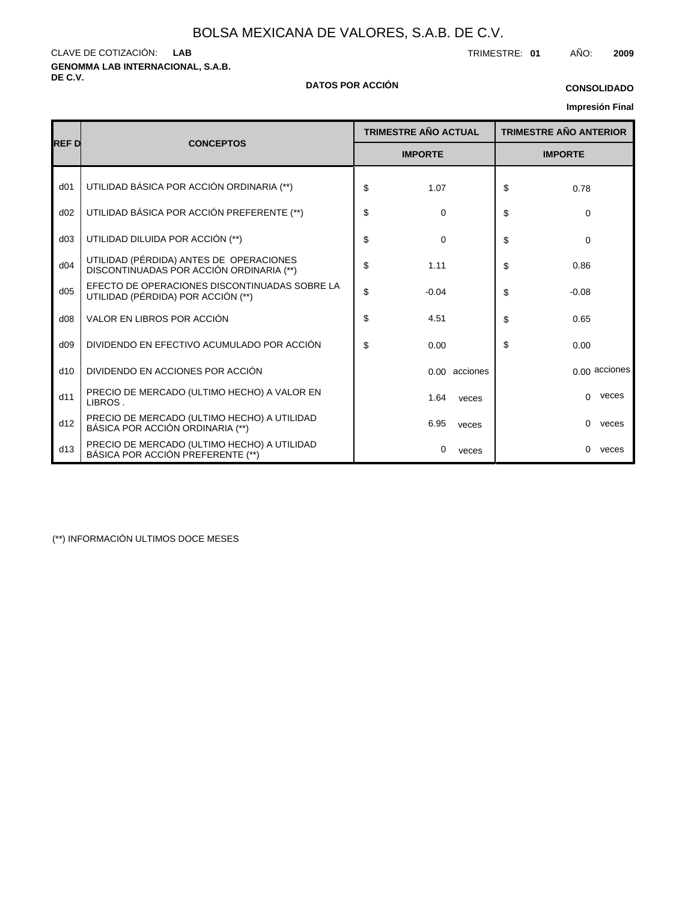# BOLSA MEXICANA DE VALORES, S.A.B. DE C.V.

CLAVE DE COTIZACIÓN: **LAB**

TRIMESTRE: **01** AÑO: **2009**

**GENOMMA LAB INTERNACIONAL, S.A.B. DE C.V.**

**DATOS POR ACCIÓN**

**CONSOLIDADO**

**Impresión Final**

| REF D | CONCEPTOS | TRIMESTRE AÑO ACTUAL | TRIMESTRE AÑO ANTERIOR |
|---|---|---|---|
| | | IMPORTE | IMPORTE |
| d01 | UTILIDAD BÁSICA POR ACCIÓN ORDINARIA (**) | $ 1.07 | $ 0.78 |
| d02 | UTILIDAD BÁSICA POR ACCIÓN PREFERENTE (**) | $ 0 | $ 0 |
| d03 | UTILIDAD DILUIDA POR ACCIÓN (**) | $ 0 | $ 0 |
| d04 | UTILIDAD (PÉRDIDA) ANTES DE OPERACIONES DISCONTINUADAS POR ACCIÓN ORDINARIA (**) | $ 1.11 | $ 0.86 |
| d05 | EFECTO DE OPERACIONES DISCONTINUADAS SOBRE LA UTILIDAD (PÉRDIDA) POR ACCIÓN (**) | $ -0.04 | $ -0.08 |
| d08 | VALOR EN LIBROS POR ACCIÓN | $ 4.51 | $ 0.65 |
| d09 | DIVIDENDO EN EFECTIVO ACUMULADO POR ACCIÓN | $ 0.00 | $ 0.00 |
| d10 | DIVIDENDO EN ACCIONES POR ACCIÓN | 0.00 acciones | 0.00 acciones |
| d11 | PRECIO DE MERCADO (ULTIMO HECHO) A VALOR EN LIBROS . | 1.64 veces | 0 veces |
| d12 | PRECIO DE MERCADO (ULTIMO HECHO) A UTILIDAD BÁSICA POR ACCIÓN ORDINARIA (**) | 6.95 veces | 0 veces |
| d13 | PRECIO DE MERCADO (ULTIMO HECHO) A UTILIDAD BÁSICA POR ACCIÓN PREFERENTE (**) | 0 veces | 0 veces |

(**) INFORMACIÓN ULTIMOS DOCE MESES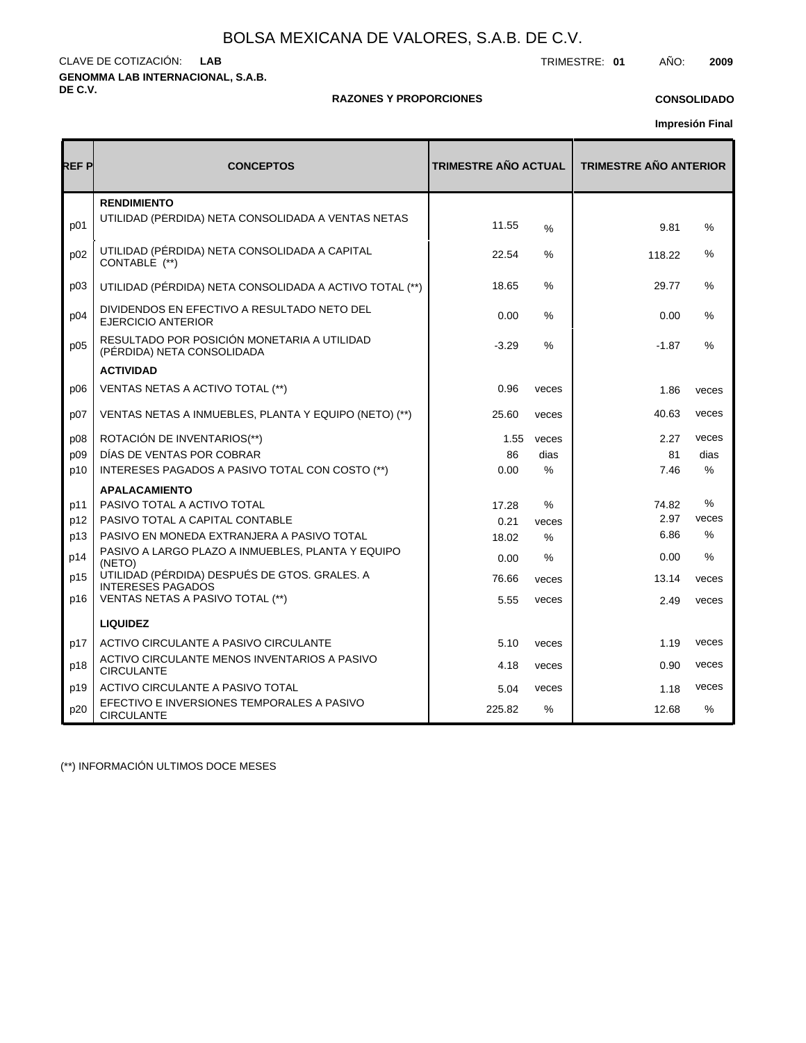# BOLSA MEXICANA DE VALORES, S.A.B. DE C.V.

CLAVE DE COTIZACIÓN: **LAB**

TRIMESTRE: **01** AÑO: **2009**

**GENOMMA LAB INTERNACIONAL, S.A.B. DE C.V.**

**RAZONES Y PROPORCIONES**

**CONSOLIDADO**

**Impresión Final**

| REF P | CONCEPTOS | TRIMESTRE AÑO ACTUAL | | TRIMESTRE AÑO ANTERIOR | |
|---|---|---|---|---|---|
| | **RENDIMIENTO** | | | | |
| p01 | UTILIDAD (PERDIDA) NETA CONSOLIDADA A VENTAS NETAS | 11.55 | % | 9.81 | % |
| p02 | UTILIDAD (PÉRDIDA) NETA CONSOLIDADA A CAPITAL CONTABLE (**) | 22.54 | % | 118.22 | % |
| p03 | UTILIDAD (PÉRDIDA) NETA CONSOLIDADA A ACTIVO TOTAL (**) | 18.65 | % | 29.77 | % |
| p04 | DIVIDENDOS EN EFECTIVO A RESULTADO NETO DEL EJERCICIO ANTERIOR | 0.00 | % | 0.00 | % |
| p05 | RESULTADO POR POSICIÓN MONETARIA A UTILIDAD (PÉRDIDA) NETA CONSOLIDADA | -3.29 | % | -1.87 | % |
| | **ACTIVIDAD** | | | | |
| p06 | VENTAS NETAS A ACTIVO TOTAL (**) | 0.96 | veces | 1.86 | veces |
| p07 | VENTAS NETAS A INMUEBLES, PLANTA Y EQUIPO (NETO) (**) | 25.60 | veces | 40.63 | veces |
| p08 | ROTACIÓN DE INVENTARIOS(**) | 1.55 | veces | 2.27 | veces |
| p09 | DÍAS DE VENTAS POR COBRAR | 86 | dias | 81 | dias |
| p10 | INTERESES PAGADOS A PASIVO TOTAL CON COSTO (**) | 0.00 | % | 7.46 | % |
| | **APALACAMIENTO** | | | | |
| p11 | PASIVO TOTAL A ACTIVO TOTAL | 17.28 | % | 74.82 | % |
| p12 | PASIVO TOTAL A CAPITAL CONTABLE | 0.21 | veces | 2.97 | veces |
| p13 | PASIVO EN MONEDA EXTRANJERA A PASIVO TOTAL | 18.02 | % | 6.86 | % |
| p14 | PASIVO A LARGO PLAZO A INMUEBLES, PLANTA Y EQUIPO (NETO) | 0.00 | % | 0.00 | % |
| p15 | UTILIDAD (PÉRDIDA) DESPUÉS DE GTOS. GRALES. A INTERESES PAGADOS | 76.66 | veces | 13.14 | veces |
| p16 | VENTAS NETAS A PASIVO TOTAL (**) | 5.55 | veces | 2.49 | veces |
| | **LIQUIDEZ** | | | | |
| p17 | ACTIVO CIRCULANTE A PASIVO CIRCULANTE | 5.10 | veces | 1.19 | veces |
| p18 | ACTIVO CIRCULANTE MENOS INVENTARIOS A PASIVO CIRCULANTE | 4.18 | veces | 0.90 | veces |
| p19 | ACTIVO CIRCULANTE A PASIVO TOTAL | 5.04 | veces | 1.18 | veces |
| p20 | EFECTIVO E INVERSIONES TEMPORALES A PASIVO CIRCULANTE | 225.82 | % | 12.68 | % |

(**) INFORMACIÓN ULTIMOS DOCE MESES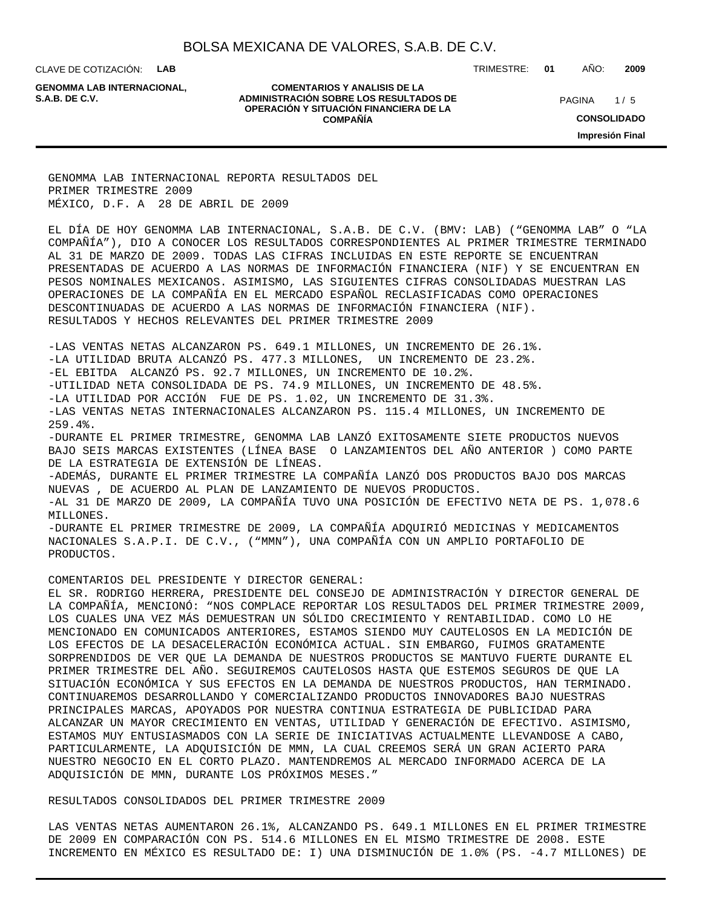GENOMMA LAB INTERNACIONAL REPORTA RESULTADOS DEL PRIMER TRIMESTRE 2009
MÉXICO, D.F. A 28 DE ABRIL DE 2009

EL DÍA DE HOY GENOMMA LAB INTERNACIONAL, S.A.B. DE C.V. (BMV: LAB) (“GENOMMA LAB” O “LA COMPAÑÍA”), DIO A CONOCER LOS RESULTADOS CORRESPONDIENTES AL PRIMER TRIMESTRE TERMINADO AL 31 DE MARZO DE 2009. TODAS LAS CIFRAS INCLUIDAS EN ESTE REPORTE SE ENCUENTRAN PRESENTADAS DE ACUERDO A LAS NORMAS DE INFORMACIÓN FINANCIERA (NIF) Y SE ENCUENTRAN EN PESOS NOMINALES MEXICANOS. ASIMISMO, LAS SIGUIENTES CIFRAS CONSOLIDADAS MUESTRAN LAS OPERACIONES DE LA COMPAÑÍA EN EL MERCADO ESPAÑOL RECLASIFICADAS COMO OPERACIONES DESCONTINUADAS DE ACUERDO A LAS NORMAS DE INFORMACIÓN FINANCIERA (NIF).
RESULTADOS Y HECHOS RELEVANTES DEL PRIMER TRIMESTRE 2009

-LAS VENTAS NETAS ALCANZARON PS. 649.1 MILLONES, UN INCREMENTO DE 26.1%.
-LA UTILIDAD BRUTA ALCANZÓ PS. 477.3 MILLONES, UN INCREMENTO DE 23.2%.
-EL EBITDA ALCANZÓ PS. 92.7 MILLONES, UN INCREMENTO DE 10.2%.
-UTILIDAD NETA CONSOLIDADA DE PS. 74.9 MILLONES, UN INCREMENTO DE 48.5%.
-LA UTILIDAD POR ACCIÓN FUE DE PS. 1.02, UN INCREMENTO DE 31.3%.
-LAS VENTAS NETAS INTERNACIONALES ALCANZARON PS. 115.4 MILLONES, UN INCREMENTO DE 259.4%.
-DURANTE EL PRIMER TRIMESTRE, GENOMMA LAB LANZÓ EXITOSAMENTE SIETE PRODUCTOS NUEVOS BAJO SEIS MARCAS EXISTENTES (LÍNEA BASE O LANZAMIENTOS DEL AÑO ANTERIOR ) COMO PARTE DE LA ESTRATEGIA DE EXTENSIÓN DE LÍNEAS.
-ADEMÁS, DURANTE EL PRIMER TRIMESTRE LA COMPAÑÍA LANZÓ DOS PRODUCTOS BAJO DOS MARCAS NUEVAS , DE ACUERDO AL PLAN DE LANZAMIENTO DE NUEVOS PRODUCTOS.
-AL 31 DE MARZO DE 2009, LA COMPAÑÍA TUVO UNA POSICIÓN DE EFECTIVO NETA DE PS. 1,078.6 MILLONES.
-DURANTE EL PRIMER TRIMESTRE DE 2009, LA COMPAÑÍA ADQUIRIÓ MEDICINAS Y MEDICAMENTOS NACIONALES S.A.P.I. DE C.V., (“MMN”), UNA COMPAÑÍA CON UN AMPLIO PORTAFOLIO DE PRODUCTOS.

COMENTARIOS DEL PRESIDENTE Y DIRECTOR GENERAL:
EL SR. RODRIGO HERRERA, PRESIDENTE DEL CONSEJO DE ADMINISTRACIÓN Y DIRECTOR GENERAL DE LA COMPAÑÍA, MENCIONÓ: “NOS COMPLACE REPORTAR LOS RESULTADOS DEL PRIMER TRIMESTRE 2009, LOS CUALES UNA VEZ MÁS DEMUESTRAN UN SÓLIDO CRECIMIENTO Y RENTABILIDAD. COMO LO HE MENCIONADO EN COMUNICADOS ANTERIORES, ESTAMOS SIENDO MUY CAUTELOSOS EN LA MEDICIÓN DE LOS EFECTOS DE LA DESACELERACIÓN ECONÓMICA ACTUAL. SIN EMBARGO, FUIMOS GRATAMENTE SORPRENDIDOS DE VER QUE LA DEMANDA DE NUESTROS PRODUCTOS SE MANTUVO FUERTE DURANTE EL PRIMER TRIMESTRE DEL AÑO. SEGUIREMOS CAUTELOSOS HASTA QUE ESTEMOS SEGUROS DE QUE LA SITUACIÓN ECONÓMICA Y SUS EFECTOS EN LA DEMANDA DE NUESTROS PRODUCTOS, HAN TERMINADO. CONTINUAREMOS DESARROLLANDO Y COMERCIALIZANDO PRODUCTOS INNOVADORES BAJO NUESTRAS PRINCIPALES MARCAS, APOYADOS POR NUESTRA CONTINUA ESTRATEGIA DE PUBLICIDAD PARA ALCANZAR UN MAYOR CRECIMIENTO EN VENTAS, UTILIDAD Y GENERACIÓN DE EFECTIVO. ASIMISMO, ESTAMOS MUY ENTUSIASMADOS CON LA SERIE DE INICIATIVAS ACTUALMENTE LLEVANDOSE A CABO, PARTICULARMENTE, LA ADQUISICIÓN DE MMN, LA CUAL CREEMOS SERÁ UN GRAN ACIERTO PARA NUESTRO NEGOCIO EN EL CORTO PLAZO. MANTENDREMOS AL MERCADO INFORMADO ACERCA DE LA ADQUISICIÓN DE MMN, DURANTE LOS PRÓXIMOS MESES.”

RESULTADOS CONSOLIDADOS DEL PRIMER TRIMESTRE 2009

LAS VENTAS NETAS AUMENTARON 26.1%, ALCANZANDO PS. 649.1 MILLONES EN EL PRIMER TRIMESTRE DE 2009 EN COMPARACIÓN CON PS. 514.6 MILLONES EN EL MISMO TRIMESTRE DE 2008. ESTE INCREMENTO EN MÉXICO ES RESULTADO DE: I) UNA DISMINUCIÓN DE 1.0% (PS. -4.7 MILLONES) DE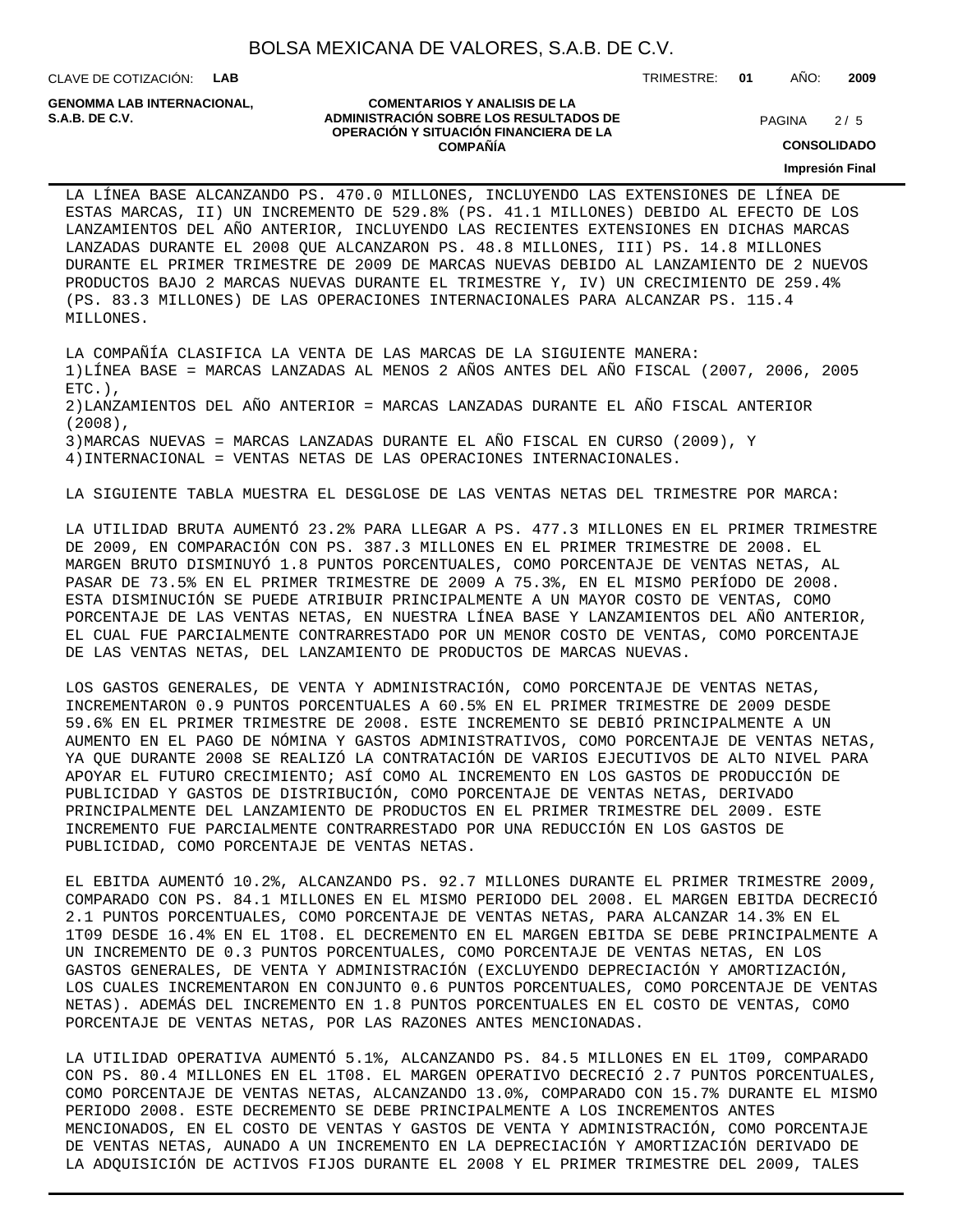LA LÍNEA BASE ALCANZANDO PS. 470.0 MILLONES, INCLUYENDO LAS EXTENSIONES DE LÍNEA DE ESTAS MARCAS, II) UN INCREMENTO DE 529.8% (PS. 41.1 MILLONES) DEBIDO AL EFECTO DE LOS LANZAMIENTOS DEL AÑO ANTERIOR, INCLUYENDO LAS RECIENTES EXTENSIONES EN DICHAS MARCAS LANZADAS DURANTE EL 2008 QUE ALCANZARON PS. 48.8 MILLONES, III) PS. 14.8 MILLONES DURANTE EL PRIMER TRIMESTRE DE 2009 DE MARCAS NUEVAS DEBIDO AL LANZAMIENTO DE 2 NUEVOS PRODUCTOS BAJO 2 MARCAS NUEVAS DURANTE EL TRIMESTRE Y, IV) UN CRECIMIENTO DE 259.4% (PS. 83.3 MILLONES) DE LAS OPERACIONES INTERNACIONALES PARA ALCANZAR PS. 115.4 MILLONES.

LA COMPAÑÍA CLASIFICA LA VENTA DE LAS MARCAS DE LA SIGUIENTE MANERA:
1)LÍNEA BASE = MARCAS LANZADAS AL MENOS 2 AÑOS ANTES DEL AÑO FISCAL (2007, 2006, 2005 ETC.),
2)LANZAMIENTOS DEL AÑO ANTERIOR = MARCAS LANZADAS DURANTE EL AÑO FISCAL ANTERIOR (2008),
3)MARCAS NUEVAS = MARCAS LANZADAS DURANTE EL AÑO FISCAL EN CURSO (2009), Y
4)INTERNACIONAL = VENTAS NETAS DE LAS OPERACIONES INTERNACIONALES.

LA SIGUIENTE TABLA MUESTRA EL DESGLOSE DE LAS VENTAS NETAS DEL TRIMESTRE POR MARCA:

LA UTILIDAD BRUTA AUMENTÓ 23.2% PARA LLEGAR A PS. 477.3 MILLONES EN EL PRIMER TRIMESTRE DE 2009, EN COMPARACIÓN CON PS. 387.3 MILLONES EN EL PRIMER TRIMESTRE DE 2008. EL MARGEN BRUTO DISMINUYÓ 1.8 PUNTOS PORCENTUALES, COMO PORCENTAJE DE VENTAS NETAS, AL PASAR DE 73.5% EN EL PRIMER TRIMESTRE DE 2009 A 75.3%, EN EL MISMO PERÍODO DE 2008. ESTA DISMINUCIÓN SE PUEDE ATRIBUIR PRINCIPALMENTE A UN MAYOR COSTO DE VENTAS, COMO PORCENTAJE DE LAS VENTAS NETAS, EN NUESTRA LÍNEA BASE Y LANZAMIENTOS DEL AÑO ANTERIOR, EL CUAL FUE PARCIALMENTE CONTRARRESTADO POR UN MENOR COSTO DE VENTAS, COMO PORCENTAJE DE LAS VENTAS NETAS, DEL LANZAMIENTO DE PRODUCTOS DE MARCAS NUEVAS.

LOS GASTOS GENERALES, DE VENTA Y ADMINISTRACIÓN, COMO PORCENTAJE DE VENTAS NETAS, INCREMENTARON 0.9 PUNTOS PORCENTUALES A 60.5% EN EL PRIMER TRIMESTRE DE 2009 DESDE 59.6% EN EL PRIMER TRIMESTRE DE 2008. ESTE INCREMENTO SE DEBIÓ PRINCIPALMENTE A UN AUMENTO EN EL PAGO DE NÓMINA Y GASTOS ADMINISTRATIVOS, COMO PORCENTAJE DE VENTAS NETAS, YA QUE DURANTE 2008 SE REALIZÓ LA CONTRATACIÓN DE VARIOS EJECUTIVOS DE ALTO NIVEL PARA APOYAR EL FUTURO CRECIMIENTO; ASÍ COMO AL INCREMENTO EN LOS GASTOS DE PRODUCCIÓN DE PUBLICIDAD Y GASTOS DE DISTRIBUCIÓN, COMO PORCENTAJE DE VENTAS NETAS, DERIVADO PRINCIPALMENTE DEL LANZAMIENTO DE PRODUCTOS EN EL PRIMER TRIMESTRE DEL 2009. ESTE INCREMENTO FUE PARCIALMENTE CONTRARRESTADO POR UNA REDUCCIÓN EN LOS GASTOS DE PUBLICIDAD, COMO PORCENTAJE DE VENTAS NETAS.

EL EBITDA AUMENTÓ 10.2%, ALCANZANDO PS. 92.7 MILLONES DURANTE EL PRIMER TRIMESTRE 2009, COMPARADO CON PS. 84.1 MILLONES EN EL MISMO PERIODO DEL 2008. EL MARGEN EBITDA DECRECIÓ 2.1 PUNTOS PORCENTUALES, COMO PORCENTAJE DE VENTAS NETAS, PARA ALCANZAR 14.3% EN EL 1T09 DESDE 16.4% EN EL 1T08. EL DECREMENTO EN EL MARGEN EBITDA SE DEBE PRINCIPALMENTE A UN INCREMENTO DE 0.3 PUNTOS PORCENTUALES, COMO PORCENTAJE DE VENTAS NETAS, EN LOS GASTOS GENERALES, DE VENTA Y ADMINISTRACIÓN (EXCLUYENDO DEPRECIACIÓN Y AMORTIZACIÓN, LOS CUALES INCREMENTARON EN CONJUNTO 0.6 PUNTOS PORCENTUALES, COMO PORCENTAJE DE VENTAS NETAS). ADEMÁS DEL INCREMENTO EN 1.8 PUNTOS PORCENTUALES EN EL COSTO DE VENTAS, COMO PORCENTAJE DE VENTAS NETAS, POR LAS RAZONES ANTES MENCIONADAS.

LA UTILIDAD OPERATIVA AUMENTÓ 5.1%, ALCANZANDO PS. 84.5 MILLONES EN EL 1T09, COMPARADO CON PS. 80.4 MILLONES EN EL 1T08. EL MARGEN OPERATIVO DECRECIÓ 2.7 PUNTOS PORCENTUALES, COMO PORCENTAJE DE VENTAS NETAS, ALCANZANDO 13.0%, COMPARADO CON 15.7% DURANTE EL MISMO PERIODO 2008. ESTE DECREMENTO SE DEBE PRINCIPALMENTE A LOS INCREMENTOS ANTES MENCIONADOS, EN EL COSTO DE VENTAS Y GASTOS DE VENTA Y ADMINISTRACIÓN, COMO PORCENTAJE DE VENTAS NETAS, AUNADO A UN INCREMENTO EN LA DEPRECIACIÓN Y AMORTIZACIÓN DERIVADO DE LA ADQUISICIÓN DE ACTIVOS FIJOS DURANTE EL 2008 Y EL PRIMER TRIMESTRE DEL 2009, TALES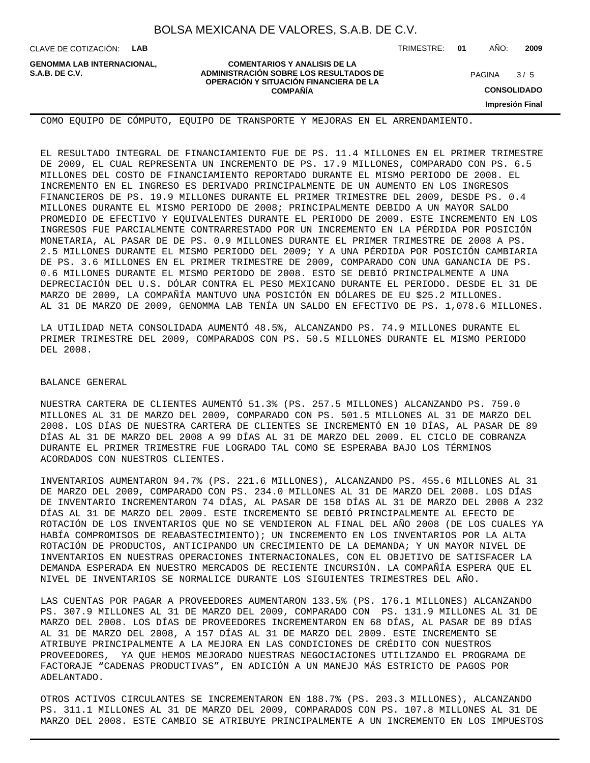COMO EQUIPO DE CÓMPUTO, EQUIPO DE TRANSPORTE Y MEJORAS EN EL ARRENDAMIENTO.

EL RESULTADO INTEGRAL DE FINANCIAMIENTO FUE DE PS. 11.4 MILLONES EN EL PRIMER TRIMESTRE DE 2009, EL CUAL REPRESENTA UN INCREMENTO DE PS. 17.9 MILLONES, COMPARADO CON PS. 6.5 MILLONES DEL COSTO DE FINANCIAMIENTO REPORTADO DURANTE EL MISMO PERIODO DE 2008. EL INCREMENTO EN EL INGRESO ES DERIVADO PRINCIPALMENTE DE UN AUMENTO EN LOS INGRESOS FINANCIEROS DE PS. 19.9 MILLONES DURANTE EL PRIMER TRIMESTRE DEL 2009, DESDE PS. 0.4 MILLONES DURANTE EL MISMO PERIODO DE 2008; PRINCIPALMENTE DEBIDO A UN MAYOR SALDO PROMEDIO DE EFECTIVO Y EQUIVALENTES DURANTE EL PERIODO DE 2009. ESTE INCREMENTO EN LOS INGRESOS FUE PARCIALMENTE CONTRARRESTADO POR UN INCREMENTO EN LA PÉRDIDA POR POSICIÓN MONETARIA, AL PASAR DE DE PS. 0.9 MILLONES DURANTE EL PRIMER TRIMESTRE DE 2008 A PS. 2.5 MILLONES DURANTE EL MISMO PERIODO DEL 2009; Y A UNA PÉRDIDA POR POSICIÓN CAMBIARIA DE PS. 3.6 MILLONES EN EL PRIMER TRIMESTRE DE 2009, COMPARADO CON UNA GANANCIA DE PS. 0.6 MILLONES DURANTE EL MISMO PERIODO DE 2008. ESTO SE DEBIÓ PRINCIPALMENTE A UNA DEPRECIACIÓN DEL U.S. DÓLAR CONTRA EL PESO MEXICANO DURANTE EL PERIODO. DESDE EL 31 DE MARZO DE 2009, LA COMPAÑÍA MANTUVO UNA POSICIÓN EN DÓLARES DE EU $25.2 MILLONES.
AL 31 DE MARZO DE 2009, GENOMMA LAB TENÍA UN SALDO EN EFECTIVO DE PS. 1,078.6 MILLONES.

LA UTILIDAD NETA CONSOLIDADA AUMENTÓ 48.5%, ALCANZANDO PS. 74.9 MILLONES DURANTE EL PRIMER TRIMESTRE DEL 2009, COMPARADOS CON PS. 50.5 MILLONES DURANTE EL MISMO PERIODO DEL 2008.

BALANCE GENERAL

NUESTRA CARTERA DE CLIENTES AUMENTÓ 51.3% (PS. 257.5 MILLONES) ALCANZANDO PS. 759.0 MILLONES AL 31 DE MARZO DEL 2009, COMPARADO CON PS. 501.5 MILLONES AL 31 DE MARZO DEL 2008. LOS DÍAS DE NUESTRA CARTERA DE CLIENTES SE INCREMENTÓ EN 10 DÍAS, AL PASAR DE 89 DÍAS AL 31 DE MARZO DEL 2008 A 99 DÍAS AL 31 DE MARZO DEL 2009. EL CICLO DE COBRANZA DURANTE EL PRIMER TRIMESTRE FUE LOGRADO TAL COMO SE ESPERABA BAJO LOS TÉRMINOS ACORDADOS CON NUESTROS CLIENTES.

INVENTARIOS AUMENTARON 94.7% (PS. 221.6 MILLONES), ALCANZANDO PS. 455.6 MILLONES AL 31 DE MARZO DEL 2009, COMPARADO CON PS. 234.0 MILLONES AL 31 DE MARZO DEL 2008. LOS DÍAS DE INVENTARIO INCREMENTARON 74 DÍAS, AL PASAR DE 158 DÍAS AL 31 DE MARZO DEL 2008 A 232 DÍAS AL 31 DE MARZO DEL 2009. ESTE INCREMENTO SE DEBIÓ PRINCIPALMENTE AL EFECTO DE ROTACIÓN DE LOS INVENTARIOS QUE NO SE VENDIERON AL FINAL DEL AÑO 2008 (DE LOS CUALES YA HABÍA COMPROMISOS DE REABASTECIMIENTO); UN INCREMENTO EN LOS INVENTARIOS POR LA ALTA ROTACIÓN DE PRODUCTOS, ANTICIPANDO UN CRECIMIENTO DE LA DEMANDA; Y UN MAYOR NIVEL DE INVENTARIOS EN NUESTRAS OPERACIONES INTERNACIONALES, CON EL OBJETIVO DE SATISFACER LA DEMANDA ESPERADA EN NUESTRO MERCADOS DE RECIENTE INCURSIÓN. LA COMPAÑÍA ESPERA QUE EL NIVEL DE INVENTARIOS SE NORMALICE DURANTE LOS SIGUIENTES TRIMESTRES DEL AÑO.

LAS CUENTAS POR PAGAR A PROVEEDORES AUMENTARON 133.5% (PS. 176.1 MILLONES) ALCANZANDO PS. 307.9 MILLONES AL 31 DE MARZO DEL 2009, COMPARADO CON PS. 131.9 MILLONES AL 31 DE MARZO DEL 2008. LOS DÍAS DE PROVEEDORES INCREMENTARON EN 68 DÍAS, AL PASAR DE 89 DÍAS AL 31 DE MARZO DEL 2008, A 157 DÍAS AL 31 DE MARZO DEL 2009. ESTE INCREMENTO SE ATRIBUYE PRINCIPALMENTE A LA MEJORA EN LAS CONDICIONES DE CRÉDITO CON NUESTROS PROVEEDORES, YA QUE HEMOS MEJORADO NUESTRAS NEGOCIACIONES UTILIZANDO EL PROGRAMA DE FACTORAJE “CADENAS PRODUCTIVAS”, EN ADICIÓN A UN MANEJO MÁS ESTRICTO DE PAGOS POR ADELANTADO.

OTROS ACTIVOS CIRCULANTES SE INCREMENTARON EN 188.7% (PS. 203.3 MILLONES), ALCANZANDO PS. 311.1 MILLONES AL 31 DE MARZO DEL 2009, COMPARADOS CON PS. 107.8 MILLONES AL 31 DE MARZO DEL 2008. ESTE CAMBIO SE ATRIBUYE PRINCIPALMENTE A UN INCREMENTO EN LOS IMPUESTOS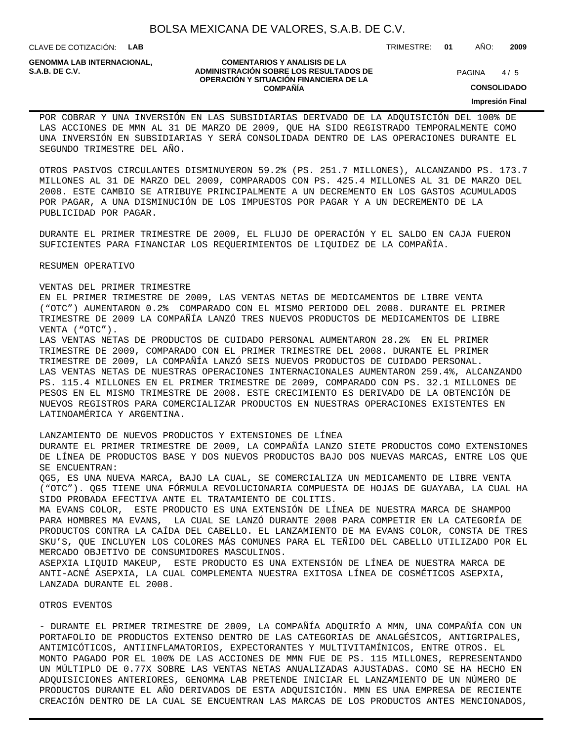POR COBRAR Y UNA INVERSIÓN EN LAS SUBSIDIARIAS DERIVADO DE LA ADQUISICIÓN DEL 100% DE LAS ACCIONES DE MMN AL 31 DE MARZO DE 2009, QUE HA SIDO REGISTRADO TEMPORALMENTE COMO UNA INVERSIÓN EN SUBSIDIARIAS Y SERÁ CONSOLIDADA DENTRO DE LAS OPERACIONES DURANTE EL SEGUNDO TRIMESTRE DEL AÑO.

OTROS PASIVOS CIRCULANTES DISMINUYERON 59.2% (PS. 251.7 MILLONES), ALCANZANDO PS. 173.7 MILLONES AL 31 DE MARZO DEL 2009, COMPARADOS CON PS. 425.4 MILLONES AL 31 DE MARZO DEL 2008. ESTE CAMBIO SE ATRIBUYE PRINCIPALMENTE A UN DECREMENTO EN LOS GASTOS ACUMULADOS POR PAGAR, A UNA DISMINUCIÓN DE LOS IMPUESTOS POR PAGAR Y A UN DECREMENTO DE LA PUBLICIDAD POR PAGAR.

DURANTE EL PRIMER TRIMESTRE DE 2009, EL FLUJO DE OPERACIÓN Y EL SALDO EN CAJA FUERON SUFICIENTES PARA FINANCIAR LOS REQUERIMIENTOS DE LIQUIDEZ DE LA COMPAÑÍA.

RESUMEN OPERATIVO

VENTAS DEL PRIMER TRIMESTRE

EN EL PRIMER TRIMESTRE DE 2009, LAS VENTAS NETAS DE MEDICAMENTOS DE LIBRE VENTA (“OTC”) AUMENTARON 0.2% COMPARADO CON EL MISMO PERIODO DEL 2008. DURANTE EL PRIMER TRIMESTRE DE 2009 LA COMPAÑÍA LANZÓ TRES NUEVOS PRODUCTOS DE MEDICAMENTOS DE LIBRE VENTA (“OTC”).

LAS VENTAS NETAS DE PRODUCTOS DE CUIDADO PERSONAL AUMENTARON 28.2% EN EL PRIMER TRIMESTRE DE 2009, COMPARADO CON EL PRIMER TRIMESTRE DEL 2008. DURANTE EL PRIMER TRIMESTRE DE 2009, LA COMPAÑÍA LANZÓ SEIS NUEVOS PRODUCTOS DE CUIDADO PERSONAL.

LAS VENTAS NETAS DE NUESTRAS OPERACIONES INTERNACIONALES AUMENTARON 259.4%, ALCANZANDO PS. 115.4 MILLONES EN EL PRIMER TRIMESTRE DE 2009, COMPARADO CON PS. 32.1 MILLONES DE PESOS EN EL MISMO TRIMESTRE DE 2008. ESTE CRECIMIENTO ES DERIVADO DE LA OBTENCIÓN DE NUEVOS REGISTROS PARA COMERCIALIZAR PRODUCTOS EN NUESTRAS OPERACIONES EXISTENTES EN LATINOAMÉRICA Y ARGENTINA.

LANZAMIENTO DE NUEVOS PRODUCTOS Y EXTENSIONES DE LÍNEA

DURANTE EL PRIMER TRIMESTRE DE 2009, LA COMPAÑÍA LANZO SIETE PRODUCTOS COMO EXTENSIONES DE LÍNEA DE PRODUCTOS BASE Y DOS NUEVOS PRODUCTOS BAJO DOS NUEVAS MARCAS, ENTRE LOS QUE SE ENCUENTRAN:

QG5, ES UNA NUEVA MARCA, BAJO LA CUAL, SE COMERCIALIZA UN MEDICAMENTO DE LIBRE VENTA (“OTC”). QG5 TIENE UNA FÓRMULA REVOLUCIONARIA COMPUESTA DE HOJAS DE GUAYABA, LA CUAL HA SIDO PROBADA EFECTIVA ANTE EL TRATAMIENTO DE COLITIS.

MA EVANS COLOR, ESTE PRODUCTO ES UNA EXTENSIÓN DE LÍNEA DE NUESTRA MARCA DE SHAMPOO PARA HOMBRES MA EVANS, LA CUAL SE LANZÓ DURANTE 2008 PARA COMPETIR EN LA CATEGORÍA DE PRODUCTOS CONTRA LA CAÍDA DEL CABELLO. EL LANZAMIENTO DE MA EVANS COLOR, CONSTA DE TRES SKU’S, QUE INCLUYEN LOS COLORES MÁS COMUNES PARA EL TEÑIDO DEL CABELLO UTILIZADO POR EL MERCADO OBJETIVO DE CONSUMIDORES MASCULINOS.

ASEPXIA LIQUID MAKEUP, ESTE PRODUCTO ES UNA EXTENSIÓN DE LÍNEA DE NUESTRA MARCA DE ANTI-ACNÉ ASEPXIA, LA CUAL COMPLEMENTA NUESTRA EXITOSA LÍNEA DE COSMÉTICOS ASEPXIA, LANZADA DURANTE EL 2008.

OTROS EVENTOS

- DURANTE EL PRIMER TRIMESTRE DE 2009, LA COMPAÑÍA ADQUIRÍO A MMN, UNA COMPAÑÍA CON UN PORTAFOLIO DE PRODUCTOS EXTENSO DENTRO DE LAS CATEGORIAS DE ANALGÉSICOS, ANTIGRIPALES, ANTIMICÓTICOS, ANTIINFLAMATORIOS, EXPECTORANTES Y MULTIVITAMÍNICOS, ENTRE OTROS. EL MONTO PAGADO POR EL 100% DE LAS ACCIONES DE MMN FUE DE PS. 115 MILLONES, REPRESENTANDO UN MÚLTIPLO DE 0.77X SOBRE LAS VENTAS NETAS ANUALIZADAS AJUSTADAS. COMO SE HA HECHO EN ADQUISICIONES ANTERIORES, GENOMMA LAB PRETENDE INICIAR EL LANZAMIENTO DE UN NÚMERO DE PRODUCTOS DURANTE EL AÑO DERIVADOS DE ESTA ADQUISICIÓN. MMN ES UNA EMPRESA DE RECIENTE CREACIÓN DENTRO DE LA CUAL SE ENCUENTRAN LAS MARCAS DE LOS PRODUCTOS ANTES MENCIONADOS,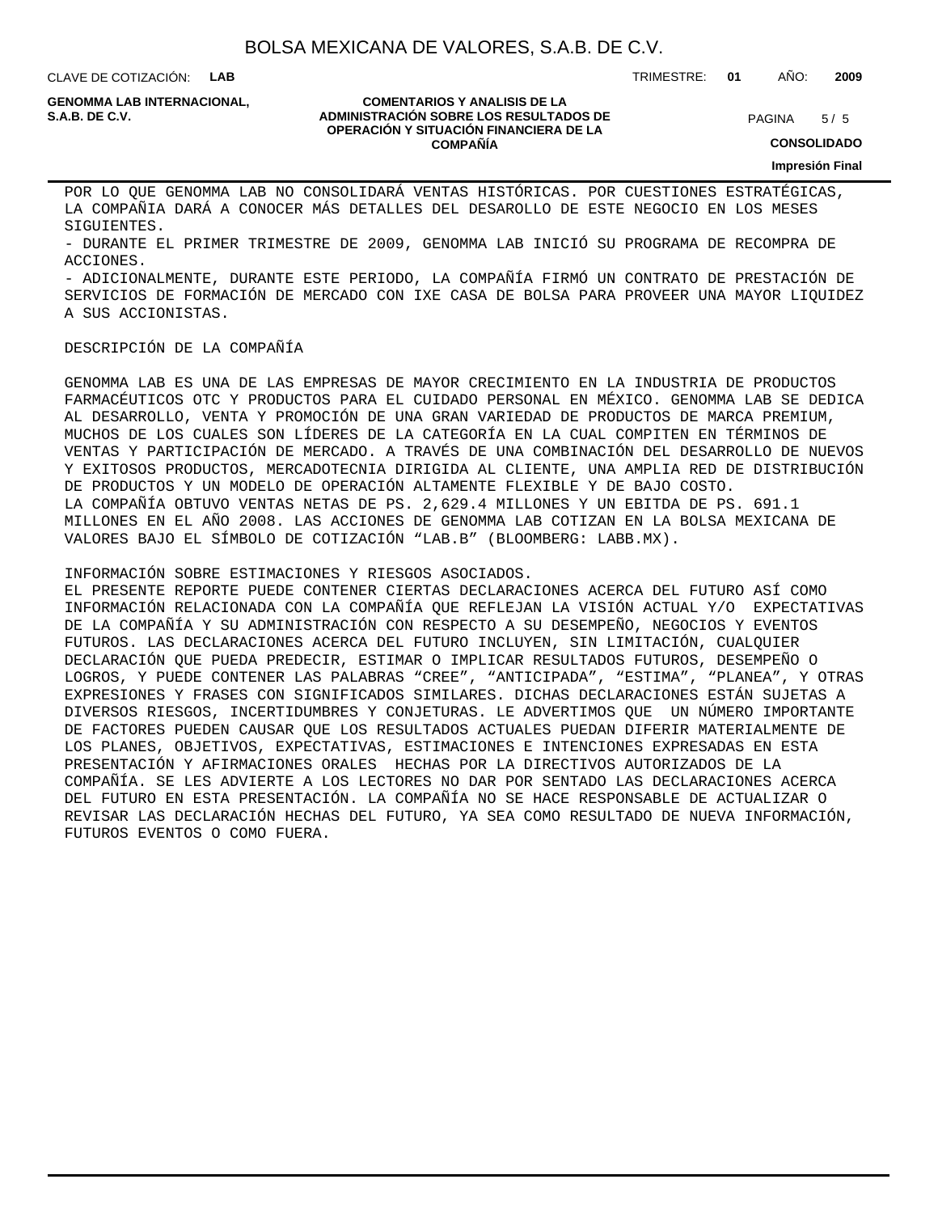POR LO QUE GENOMMA LAB NO CONSOLIDARÁ VENTAS HISTÓRICAS. POR CUESTIONES ESTRATÉGICAS, LA COMPAÑIA DARÁ A CONOCER MÁS DETALLES DEL DESAROLLO DE ESTE NEGOCIO EN LOS MESES SIGUIENTES.

- DURANTE EL PRIMER TRIMESTRE DE 2009, GENOMMA LAB INICIÓ SU PROGRAMA DE RECOMPRA DE ACCIONES.
- ADICIONALMENTE, DURANTE ESTE PERIODO, LA COMPAÑÍA FIRMÓ UN CONTRATO DE PRESTACIÓN DE SERVICIOS DE FORMACIÓN DE MERCADO CON IXE CASA DE BOLSA PARA PROVEER UNA MAYOR LIQUIDEZ A SUS ACCIONISTAS.

DESCRIPCIÓN DE LA COMPAÑÍA

GENOMMA LAB ES UNA DE LAS EMPRESAS DE MAYOR CRECIMIENTO EN LA INDUSTRIA DE PRODUCTOS FARMACÉUTICOS OTC Y PRODUCTOS PARA EL CUIDADO PERSONAL EN MÉXICO. GENOMMA LAB SE DEDICA AL DESARROLLO, VENTA Y PROMOCIÓN DE UNA GRAN VARIEDAD DE PRODUCTOS DE MARCA PREMIUM, MUCHOS DE LOS CUALES SON LÍDERES DE LA CATEGORÍA EN LA CUAL COMPITEN EN TÉRMINOS DE VENTAS Y PARTICIPACIÓN DE MERCADO. A TRAVÉS DE UNA COMBINACIÓN DEL DESARROLLO DE NUEVOS Y EXITOSOS PRODUCTOS, MERCADOTECNIA DIRIGIDA AL CLIENTE, UNA AMPLIA RED DE DISTRIBUCIÓN DE PRODUCTOS Y UN MODELO DE OPERACIÓN ALTAMENTE FLEXIBLE Y DE BAJO COSTO.
LA COMPAÑÍA OBTUVO VENTAS NETAS DE PS. 2,629.4 MILLONES Y UN EBITDA DE PS. 691.1 MILLONES EN EL AÑO 2008. LAS ACCIONES DE GENOMMA LAB COTIZAN EN LA BOLSA MEXICANA DE VALORES BAJO EL SÍMBOLO DE COTIZACIÓN "LAB.B" (BLOOMBERG: LABB.MX).

INFORMACIÓN SOBRE ESTIMACIONES Y RIESGOS ASOCIADOS.
EL PRESENTE REPORTE PUEDE CONTENER CIERTAS DECLARACIONES ACERCA DEL FUTURO ASÍ COMO INFORMACIÓN RELACIONADA CON LA COMPAÑÍA QUE REFLEJAN LA VISIÓN ACTUAL Y/O EXPECTATIVAS DE LA COMPAÑÍA Y SU ADMINISTRACIÓN CON RESPECTO A SU DESEMPEÑO, NEGOCIOS Y EVENTOS FUTUROS. LAS DECLARACIONES ACERCA DEL FUTURO INCLUYEN, SIN LIMITACIÓN, CUALQUIER DECLARACIÓN QUE PUEDA PREDECIR, ESTIMAR O IMPLICAR RESULTADOS FUTUROS, DESEMPEÑO O LOGROS, Y PUEDE CONTENER LAS PALABRAS "CREE", "ANTICIPADA", "ESTIMA", "PLANEA", Y OTRAS EXPRESIONES Y FRASES CON SIGNIFICADOS SIMILARES. DICHAS DECLARACIONES ESTÁN SUJETAS A DIVERSOS RIESGOS, INCERTIDUMBRES Y CONJETURAS. LE ADVERTIMOS QUE UN NÚMERO IMPORTANTE DE FACTORES PUEDEN CAUSAR QUE LOS RESULTADOS ACTUALES PUEDAN DIFERIR MATERIALMENTE DE LOS PLANES, OBJETIVOS, EXPECTATIVAS, ESTIMACIONES E INTENCIONES EXPRESADAS EN ESTA PRESENTACIÓN Y AFIRMACIONES ORALES HECHAS POR LA DIRECTIVOS AUTORIZADOS DE LA COMPAÑÍA. SE LES ADVIERTE A LOS LECTORES NO DAR POR SENTADO LAS DECLARACIONES ACERCA DEL FUTURO EN ESTA PRESENTACIÓN. LA COMPAÑÍA NO SE HACE RESPONSABLE DE ACTUALIZAR O REVISAR LAS DECLARACIÓN HECHAS DEL FUTURO, YA SEA COMO RESULTADO DE NUEVA INFORMACIÓN, FUTUROS EVENTOS O COMO FUERA.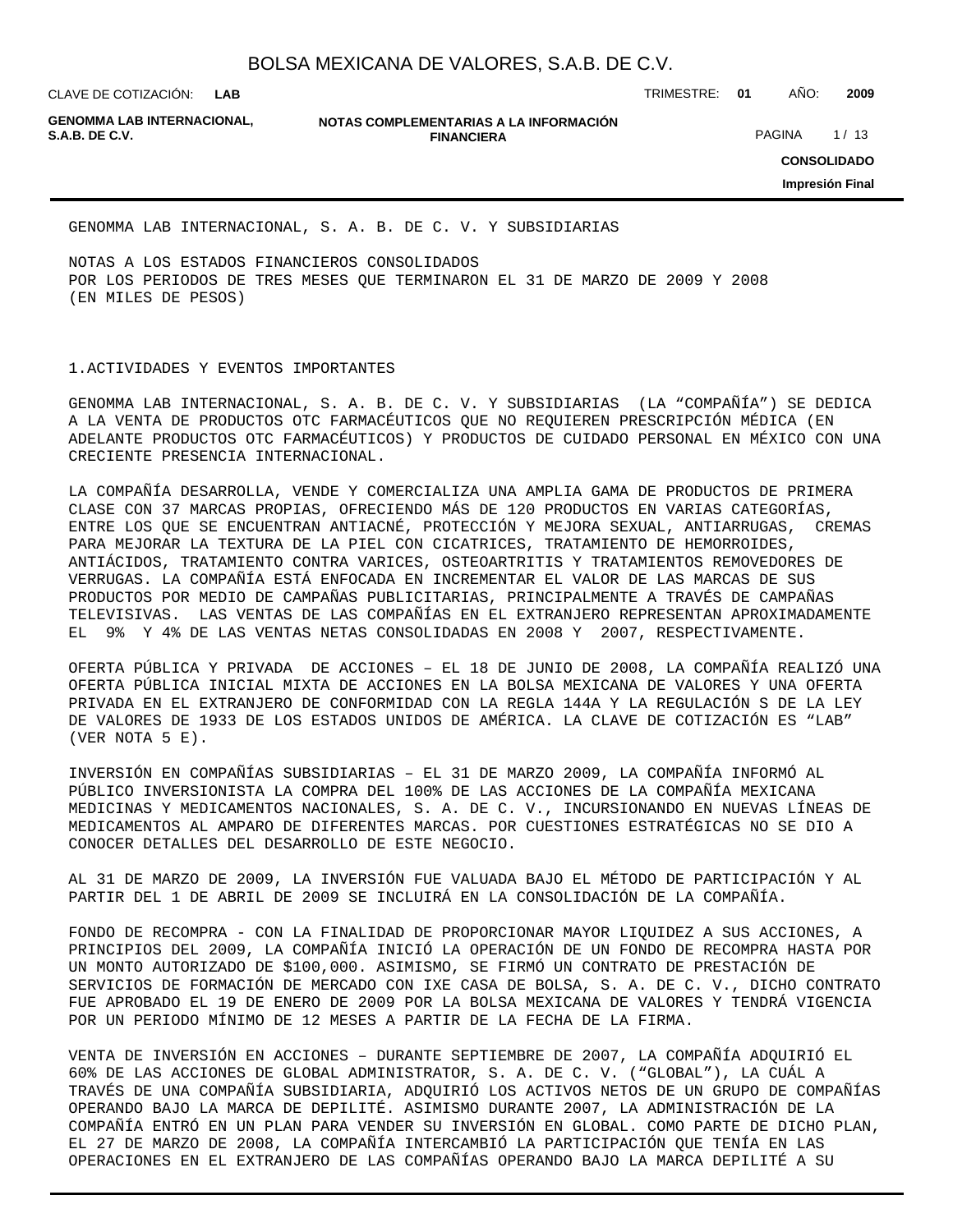GENOMMA LAB INTERNACIONAL, S. A. B. DE C. V. Y SUBSIDIARIAS

NOTAS A LOS ESTADOS FINANCIEROS CONSOLIDADOS
POR LOS PERIODOS DE TRES MESES QUE TERMINARON EL 31 DE MARZO DE 2009 Y 2008
(EN MILES DE PESOS)

1.ACTIVIDADES Y EVENTOS IMPORTANTES

GENOMMA LAB INTERNACIONAL, S. A. B. DE C. V. Y SUBSIDIARIAS (LA "COMPAÑÍA") SE DEDICA A LA VENTA DE PRODUCTOS OTC FARMACÉUTICOS QUE NO REQUIEREN PRESCRIPCIÓN MÉDICA (EN ADELANTE PRODUCTOS OTC FARMACÉUTICOS) Y PRODUCTOS DE CUIDADO PERSONAL EN MÉXICO CON UNA CRECIENTE PRESENCIA INTERNACIONAL.

LA COMPAÑÍA DESARROLLA, VENDE Y COMERCIALIZA UNA AMPLIA GAMA DE PRODUCTOS DE PRIMERA CLASE CON 37 MARCAS PROPIAS, OFRECIENDO MÁS DE 120 PRODUCTOS EN VARIAS CATEGORÍAS, ENTRE LOS QUE SE ENCUENTRAN ANTIACNÉ, PROTECCIÓN Y MEJORA SEXUAL, ANTIARRUGAS, CREMAS PARA MEJORAR LA TEXTURA DE LA PIEL CON CICATRICES, TRATAMIENTO DE HEMORROIDES, ANTIÁCIDOS, TRATAMIENTO CONTRA VARICES, OSTEOARTRITIS Y TRATAMIENTOS REMOVEDORES DE VERRUGAS. LA COMPAÑÍA ESTÁ ENFOCADA EN INCREMENTAR EL VALOR DE LAS MARCAS DE SUS PRODUCTOS POR MEDIO DE CAMPAÑAS PUBLICITARIAS, PRINCIPALMENTE A TRAVÉS DE CAMPAÑAS TELEVISIVAS. LAS VENTAS DE LAS COMPAÑÍAS EN EL EXTRANJERO REPRESENTAN APROXIMADAMENTE EL 9% Y 4% DE LAS VENTAS NETAS CONSOLIDADAS EN 2008 Y 2007, RESPECTIVAMENTE.

OFERTA PÚBLICA Y PRIVADA DE ACCIONES – EL 18 DE JUNIO DE 2008, LA COMPAÑÍA REALIZÓ UNA OFERTA PÚBLICA INICIAL MIXTA DE ACCIONES EN LA BOLSA MEXICANA DE VALORES Y UNA OFERTA PRIVADA EN EL EXTRANJERO DE CONFORMIDAD CON LA REGLA 144A Y LA REGULACIÓN S DE LA LEY DE VALORES DE 1933 DE LOS ESTADOS UNIDOS DE AMÉRICA. LA CLAVE DE COTIZACIÓN ES "LAB" (VER NOTA 5 E).

INVERSIÓN EN COMPAÑÍAS SUBSIDIARIAS – EL 31 DE MARZO 2009, LA COMPAÑÍA INFORMÓ AL PÚBLICO INVERSIONISTA LA COMPRA DEL 100% DE LAS ACCIONES DE LA COMPAÑÍA MEXICANA MEDICINAS Y MEDICAMENTOS NACIONALES, S. A. DE C. V., INCURSIONANDO EN NUEVAS LÍNEAS DE MEDICAMENTOS AL AMPARO DE DIFERENTES MARCAS. POR CUESTIONES ESTRATÉGICAS NO SE DIO A CONOCER DETALLES DEL DESARROLLO DE ESTE NEGOCIO.

AL 31 DE MARZO DE 2009, LA INVERSIÓN FUE VALUADA BAJO EL MÉTODO DE PARTICIPACIÓN Y AL PARTIR DEL 1 DE ABRIL DE 2009 SE INCLUIRÁ EN LA CONSOLIDACIÓN DE LA COMPAÑÍA.

FONDO DE RECOMPRA - CON LA FINALIDAD DE PROPORCIONAR MAYOR LIQUIDEZ A SUS ACCIONES, A PRINCIPIOS DEL 2009, LA COMPAÑÍA INICIÓ LA OPERACIÓN DE UN FONDO DE RECOMPRA HASTA POR UN MONTO AUTORIZADO DE $100,000. ASIMISMO, SE FIRMÓ UN CONTRATO DE PRESTACIÓN DE SERVICIOS DE FORMACIÓN DE MERCADO CON IXE CASA DE BOLSA, S. A. DE C. V., DICHO CONTRATO FUE APROBADO EL 19 DE ENERO DE 2009 POR LA BOLSA MEXICANA DE VALORES Y TENDRÁ VIGENCIA POR UN PERIODO MÍNIMO DE 12 MESES A PARTIR DE LA FECHA DE LA FIRMA.

VENTA DE INVERSIÓN EN ACCIONES – DURANTE SEPTIEMBRE DE 2007, LA COMPAÑÍA ADQUIRIÓ EL 60% DE LAS ACCIONES DE GLOBAL ADMINISTRATOR, S. A. DE C. V. ("GLOBAL"), LA CUÁL A TRAVÉS DE UNA COMPAÑÍA SUBSIDIARIA, ADQUIRIÓ LOS ACTIVOS NETOS DE UN GRUPO DE COMPAÑÍAS OPERANDO BAJO LA MARCA DE DEPILITÉ. ASIMISMO DURANTE 2007, LA ADMINISTRACIÓN DE LA COMPAÑÍA ENTRÓ EN UN PLAN PARA VENDER SU INVERSIÓN EN GLOBAL. COMO PARTE DE DICHO PLAN, EL 27 DE MARZO DE 2008, LA COMPAÑÍA INTERCAMBIÓ LA PARTICIPACIÓN QUE TENÍA EN LAS OPERACIONES EN EL EXTRANJERO DE LAS COMPAÑÍAS OPERANDO BAJO LA MARCA DEPILITÉ A SU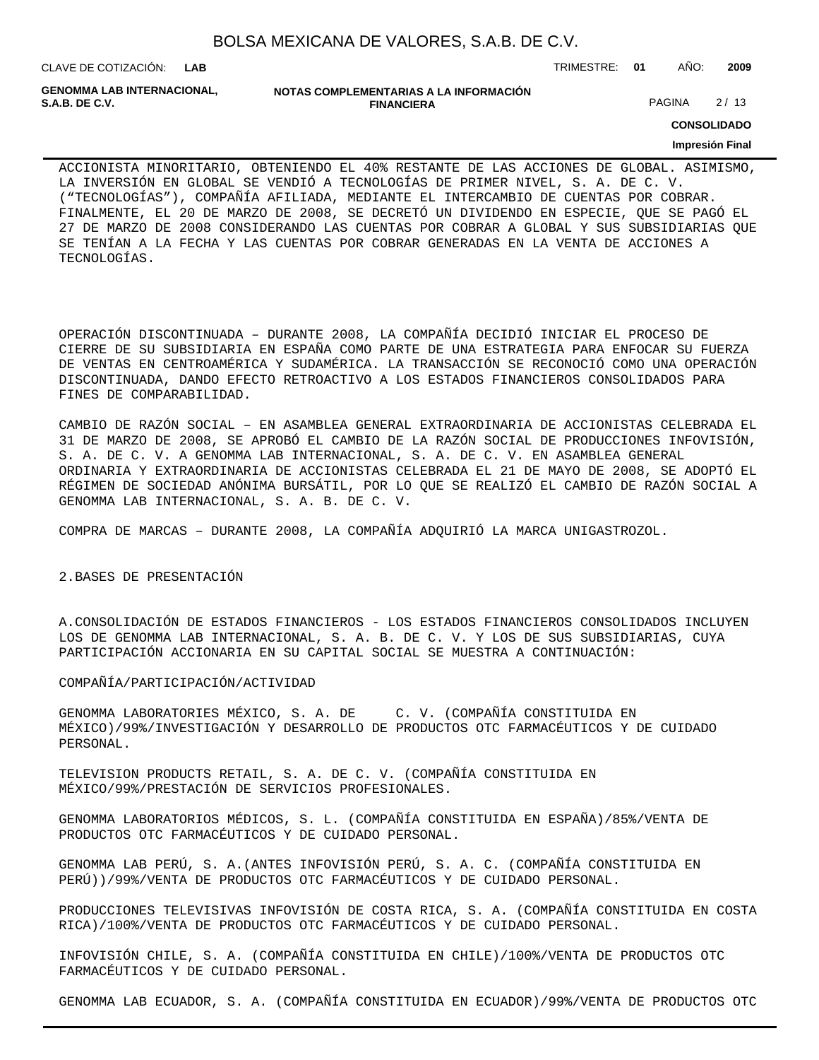ACCIONISTA MINORITARIO, OBTENIENDO EL 40% RESTANTE DE LAS ACCIONES DE GLOBAL. ASIMISMO, LA INVERSIÓN EN GLOBAL SE VENDIÓ A TECNOLOGÍAS DE PRIMER NIVEL, S. A. DE C. V. ("TECNOLOGÍAS"), COMPAÑÍA AFILIADA, MEDIANTE EL INTERCAMBIO DE CUENTAS POR COBRAR. FINALMENTE, EL 20 DE MARZO DE 2008, SE DECRETÓ UN DIVIDENDO EN ESPECIE, QUE SE PAGÓ EL 27 DE MARZO DE 2008 CONSIDERANDO LAS CUENTAS POR COBRAR A GLOBAL Y SUS SUBSIDIARIAS QUE SE TENÍAN A LA FECHA Y LAS CUENTAS POR COBRAR GENERADAS EN LA VENTA DE ACCIONES A TECNOLOGÍAS.

OPERACIÓN DISCONTINUADA – DURANTE 2008, LA COMPAÑÍA DECIDIÓ INICIAR EL PROCESO DE CIERRE DE SU SUBSIDIARIA EN ESPAÑA COMO PARTE DE UNA ESTRATEGIA PARA ENFOCAR SU FUERZA DE VENTAS EN CENTROAMÉRICA Y SUDAMÉRICA. LA TRANSACCIÓN SE RECONOCIÓ COMO UNA OPERACIÓN DISCONTINUADA, DANDO EFECTO RETROACTIVO A LOS ESTADOS FINANCIEROS CONSOLIDADOS PARA FINES DE COMPARABILIDAD.

CAMBIO DE RAZÓN SOCIAL – EN ASAMBLEA GENERAL EXTRAORDINARIA DE ACCIONISTAS CELEBRADA EL 31 DE MARZO DE 2008, SE APROBÓ EL CAMBIO DE LA RAZÓN SOCIAL DE PRODUCCIONES INFOVISIÓN, S. A. DE C. V. A GENOMMA LAB INTERNACIONAL, S. A. DE C. V. EN ASAMBLEA GENERAL ORDINARIA Y EXTRAORDINARIA DE ACCIONISTAS CELEBRADA EL 21 DE MAYO DE 2008, SE ADOPTÓ EL RÉGIMEN DE SOCIEDAD ANÓNIMA BURSÁTIL, POR LO QUE SE REALIZÓ EL CAMBIO DE RAZÓN SOCIAL A GENOMMA LAB INTERNACIONAL, S. A. B. DE C. V.

COMPRA DE MARCAS – DURANTE 2008, LA COMPAÑÍA ADQUIRIÓ LA MARCA UNIGASTROZOL.

## 2.BASES DE PRESENTACIÓN

A.CONSOLIDACIÓN DE ESTADOS FINANCIEROS - LOS ESTADOS FINANCIEROS CONSOLIDADOS INCLUYEN LOS DE GENOMMA LAB INTERNACIONAL, S. A. B. DE C. V. Y LOS DE SUS SUBSIDIARIAS, CUYA PARTICIPACIÓN ACCIONARIA EN SU CAPITAL SOCIAL SE MUESTRA A CONTINUACIÓN:

COMPAÑÍA/PARTICIPACIÓN/ACTIVIDAD

GENOMMA LABORATORIES MÉXICO, S. A. DE C. V. (COMPAÑÍA CONSTITUIDA EN MÉXICO)/99%/INVESTIGACIÓN Y DESARROLLO DE PRODUCTOS OTC FARMACÉUTICOS Y DE CUIDADO PERSONAL.

TELEVISION PRODUCTS RETAIL, S. A. DE C. V. (COMPAÑÍA CONSTITUIDA EN MÉXICO/99%/PRESTACIÓN DE SERVICIOS PROFESIONALES.

GENOMMA LABORATORIOS MÉDICOS, S. L. (COMPAÑÍA CONSTITUIDA EN ESPAÑA)/85%/VENTA DE PRODUCTOS OTC FARMACÉUTICOS Y DE CUIDADO PERSONAL.

GENOMMA LAB PERÚ, S. A.(ANTES INFOVISIÓN PERÚ, S. A. C. (COMPAÑÍA CONSTITUIDA EN PERÚ))/99%/VENTA DE PRODUCTOS OTC FARMACÉUTICOS Y DE CUIDADO PERSONAL.

PRODUCCIONES TELEVISIVAS INFOVISIÓN DE COSTA RICA, S. A. (COMPAÑÍA CONSTITUIDA EN COSTA RICA)/100%/VENTA DE PRODUCTOS OTC FARMACÉUTICOS Y DE CUIDADO PERSONAL.

INFOVISIÓN CHILE, S. A. (COMPAÑÍA CONSTITUIDA EN CHILE)/100%/VENTA DE PRODUCTOS OTC FARMACÉUTICOS Y DE CUIDADO PERSONAL.

GENOMMA LAB ECUADOR, S. A. (COMPAÑÍA CONSTITUIDA EN ECUADOR)/99%/VENTA DE PRODUCTOS OTC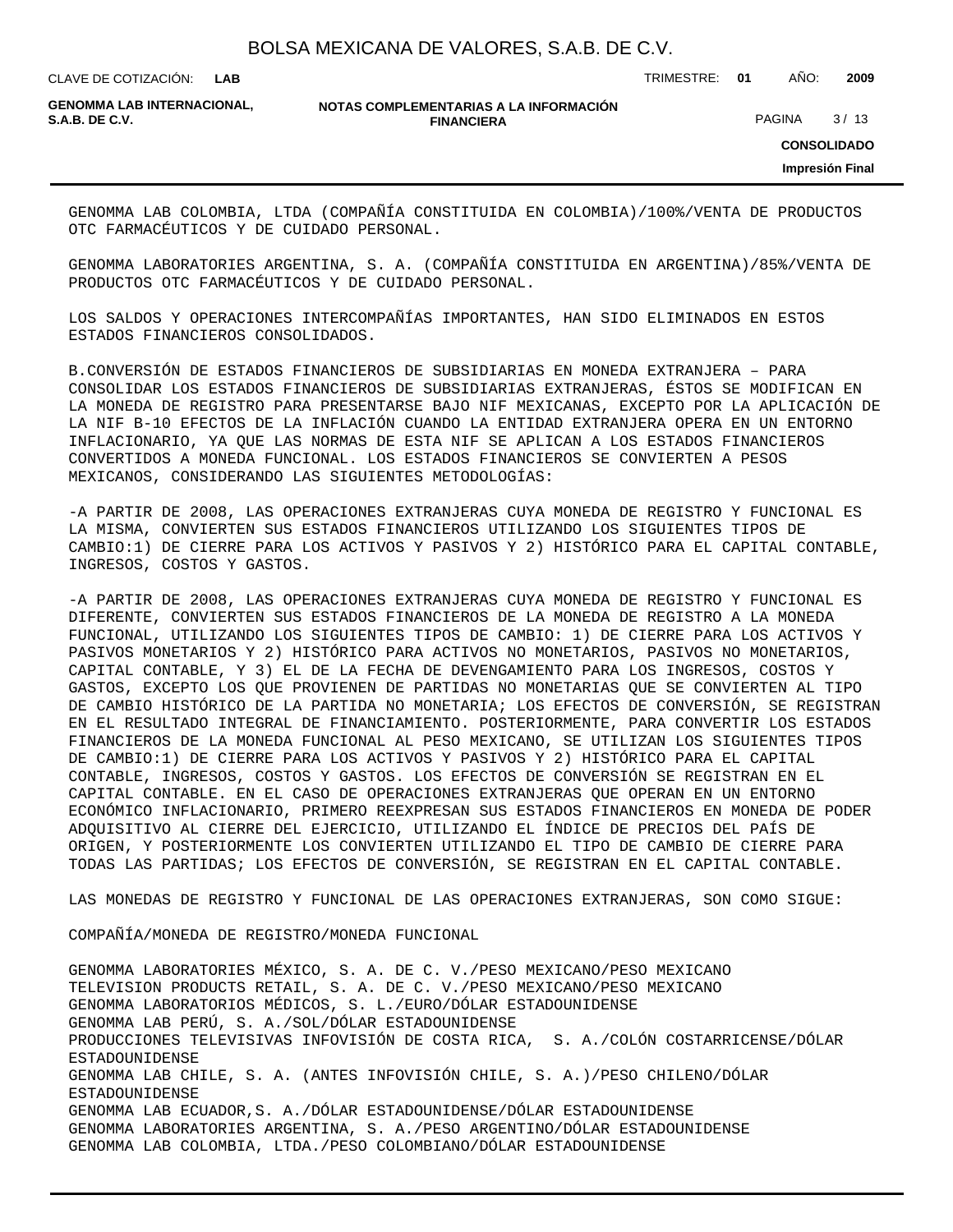GENOMMA LAB COLOMBIA, LTDA (COMPAÑÍA CONSTITUIDA EN COLOMBIA)/100%/VENTA DE PRODUCTOS OTC FARMACÉUTICOS Y DE CUIDADO PERSONAL.

GENOMMA LABORATORIES ARGENTINA, S. A. (COMPAÑÍA CONSTITUIDA EN ARGENTINA)/85%/VENTA DE PRODUCTOS OTC FARMACÉUTICOS Y DE CUIDADO PERSONAL.

LOS SALDOS Y OPERACIONES INTERCOMPAÑÍAS IMPORTANTES, HAN SIDO ELIMINADOS EN ESTOS ESTADOS FINANCIEROS CONSOLIDADOS.

B.CONVERSIÓN DE ESTADOS FINANCIEROS DE SUBSIDIARIAS EN MONEDA EXTRANJERA – PARA CONSOLIDAR LOS ESTADOS FINANCIEROS DE SUBSIDIARIAS EXTRANJERAS, ÉSTOS SE MODIFICAN EN LA MONEDA DE REGISTRO PARA PRESENTARSE BAJO NIF MEXICANAS, EXCEPTO POR LA APLICACIÓN DE LA NIF B-10 EFECTOS DE LA INFLACIÓN CUANDO LA ENTIDAD EXTRANJERA OPERA EN UN ENTORNO INFLACIONARIO, YA QUE LAS NORMAS DE ESTA NIF SE APLICAN A LOS ESTADOS FINANCIEROS CONVERTIDOS A MONEDA FUNCIONAL. LOS ESTADOS FINANCIEROS SE CONVIERTEN A PESOS MEXICANOS, CONSIDERANDO LAS SIGUIENTES METODOLOGÍAS:

-A PARTIR DE 2008, LAS OPERACIONES EXTRANJERAS CUYA MONEDA DE REGISTRO Y FUNCIONAL ES LA MISMA, CONVIERTEN SUS ESTADOS FINANCIEROS UTILIZANDO LOS SIGUIENTES TIPOS DE CAMBIO:1) DE CIERRE PARA LOS ACTIVOS Y PASIVOS Y 2) HISTÓRICO PARA EL CAPITAL CONTABLE, INGRESOS, COSTOS Y GASTOS.

-A PARTIR DE 2008, LAS OPERACIONES EXTRANJERAS CUYA MONEDA DE REGISTRO Y FUNCIONAL ES DIFERENTE, CONVIERTEN SUS ESTADOS FINANCIEROS DE LA MONEDA DE REGISTRO A LA MONEDA FUNCIONAL, UTILIZANDO LOS SIGUIENTES TIPOS DE CAMBIO: 1) DE CIERRE PARA LOS ACTIVOS Y PASIVOS MONETARIOS Y 2) HISTÓRICO PARA ACTIVOS NO MONETARIOS, PASIVOS NO MONETARIOS, CAPITAL CONTABLE, Y 3) EL DE LA FECHA DE DEVENGAMIENTO PARA LOS INGRESOS, COSTOS Y GASTOS, EXCEPTO LOS QUE PROVIENEN DE PARTIDAS NO MONETARIAS QUE SE CONVIERTEN AL TIPO DE CAMBIO HISTÓRICO DE LA PARTIDA NO MONETARIA; LOS EFECTOS DE CONVERSIÓN, SE REGISTRAN EN EL RESULTADO INTEGRAL DE FINANCIAMIENTO. POSTERIORMENTE, PARA CONVERTIR LOS ESTADOS FINANCIEROS DE LA MONEDA FUNCIONAL AL PESO MEXICANO, SE UTILIZAN LOS SIGUIENTES TIPOS DE CAMBIO:1) DE CIERRE PARA LOS ACTIVOS Y PASIVOS Y 2) HISTÓRICO PARA EL CAPITAL CONTABLE, INGRESOS, COSTOS Y GASTOS. LOS EFECTOS DE CONVERSIÓN SE REGISTRAN EN EL CAPITAL CONTABLE. EN EL CASO DE OPERACIONES EXTRANJERAS QUE OPERAN EN UN ENTORNO ECONÓMICO INFLACIONARIO, PRIMERO REEXPRESAN SUS ESTADOS FINANCIEROS EN MONEDA DE PODER ADQUISITIVO AL CIERRE DEL EJERCICIO, UTILIZANDO EL ÍNDICE DE PRECIOS DEL PAÍS DE ORIGEN, Y POSTERIORMENTE LOS CONVIERTEN UTILIZANDO EL TIPO DE CAMBIO DE CIERRE PARA TODAS LAS PARTIDAS; LOS EFECTOS DE CONVERSIÓN, SE REGISTRAN EN EL CAPITAL CONTABLE.

LAS MONEDAS DE REGISTRO Y FUNCIONAL DE LAS OPERACIONES EXTRANJERAS, SON COMO SIGUE:

COMPAÑÍA/MONEDA DE REGISTRO/MONEDA FUNCIONAL

GENOMMA LABORATORIES MÉXICO, S. A. DE C. V./PESO MEXICANO/PESO MEXICANO
TELEVISION PRODUCTS RETAIL, S. A. DE C. V./PESO MEXICANO/PESO MEXICANO
GENOMMA LABORATORIOS MÉDICOS, S. L./EURO/DÓLAR ESTADOUNIDENSE
GENOMMA LAB PERÚ, S. A./SOL/DÓLAR ESTADOUNIDENSE
PRODUCCIONES TELEVISIVAS INFOVISIÓN DE COSTA RICA, S. A./COLÓN COSTARRICENSE/DÓLAR ESTADOUNIDENSE
GENOMMA LAB CHILE, S. A. (ANTES INFOVISIÓN CHILE, S. A.)/PESO CHILENO/DÓLAR ESTADOUNIDENSE
GENOMMA LAB ECUADOR,S. A./DÓLAR ESTADOUNIDENSE/DÓLAR ESTADOUNIDENSE
GENOMMA LABORATORIES ARGENTINA, S. A./PESO ARGENTINO/DÓLAR ESTADOUNIDENSE
GENOMMA LAB COLOMBIA, LTDA./PESO COLOMBIANO/DÓLAR ESTADOUNIDENSE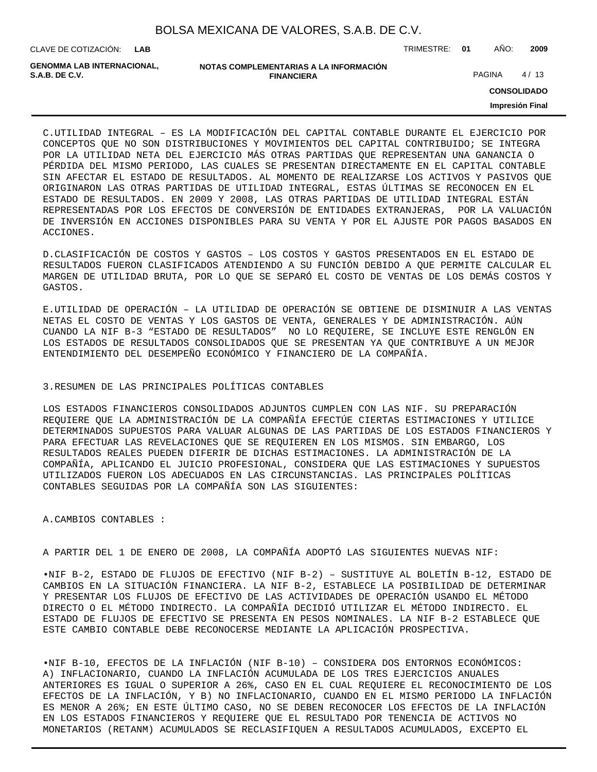C.UTILIDAD INTEGRAL – ES LA MODIFICACIÓN DEL CAPITAL CONTABLE DURANTE EL EJERCICIO POR CONCEPTOS QUE NO SON DISTRIBUCIONES Y MOVIMIENTOS DEL CAPITAL CONTRIBUIDO; SE INTEGRA POR LA UTILIDAD NETA DEL EJERCICIO MÁS OTRAS PARTIDAS QUE REPRESENTAN UNA GANANCIA O PÉRDIDA DEL MISMO PERIODO, LAS CUALES SE PRESENTAN DIRECTAMENTE EN EL CAPITAL CONTABLE SIN AFECTAR EL ESTADO DE RESULTADOS. AL MOMENTO DE REALIZARSE LOS ACTIVOS Y PASIVOS QUE ORIGINARON LAS OTRAS PARTIDAS DE UTILIDAD INTEGRAL, ESTAS ÚLTIMAS SE RECONOCEN EN EL ESTADO DE RESULTADOS. EN 2009 Y 2008, LAS OTRAS PARTIDAS DE UTILIDAD INTEGRAL ESTÁN REPRESENTADAS POR LOS EFECTOS DE CONVERSIÓN DE ENTIDADES EXTRANJERAS, POR LA VALUACIÓN DE INVERSIÓN EN ACCIONES DISPONIBLES PARA SU VENTA Y POR EL AJUSTE POR PAGOS BASADOS EN ACCIONES.

D.CLASIFICACIÓN DE COSTOS Y GASTOS – LOS COSTOS Y GASTOS PRESENTADOS EN EL ESTADO DE RESULTADOS FUERON CLASIFICADOS ATENDIENDO A SU FUNCIÓN DEBIDO A QUE PERMITE CALCULAR EL MARGEN DE UTILIDAD BRUTA, POR LO QUE SE SEPARÓ EL COSTO DE VENTAS DE LOS DEMÁS COSTOS Y GASTOS.

E.UTILIDAD DE OPERACIÓN – LA UTILIDAD DE OPERACIÓN SE OBTIENE DE DISMINUIR A LAS VENTAS NETAS EL COSTO DE VENTAS Y LOS GASTOS DE VENTA, GENERALES Y DE ADMINISTRACIÓN. AÚN CUANDO LA NIF B-3 “ESTADO DE RESULTADOS” NO LO REQUIERE, SE INCLUYE ESTE RENGLÓN EN LOS ESTADOS DE RESULTADOS CONSOLIDADOS QUE SE PRESENTAN YA QUE CONTRIBUYE A UN MEJOR ENTENDIMIENTO DEL DESEMPEÑO ECONÓMICO Y FINANCIERO DE LA COMPAÑÍA.

3.RESUMEN DE LAS PRINCIPALES POLÍTICAS CONTABLES

LOS ESTADOS FINANCIEROS CONSOLIDADOS ADJUNTOS CUMPLEN CON LAS NIF. SU PREPARACIÓN REQUIERE QUE LA ADMINISTRACIÓN DE LA COMPAÑÍA EFECTÚE CIERTAS ESTIMACIONES Y UTILICE DETERMINADOS SUPUESTOS PARA VALUAR ALGUNAS DE LAS PARTIDAS DE LOS ESTADOS FINANCIEROS Y PARA EFECTUAR LAS REVELACIONES QUE SE REQUIEREN EN LOS MISMOS. SIN EMBARGO, LOS RESULTADOS REALES PUEDEN DIFERIR DE DICHAS ESTIMACIONES. LA ADMINISTRACIÓN DE LA COMPAÑÍA, APLICANDO EL JUICIO PROFESIONAL, CONSIDERA QUE LAS ESTIMACIONES Y SUPUESTOS UTILIZADOS FUERON LOS ADECUADOS EN LAS CIRCUNSTANCIAS. LAS PRINCIPALES POLÍTICAS CONTABLES SEGUIDAS POR LA COMPAÑÍA SON LAS SIGUIENTES:

A.CAMBIOS CONTABLES :

A PARTIR DEL 1 DE ENERO DE 2008, LA COMPAÑÍA ADOPTÓ LAS SIGUIENTES NUEVAS NIF:

•NIF B-2, ESTADO DE FLUJOS DE EFECTIVO (NIF B-2) – SUSTITUYE AL BOLETÍN B-12, ESTADO DE CAMBIOS EN LA SITUACIÓN FINANCIERA. LA NIF B-2, ESTABLECE LA POSIBILIDAD DE DETERMINAR Y PRESENTAR LOS FLUJOS DE EFECTIVO DE LAS ACTIVIDADES DE OPERACIÓN USANDO EL MÉTODO DIRECTO O EL MÉTODO INDIRECTO. LA COMPAÑÍA DECIDIÓ UTILIZAR EL MÉTODO INDIRECTO. EL ESTADO DE FLUJOS DE EFECTIVO SE PRESENTA EN PESOS NOMINALES. LA NIF B-2 ESTABLECE QUE ESTE CAMBIO CONTABLE DEBE RECONOCERSE MEDIANTE LA APLICACIÓN PROSPECTIVA.

•NIF B-10, EFECTOS DE LA INFLACIÓN (NIF B-10) – CONSIDERA DOS ENTORNOS ECONÓMICOS: A) INFLACIONARIO, CUANDO LA INFLACIÓN ACUMULADA DE LOS TRES EJERCICIOS ANUALES ANTERIORES ES IGUAL O SUPERIOR A 26%, CASO EN EL CUAL REQUIERE EL RECONOCIMIENTO DE LOS EFECTOS DE LA INFLACIÓN, Y B) NO INFLACIONARIO, CUANDO EN EL MISMO PERIODO LA INFLACIÓN ES MENOR A 26%; EN ESTE ÚLTIMO CASO, NO SE DEBEN RECONOCER LOS EFECTOS DE LA INFLACIÓN EN LOS ESTADOS FINANCIEROS Y REQUIERE QUE EL RESULTADO POR TENENCIA DE ACTIVOS NO MONETARIOS (RETANM) ACUMULADOS SE RECLASIFIQUEN A RESULTADOS ACUMULADOS, EXCEPTO EL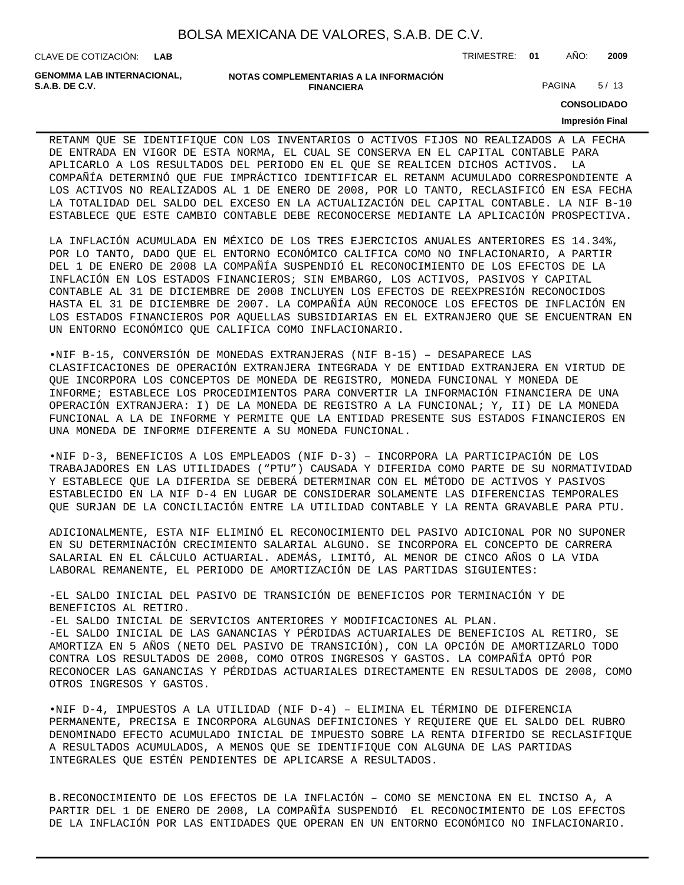RETANM QUE SE IDENTIFIQUE CON LOS INVENTARIOS O ACTIVOS FIJOS NO REALIZADOS A LA FECHA DE ENTRADA EN VIGOR DE ESTA NORMA, EL CUAL SE CONSERVA EN EL CAPITAL CONTABLE PARA APLICARLO A LOS RESULTADOS DEL PERIODO EN EL QUE SE REALICEN DICHOS ACTIVOS. LA COMPAÑÍA DETERMINÓ QUE FUE IMPRÁCTICO IDENTIFICAR EL RETANM ACUMULADO CORRESPONDIENTE A LOS ACTIVOS NO REALIZADOS AL 1 DE ENERO DE 2008, POR LO TANTO, RECLASIFICÓ EN ESA FECHA LA TOTALIDAD DEL SALDO DEL EXCESO EN LA ACTUALIZACIÓN DEL CAPITAL CONTABLE. LA NIF B-10 ESTABLECE QUE ESTE CAMBIO CONTABLE DEBE RECONOCERSE MEDIANTE LA APLICACIÓN PROSPECTIVA.

LA INFLACIÓN ACUMULADA EN MÉXICO DE LOS TRES EJERCICIOS ANUALES ANTERIORES ES 14.34%, POR LO TANTO, DADO QUE EL ENTORNO ECONÓMICO CALIFICA COMO NO INFLACIONARIO, A PARTIR DEL 1 DE ENERO DE 2008 LA COMPAÑÍA SUSPENDIÓ EL RECONOCIMIENTO DE LOS EFECTOS DE LA INFLACIÓN EN LOS ESTADOS FINANCIEROS; SIN EMBARGO, LOS ACTIVOS, PASIVOS Y CAPITAL CONTABLE AL 31 DE DICIEMBRE DE 2008 INCLUYEN LOS EFECTOS DE REEXPRESIÓN RECONOCIDOS HASTA EL 31 DE DICIEMBRE DE 2007. LA COMPAÑÍA AÚN RECONOCE LOS EFECTOS DE INFLACIÓN EN LOS ESTADOS FINANCIEROS POR AQUELLAS SUBSIDIARIAS EN EL EXTRANJERO QUE SE ENCUENTRAN EN UN ENTORNO ECONÓMICO QUE CALIFICA COMO INFLACIONARIO.

•NIF B-15, CONVERSIÓN DE MONEDAS EXTRANJERAS (NIF B-15) – DESAPARECE LAS CLASIFICACIONES DE OPERACIÓN EXTRANJERA INTEGRADA Y DE ENTIDAD EXTRANJERA EN VIRTUD DE QUE INCORPORA LOS CONCEPTOS DE MONEDA DE REGISTRO, MONEDA FUNCIONAL Y MONEDA DE INFORME; ESTABLECE LOS PROCEDIMIENTOS PARA CONVERTIR LA INFORMACIÓN FINANCIERA DE UNA OPERACIÓN EXTRANJERA: I) DE LA MONEDA DE REGISTRO A LA FUNCIONAL; Y, II) DE LA MONEDA FUNCIONAL A LA DE INFORME Y PERMITE QUE LA ENTIDAD PRESENTE SUS ESTADOS FINANCIEROS EN UNA MONEDA DE INFORME DIFERENTE A SU MONEDA FUNCIONAL.

•NIF D-3, BENEFICIOS A LOS EMPLEADOS (NIF D-3) – INCORPORA LA PARTICIPACIÓN DE LOS TRABAJADORES EN LAS UTILIDADES (“PTU”) CAUSADA Y DIFERIDA COMO PARTE DE SU NORMATIVIDAD Y ESTABLECE QUE LA DIFERIDA SE DEBERÁ DETERMINAR CON EL MÉTODO DE ACTIVOS Y PASIVOS ESTABLECIDO EN LA NIF D-4 EN LUGAR DE CONSIDERAR SOLAMENTE LAS DIFERENCIAS TEMPORALES QUE SURJAN DE LA CONCILIACIÓN ENTRE LA UTILIDAD CONTABLE Y LA RENTA GRAVABLE PARA PTU.

ADICIONALMENTE, ESTA NIF ELIMINÓ EL RECONOCIMIENTO DEL PASIVO ADICIONAL POR NO SUPONER EN SU DETERMINACIÓN CRECIMIENTO SALARIAL ALGUNO. SE INCORPORA EL CONCEPTO DE CARRERA SALARIAL EN EL CÁLCULO ACTUARIAL. ADEMÁS, LIMITÓ, AL MENOR DE CINCO AÑOS O LA VIDA LABORAL REMANENTE, EL PERIODO DE AMORTIZACIÓN DE LAS PARTIDAS SIGUIENTES:

-EL SALDO INICIAL DEL PASIVO DE TRANSICIÓN DE BENEFICIOS POR TERMINACIÓN Y DE BENEFICIOS AL RETIRO.
-EL SALDO INICIAL DE SERVICIOS ANTERIORES Y MODIFICACIONES AL PLAN.
-EL SALDO INICIAL DE LAS GANANCIAS Y PÉRDIDAS ACTUARIALES DE BENEFICIOS AL RETIRO, SE AMORTIZA EN 5 AÑOS (NETO DEL PASIVO DE TRANSICIÓN), CON LA OPCIÓN DE AMORTIZARLO TODO CONTRA LOS RESULTADOS DE 2008, COMO OTROS INGRESOS Y GASTOS. LA COMPAÑÍA OPTÓ POR RECONOCER LAS GANANCIAS Y PÉRDIDAS ACTUARIALES DIRECTAMENTE EN RESULTADOS DE 2008, COMO OTROS INGRESOS Y GASTOS.

•NIF D-4, IMPUESTOS A LA UTILIDAD (NIF D-4) – ELIMINA EL TÉRMINO DE DIFERENCIA PERMANENTE, PRECISA E INCORPORA ALGUNAS DEFINICIONES Y REQUIERE QUE EL SALDO DEL RUBRO DENOMINADO EFECTO ACUMULADO INICIAL DE IMPUESTO SOBRE LA RENTA DIFERIDO SE RECLASIFIQUE A RESULTADOS ACUMULADOS, A MENOS QUE SE IDENTIFIQUE CON ALGUNA DE LAS PARTIDAS INTEGRALES QUE ESTÉN PENDIENTES DE APLICARSE A RESULTADOS.

B.RECONOCIMIENTO DE LOS EFECTOS DE LA INFLACIÓN – COMO SE MENCIONA EN EL INCISO A, A PARTIR DEL 1 DE ENERO DE 2008, LA COMPAÑÍA SUSPENDIÓ EL RECONOCIMIENTO DE LOS EFECTOS DE LA INFLACIÓN POR LAS ENTIDADES QUE OPERAN EN UN ENTORNO ECONÓMICO NO INFLACIONARIO.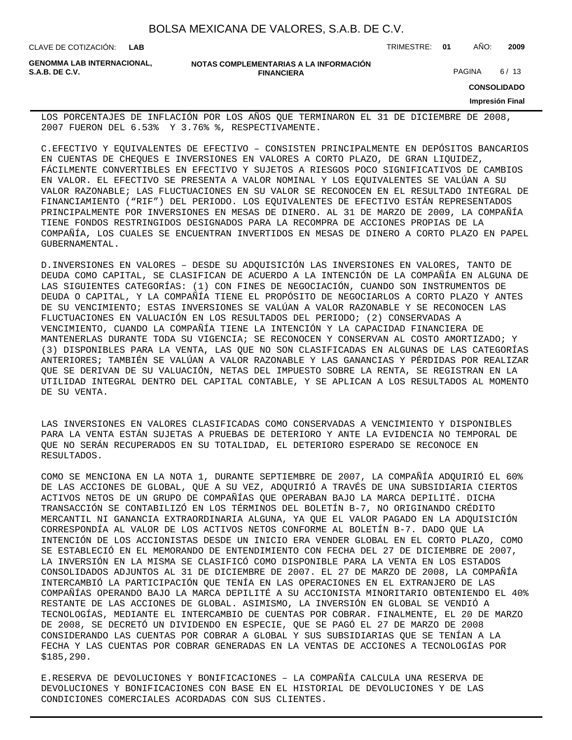LOS PORCENTAJES DE INFLACIÓN POR LOS AÑOS QUE TERMINARON EL 31 DE DICIEMBRE DE 2008, 2007 FUERON DEL 6.53% Y 3.76% %, RESPECTIVAMENTE.

C.EFECTIVO Y EQUIVALENTES DE EFECTIVO – CONSISTEN PRINCIPALMENTE EN DEPÓSITOS BANCARIOS EN CUENTAS DE CHEQUES E INVERSIONES EN VALORES A CORTO PLAZO, DE GRAN LIQUIDEZ, FÁCILMENTE CONVERTIBLES EN EFECTIVO Y SUJETOS A RIESGOS POCO SIGNIFICATIVOS DE CAMBIOS EN VALOR. EL EFECTIVO SE PRESENTA A VALOR NOMINAL Y LOS EQUIVALENTES SE VALÚAN A SU VALOR RAZONABLE; LAS FLUCTUACIONES EN SU VALOR SE RECONOCEN EN EL RESULTADO INTEGRAL DE FINANCIAMIENTO (“RIF”) DEL PERIODO. LOS EQUIVALENTES DE EFECTIVO ESTÁN REPRESENTADOS PRINCIPALMENTE POR INVERSIONES EN MESAS DE DINERO. AL 31 DE MARZO DE 2009, LA COMPAÑÍA TIENE FONDOS RESTRINGIDOS DESIGNADOS PARA LA RECOMPRA DE ACCIONES PROPIAS DE LA COMPAÑÍA, LOS CUALES SE ENCUENTRAN INVERTIDOS EN MESAS DE DINERO A CORTO PLAZO EN PAPEL GUBERNAMENTAL.

D.INVERSIONES EN VALORES – DESDE SU ADQUISICIÓN LAS INVERSIONES EN VALORES, TANTO DE DEUDA COMO CAPITAL, SE CLASIFICAN DE ACUERDO A LA INTENCIÓN DE LA COMPAÑÍA EN ALGUNA DE LAS SIGUIENTES CATEGORÍAS: (1) CON FINES DE NEGOCIACIÓN, CUANDO SON INSTRUMENTOS DE DEUDA O CAPITAL, Y LA COMPAÑÍA TIENE EL PROPÓSITO DE NEGOCIARLOS A CORTO PLAZO Y ANTES DE SU VENCIMIENTO; ESTAS INVERSIONES SE VALÚAN A VALOR RAZONABLE Y SE RECONOCEN LAS FLUCTUACIONES EN VALUACIÓN EN LOS RESULTADOS DEL PERIODO; (2) CONSERVADAS A VENCIMIENTO, CUANDO LA COMPAÑÍA TIENE LA INTENCIÓN Y LA CAPACIDAD FINANCIERA DE MANTENERLAS DURANTE TODA SU VIGENCIA; SE RECONOCEN Y CONSERVAN AL COSTO AMORTIZADO; Y (3) DISPONIBLES PARA LA VENTA, LAS QUE NO SON CLASIFICADAS EN ALGUNAS DE LAS CATEGORÍAS ANTERIORES; TAMBIÉN SE VALÚAN A VALOR RAZONABLE Y LAS GANANCIAS Y PÉRDIDAS POR REALIZAR QUE SE DERIVAN DE SU VALUACIÓN, NETAS DEL IMPUESTO SOBRE LA RENTA, SE REGISTRAN EN LA UTILIDAD INTEGRAL DENTRO DEL CAPITAL CONTABLE, Y SE APLICAN A LOS RESULTADOS AL MOMENTO DE SU VENTA.

LAS INVERSIONES EN VALORES CLASIFICADAS COMO CONSERVADAS A VENCIMIENTO Y DISPONIBLES PARA LA VENTA ESTÁN SUJETAS A PRUEBAS DE DETERIORO Y ANTE LA EVIDENCIA NO TEMPORAL DE QUE NO SERÁN RECUPERADOS EN SU TOTALIDAD, EL DETERIORO ESPERADO SE RECONOCE EN RESULTADOS.

COMO SE MENCIONA EN LA NOTA 1, DURANTE SEPTIEMBRE DE 2007, LA COMPAÑÍA ADQUIRIÓ EL 60% DE LAS ACCIONES DE GLOBAL, QUE A SU VEZ, ADQUIRIÓ A TRAVÉS DE UNA SUBSIDIARIA CIERTOS ACTIVOS NETOS DE UN GRUPO DE COMPAÑÍAS QUE OPERABAN BAJO LA MARCA DEPILITÉ. DICHA TRANSACCIÓN SE CONTABILIZÓ EN LOS TÉRMINOS DEL BOLETÍN B-7, NO ORIGINANDO CRÉDITO MERCANTIL NI GANANCIA EXTRAORDINARIA ALGUNA, YA QUE EL VALOR PAGADO EN LA ADQUISICIÓN CORRESPONDÍA AL VALOR DE LOS ACTIVOS NETOS CONFORME AL BOLETÍN B-7. DADO QUE LA INTENCIÓN DE LOS ACCIONISTAS DESDE UN INICIO ERA VENDER GLOBAL EN EL CORTO PLAZO, COMO SE ESTABLECIÓ EN EL MEMORANDO DE ENTENDIMIENTO CON FECHA DEL 27 DE DICIEMBRE DE 2007, LA INVERSIÓN EN LA MISMA SE CLASIFICÓ COMO DISPONIBLE PARA LA VENTA EN LOS ESTADOS CONSOLIDADOS ADJUNTOS AL 31 DE DICIEMBRE DE 2007. EL 27 DE MARZO DE 2008, LA COMPAÑÍA INTERCAMBIÓ LA PARTICIPACIÓN QUE TENÍA EN LAS OPERACIONES EN EL EXTRANJERO DE LAS COMPAÑÍAS OPERANDO BAJO LA MARCA DEPILITÉ A SU ACCIONISTA MINORITARIO OBTENIENDO EL 40% RESTANTE DE LAS ACCIONES DE GLOBAL. ASIMISMO, LA INVERSIÓN EN GLOBAL SE VENDIÓ A TECNOLOGÍAS, MEDIANTE EL INTERCAMBIO DE CUENTAS POR COBRAR. FINALMENTE, EL 20 DE MARZO DE 2008, SE DECRETÓ UN DIVIDENDO EN ESPECIE, QUE SE PAGÓ EL 27 DE MARZO DE 2008 CONSIDERANDO LAS CUENTAS POR COBRAR A GLOBAL Y SUS SUBSIDIARIAS QUE SE TENÍAN A LA FECHA Y LAS CUENTAS POR COBRAR GENERADAS EN LA VENTAS DE ACCIONES A TECNOLOGÍAS POR $185,290.

E.RESERVA DE DEVOLUCIONES Y BONIFICACIONES – LA COMPAÑÍA CALCULA UNA RESERVA DE DEVOLUCIONES Y BONIFICACIONES CON BASE EN EL HISTORIAL DE DEVOLUCIONES Y DE LAS CONDICIONES COMERCIALES ACORDADAS CON SUS CLIENTES.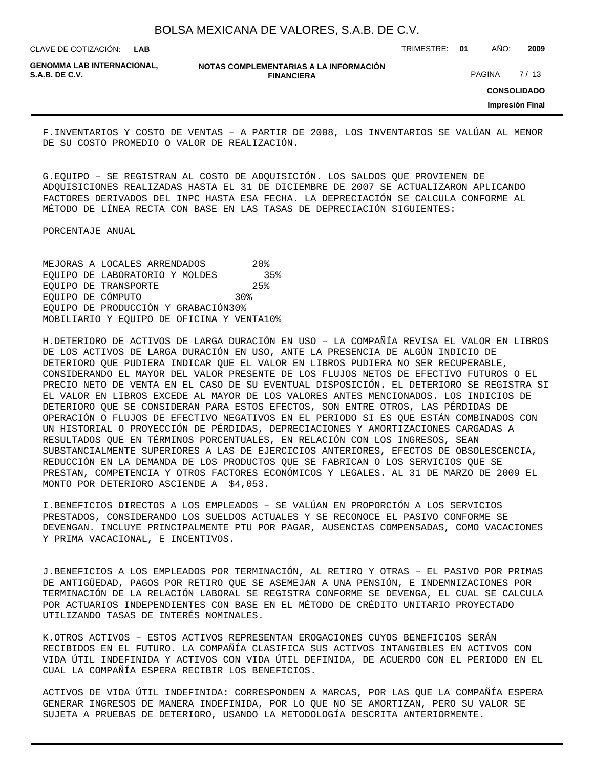F.INVENTARIOS Y COSTO DE VENTAS – A PARTIR DE 2008, LOS INVENTARIOS SE VALÚAN AL MENOR DE SU COSTO PROMEDIO O VALOR DE REALIZACIÓN.

G.EQUIPO – SE REGISTRAN AL COSTO DE ADQUISICIÓN. LOS SALDOS QUE PROVIENEN DE ADQUISICIONES REALIZADAS HASTA EL 31 DE DICIEMBRE DE 2007 SE ACTUALIZARON APLICANDO FACTORES DERIVADOS DEL INPC HASTA ESA FECHA. LA DEPRECIACIÓN SE CALCULA CONFORME AL MÉTODO DE LÍNEA RECTA CON BASE EN LAS TASAS DE DEPRECIACIÓN SIGUIENTES:

| | PORCENTAJE ANUAL |
|---|---|
| MEJORAS A LOCALES ARRENDADOS | 20% |
| EQUIPO DE LABORATORIO Y MOLDES | 35% |
| EQUIPO DE TRANSPORTE | 25% |
| EQUIPO DE CÓMPUTO | 30% |
| EQUIPO DE PRODUCCIÓN Y GRABACIÓN | 30% |
| MOBILIARIO Y EQUIPO DE OFICINA Y VENTA | 10% |

H.DETERIORO DE ACTIVOS DE LARGA DURACIÓN EN USO – LA COMPAÑÍA REVISA EL VALOR EN LIBROS DE LOS ACTIVOS DE LARGA DURACIÓN EN USO, ANTE LA PRESENCIA DE ALGÚN INDICIO DE DETERIORO QUE PUDIERA INDICAR QUE EL VALOR EN LIBROS PUDIERA NO SER RECUPERABLE, CONSIDERANDO EL MAYOR DEL VALOR PRESENTE DE LOS FLUJOS NETOS DE EFECTIVO FUTUROS O EL PRECIO NETO DE VENTA EN EL CASO DE SU EVENTUAL DISPOSICIÓN. EL DETERIORO SE REGISTRA SI EL VALOR EN LIBROS EXCEDE AL MAYOR DE LOS VALORES ANTES MENCIONADOS. LOS INDICIOS DE DETERIORO QUE SE CONSIDERAN PARA ESTOS EFECTOS, SON ENTRE OTROS, LAS PÉRDIDAS DE OPERACIÓN O FLUJOS DE EFECTIVO NEGATIVOS EN EL PERIODO SI ES QUE ESTÁN COMBINADOS CON UN HISTORIAL O PROYECCIÓN DE PÉRDIDAS, DEPRECIACIONES Y AMORTIZACIONES CARGADAS A RESULTADOS QUE EN TÉRMINOS PORCENTUALES, EN RELACIÓN CON LOS INGRESOS, SEAN SUBSTANCIALMENTE SUPERIORES A LAS DE EJERCICIOS ANTERIORES, EFECTOS DE OBSOLESCENCIA, REDUCCIÓN EN LA DEMANDA DE LOS PRODUCTOS QUE SE FABRICAN O LOS SERVICIOS QUE SE PRESTAN, COMPETENCIA Y OTROS FACTORES ECONÓMICOS Y LEGALES. AL 31 DE MARZO DE 2009 EL MONTO POR DETERIORO ASCIENDE A $4,053.

I.BENEFICIOS DIRECTOS A LOS EMPLEADOS – SE VALÚAN EN PROPORCIÓN A LOS SERVICIOS PRESTADOS, CONSIDERANDO LOS SUELDOS ACTUALES Y SE RECONOCE EL PASIVO CONFORME SE DEVENGAN. INCLUYE PRINCIPALMENTE PTU POR PAGAR, AUSENCIAS COMPENSADAS, COMO VACACIONES Y PRIMA VACACIONAL, E INCENTIVOS.

J.BENEFICIOS A LOS EMPLEADOS POR TERMINACIÓN, AL RETIRO Y OTRAS – EL PASIVO POR PRIMAS DE ANTIGÜEDAD, PAGOS POR RETIRO QUE SE ASEMEJAN A UNA PENSIÓN, E INDEMNIZACIONES POR TERMINACIÓN DE LA RELACIÓN LABORAL SE REGISTRA CONFORME SE DEVENGA, EL CUAL SE CALCULA POR ACTUARIOS INDEPENDIENTES CON BASE EN EL MÉTODO DE CRÉDITO UNITARIO PROYECTADO UTILIZANDO TASAS DE INTERÉS NOMINALES.

K.OTROS ACTIVOS – ESTOS ACTIVOS REPRESENTAN EROGACIONES CUYOS BENEFICIOS SERÁN RECIBIDOS EN EL FUTURO. LA COMPAÑÍA CLASIFICA SUS ACTIVOS INTANGIBLES EN ACTIVOS CON VIDA ÚTIL INDEFINIDA Y ACTIVOS CON VIDA ÚTIL DEFINIDA, DE ACUERDO CON EL PERIODO EN EL CUAL LA COMPAÑÍA ESPERA RECIBIR LOS BENEFICIOS.

ACTIVOS DE VIDA ÚTIL INDEFINIDA: CORRESPONDEN A MARCAS, POR LAS QUE LA COMPAÑÍA ESPERA GENERAR INGRESOS DE MANERA INDEFINIDA, POR LO QUE NO SE AMORTIZAN, PERO SU VALOR SE SUJETA A PRUEBAS DE DETERIORO, USANDO LA METODOLOGÍA DESCRITA ANTERIORMENTE.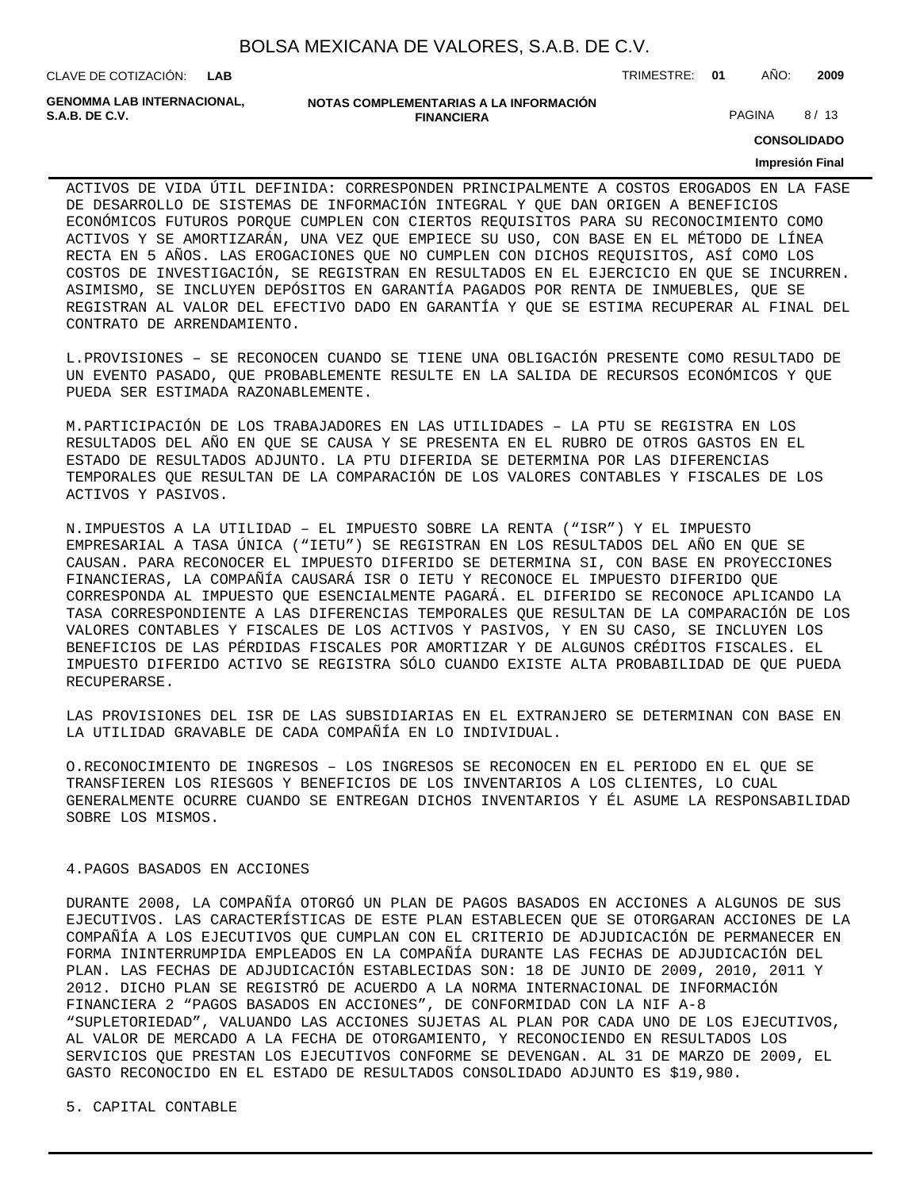ACTIVOS DE VIDA ÚTIL DEFINIDA: CORRESPONDEN PRINCIPALMENTE A COSTOS EROGADOS EN LA FASE DE DESARROLLO DE SISTEMAS DE INFORMACIÓN INTEGRAL Y QUE DAN ORIGEN A BENEFICIOS ECONÓMICOS FUTUROS PORQUE CUMPLEN CON CIERTOS REQUISITOS PARA SU RECONOCIMIENTO COMO ACTIVOS Y SE AMORTIZARÁN, UNA VEZ QUE EMPIECE SU USO, CON BASE EN EL MÉTODO DE LÍNEA RECTA EN 5 AÑOS. LAS EROGACIONES QUE NO CUMPLEN CON DICHOS REQUISITOS, ASÍ COMO LOS COSTOS DE INVESTIGACIÓN, SE REGISTRAN EN RESULTADOS EN EL EJERCICIO EN QUE SE INCURREN. ASIMISMO, SE INCLUYEN DEPÓSITOS EN GARANTÍA PAGADOS POR RENTA DE INMUEBLES, QUE SE REGISTRAN AL VALOR DEL EFECTIVO DADO EN GARANTÍA Y QUE SE ESTIMA RECUPERAR AL FINAL DEL CONTRATO DE ARRENDAMIENTO.

L.PROVISIONES – SE RECONOCEN CUANDO SE TIENE UNA OBLIGACIÓN PRESENTE COMO RESULTADO DE UN EVENTO PASADO, QUE PROBABLEMENTE RESULTE EN LA SALIDA DE RECURSOS ECONÓMICOS Y QUE PUEDA SER ESTIMADA RAZONABLEMENTE.

M.PARTICIPACIÓN DE LOS TRABAJADORES EN LAS UTILIDADES – LA PTU SE REGISTRA EN LOS RESULTADOS DEL AÑO EN QUE SE CAUSA Y SE PRESENTA EN EL RUBRO DE OTROS GASTOS EN EL ESTADO DE RESULTADOS ADJUNTO. LA PTU DIFERIDA SE DETERMINA POR LAS DIFERENCIAS TEMPORALES QUE RESULTAN DE LA COMPARACIÓN DE LOS VALORES CONTABLES Y FISCALES DE LOS ACTIVOS Y PASIVOS.

N.IMPUESTOS A LA UTILIDAD – EL IMPUESTO SOBRE LA RENTA (“ISR”) Y EL IMPUESTO EMPRESARIAL A TASA ÚNICA (“IETU”) SE REGISTRAN EN LOS RESULTADOS DEL AÑO EN QUE SE CAUSAN. PARA RECONOCER EL IMPUESTO DIFERIDO SE DETERMINA SI, CON BASE EN PROYECCIONES FINANCIERAS, LA COMPAÑÍA CAUSARÁ ISR O IETU Y RECONOCE EL IMPUESTO DIFERIDO QUE CORRESPONDA AL IMPUESTO QUE ESENCIALMENTE PAGARÁ. EL DIFERIDO SE RECONOCE APLICANDO LA TASA CORRESPONDIENTE A LAS DIFERENCIAS TEMPORALES QUE RESULTAN DE LA COMPARACIÓN DE LOS VALORES CONTABLES Y FISCALES DE LOS ACTIVOS Y PASIVOS, Y EN SU CASO, SE INCLUYEN LOS BENEFICIOS DE LAS PÉRDIDAS FISCALES POR AMORTIZAR Y DE ALGUNOS CRÉDITOS FISCALES. EL IMPUESTO DIFERIDO ACTIVO SE REGISTRA SÓLO CUANDO EXISTE ALTA PROBABILIDAD DE QUE PUEDA RECUPERARSE.

LAS PROVISIONES DEL ISR DE LAS SUBSIDIARIAS EN EL EXTRANJERO SE DETERMINAN CON BASE EN LA UTILIDAD GRAVABLE DE CADA COMPAÑÍA EN LO INDIVIDUAL.

O.RECONOCIMIENTO DE INGRESOS – LOS INGRESOS SE RECONOCEN EN EL PERIODO EN EL QUE SE TRANSFIEREN LOS RIESGOS Y BENEFICIOS DE LOS INVENTARIOS A LOS CLIENTES, LO CUAL GENERALMENTE OCURRE CUANDO SE ENTREGAN DICHOS INVENTARIOS Y ÉL ASUME LA RESPONSABILIDAD SOBRE LOS MISMOS.

## 4.PAGOS BASADOS EN ACCIONES

DURANTE 2008, LA COMPAÑÍA OTORGÓ UN PLAN DE PAGOS BASADOS EN ACCIONES A ALGUNOS DE SUS EJECUTIVOS. LAS CARACTERÍSTICAS DE ESTE PLAN ESTABLECEN QUE SE OTORGARAN ACCIONES DE LA COMPAÑÍA A LOS EJECUTIVOS QUE CUMPLAN CON EL CRITERIO DE ADJUDICACIÓN DE PERMANECER EN FORMA ININTERRUMPIDA EMPLEADOS EN LA COMPAÑÍA DURANTE LAS FECHAS DE ADJUDICACIÓN DEL PLAN. LAS FECHAS DE ADJUDICACIÓN ESTABLECIDAS SON: 18 DE JUNIO DE 2009, 2010, 2011 Y 2012. DICHO PLAN SE REGISTRÓ DE ACUERDO A LA NORMA INTERNACIONAL DE INFORMACIÓN FINANCIERA 2 “PAGOS BASADOS EN ACCIONES”, DE CONFORMIDAD CON LA NIF A-8 “SUPLETORIEDAD”, VALUANDO LAS ACCIONES SUJETAS AL PLAN POR CADA UNO DE LOS EJECUTIVOS, AL VALOR DE MERCADO A LA FECHA DE OTORGAMIENTO, Y RECONOCIENDO EN RESULTADOS LOS SERVICIOS QUE PRESTAN LOS EJECUTIVOS CONFORME SE DEVENGAN. AL 31 DE MARZO DE 2009, EL GASTO RECONOCIDO EN EL ESTADO DE RESULTADOS CONSOLIDADO ADJUNTO ES $19,980.

## 5. CAPITAL CONTABLE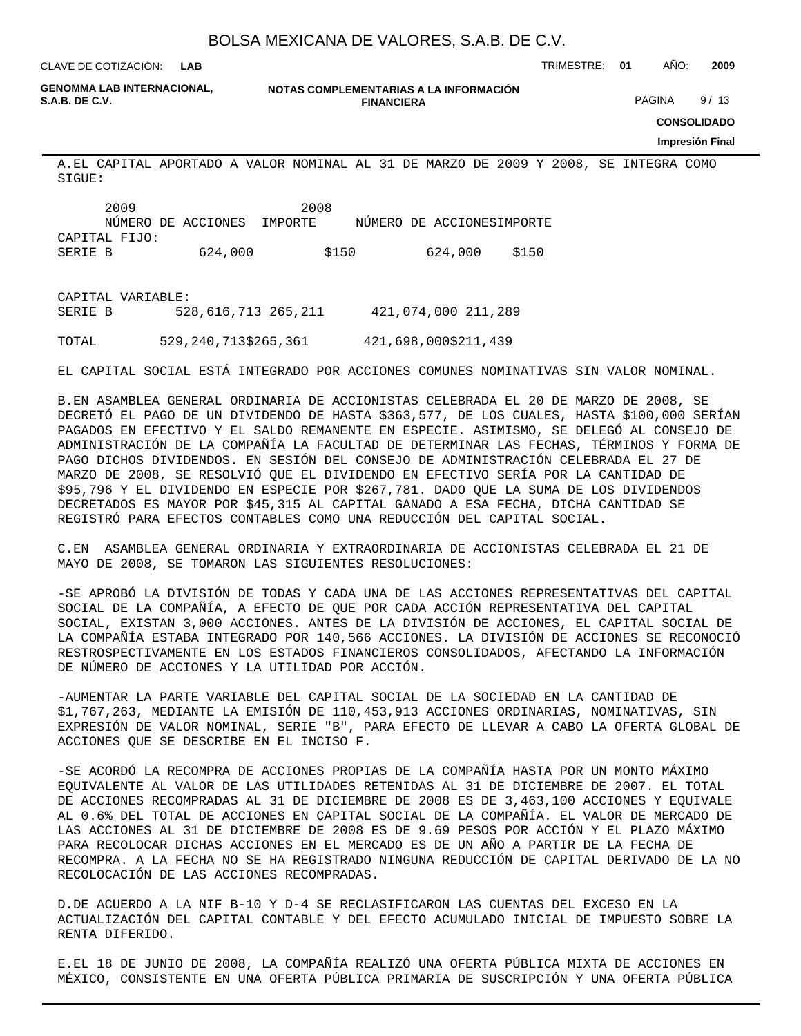A.EL CAPITAL APORTADO A VALOR NOMINAL AL 31 DE MARZO DE 2009 Y 2008, SE INTEGRA COMO SIGUE:

| | 2009 | | 2008 | |
|---|---|---|---|---|
| | NÚMERO DE ACCIONES | IMPORTE | NÚMERO DE ACCIONES | IMPORTE |
| CAPITAL FIJO: | | | | |
| SERIE B | 624,000 | $150 | 624,000 | $150 |
| CAPITAL VARIABLE: | | | | |
| SERIE B | 528,616,713 | 265,211 | 421,074,000 | 211,289 |
| TOTAL | 529,240,713 | $265,361 | 421,698,000 | $211,439 |

EL CAPITAL SOCIAL ESTÁ INTEGRADO POR ACCIONES COMUNES NOMINATIVAS SIN VALOR NOMINAL.

B.EN ASAMBLEA GENERAL ORDINARIA DE ACCIONISTAS CELEBRADA EL 20 DE MARZO DE 2008, SE DECRETÓ EL PAGO DE UN DIVIDENDO DE HASTA $363,577, DE LOS CUALES, HASTA $100,000 SERÍAN PAGADOS EN EFECTIVO Y EL SALDO REMANENTE EN ESPECIE. ASIMISMO, SE DELEGÓ AL CONSEJO DE ADMINISTRACIÓN DE LA COMPAÑÍA LA FACULTAD DE DETERMINAR LAS FECHAS, TÉRMINOS Y FORMA DE PAGO DICHOS DIVIDENDOS. EN SESIÓN DEL CONSEJO DE ADMINISTRACIÓN CELEBRADA EL 27 DE MARZO DE 2008, SE RESOLVIÓ QUE EL DIVIDENDO EN EFECTIVO SERÍA POR LA CANTIDAD DE $95,796 Y EL DIVIDENDO EN ESPECIE POR $267,781. DADO QUE LA SUMA DE LOS DIVIDENDOS DECRETADOS ES MAYOR POR $45,315 AL CAPITAL GANADO A ESA FECHA, DICHA CANTIDAD SE REGISTRÓ PARA EFECTOS CONTABLES COMO UNA REDUCCIÓN DEL CAPITAL SOCIAL.

C.EN ASAMBLEA GENERAL ORDINARIA Y EXTRAORDINARIA DE ACCIONISTAS CELEBRADA EL 21 DE MAYO DE 2008, SE TOMARON LAS SIGUIENTES RESOLUCIONES:

-SE APROBÓ LA DIVISIÓN DE TODAS Y CADA UNA DE LAS ACCIONES REPRESENTATIVAS DEL CAPITAL SOCIAL DE LA COMPAÑÍA, A EFECTO DE QUE POR CADA ACCIÓN REPRESENTATIVA DEL CAPITAL SOCIAL, EXISTAN 3,000 ACCIONES. ANTES DE LA DIVISIÓN DE ACCIONES, EL CAPITAL SOCIAL DE LA COMPAÑÍA ESTABA INTEGRADO POR 140,566 ACCIONES. LA DIVISIÓN DE ACCIONES SE RECONOCIÓ RESTROSPECTIVAMENTE EN LOS ESTADOS FINANCIEROS CONSOLIDADOS, AFECTANDO LA INFORMACIÓN DE NÚMERO DE ACCIONES Y LA UTILIDAD POR ACCIÓN.

-AUMENTAR LA PARTE VARIABLE DEL CAPITAL SOCIAL DE LA SOCIEDAD EN LA CANTIDAD DE $1,767,263, MEDIANTE LA EMISIÓN DE 110,453,913 ACCIONES ORDINARIAS, NOMINATIVAS, SIN EXPRESIÓN DE VALOR NOMINAL, SERIE "B", PARA EFECTO DE LLEVAR A CABO LA OFERTA GLOBAL DE ACCIONES QUE SE DESCRIBE EN EL INCISO F.

-SE ACORDÓ LA RECOMPRA DE ACCIONES PROPIAS DE LA COMPAÑÍA HASTA POR UN MONTO MÁXIMO EQUIVALENTE AL VALOR DE LAS UTILIDADES RETENIDAS AL 31 DE DICIEMBRE DE 2007. EL TOTAL DE ACCIONES RECOMPRADAS AL 31 DE DICIEMBRE DE 2008 ES DE 3,463,100 ACCIONES Y EQUIVALE AL 0.6% DEL TOTAL DE ACCIONES EN CAPITAL SOCIAL DE LA COMPAÑÍA. EL VALOR DE MERCADO DE LAS ACCIONES AL 31 DE DICIEMBRE DE 2008 ES DE 9.69 PESOS POR ACCIÓN Y EL PLAZO MÁXIMO PARA RECOLOCAR DICHAS ACCIONES EN EL MERCADO ES DE UN AÑO A PARTIR DE LA FECHA DE RECOMPRA. A LA FECHA NO SE HA REGISTRADO NINGUNA REDUCCIÓN DE CAPITAL DERIVADO DE LA NO RECOLOCACIÓN DE LAS ACCIONES RECOMPRADAS.

D.DE ACUERDO A LA NIF B-10 Y D-4 SE RECLASIFICARON LAS CUENTAS DEL EXCESO EN LA ACTUALIZACIÓN DEL CAPITAL CONTABLE Y DEL EFECTO ACUMULADO INICIAL DE IMPUESTO SOBRE LA RENTA DIFERIDO.

E.EL 18 DE JUNIO DE 2008, LA COMPAÑÍA REALIZÓ UNA OFERTA PÚBLICA MIXTA DE ACCIONES EN MÉXICO, CONSISTENTE EN UNA OFERTA PÚBLICA PRIMARIA DE SUSCRIPCIÓN Y UNA OFERTA PÚBLICA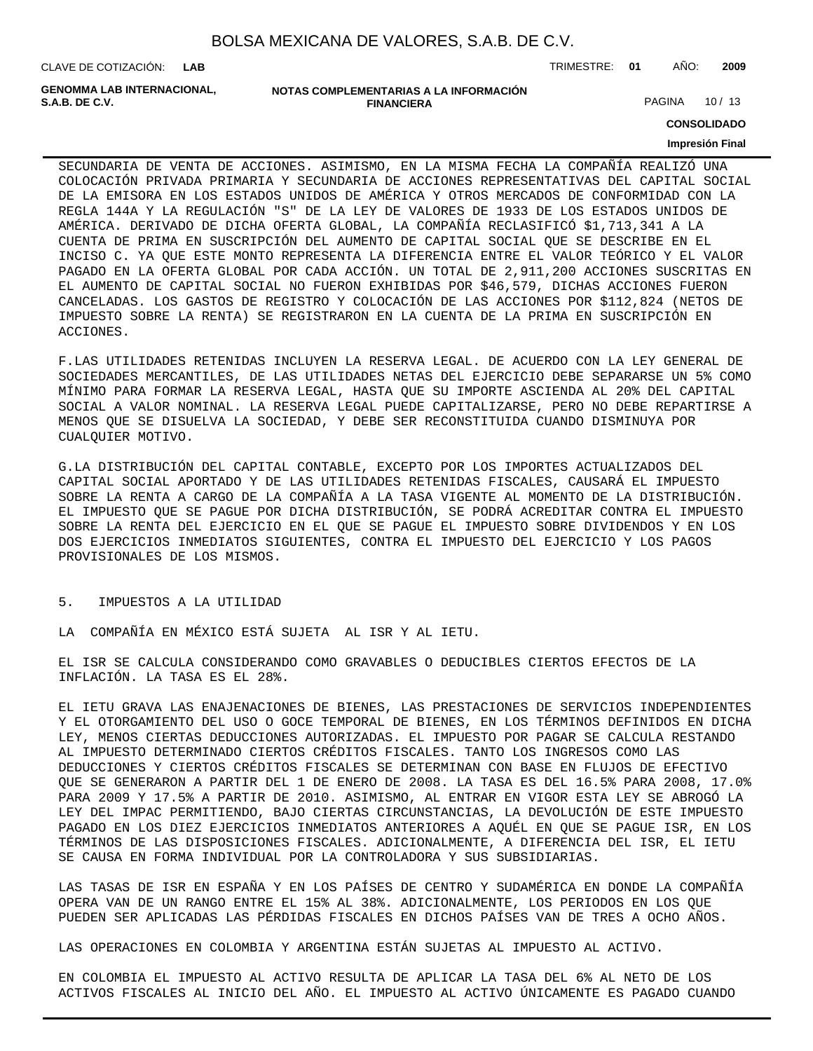SECUNDARIA DE VENTA DE ACCIONES. ASIMISMO, EN LA MISMA FECHA LA COMPAÑÍA REALIZÓ UNA COLOCACIÓN PRIVADA PRIMARIA Y SECUNDARIA DE ACCIONES REPRESENTATIVAS DEL CAPITAL SOCIAL DE LA EMISORA EN LOS ESTADOS UNIDOS DE AMÉRICA Y OTROS MERCADOS DE CONFORMIDAD CON LA REGLA 144A Y LA REGULACIÓN "S" DE LA LEY DE VALORES DE 1933 DE LOS ESTADOS UNIDOS DE AMÉRICA. DERIVADO DE DICHA OFERTA GLOBAL, LA COMPAÑÍA RECLASIFICÓ $1,713,341 A LA CUENTA DE PRIMA EN SUSCRIPCIÓN DEL AUMENTO DE CAPITAL SOCIAL QUE SE DESCRIBE EN EL INCISO C. YA QUE ESTE MONTO REPRESENTA LA DIFERENCIA ENTRE EL VALOR TEÓRICO Y EL VALOR PAGADO EN LA OFERTA GLOBAL POR CADA ACCIÓN. UN TOTAL DE 2,911,200 ACCIONES SUSCRITAS EN EL AUMENTO DE CAPITAL SOCIAL NO FUERON EXHIBIDAS POR $46,579, DICHAS ACCIONES FUERON CANCELADAS. LOS GASTOS DE REGISTRO Y COLOCACIÓN DE LAS ACCIONES POR $112,824 (NETOS DE IMPUESTO SOBRE LA RENTA) SE REGISTRARON EN LA CUENTA DE LA PRIMA EN SUSCRIPCIÓN EN ACCIONES.

F.LAS UTILIDADES RETENIDAS INCLUYEN LA RESERVA LEGAL. DE ACUERDO CON LA LEY GENERAL DE SOCIEDADES MERCANTILES, DE LAS UTILIDADES NETAS DEL EJERCICIO DEBE SEPARARSE UN 5% COMO MÍNIMO PARA FORMAR LA RESERVA LEGAL, HASTA QUE SU IMPORTE ASCIENDA AL 20% DEL CAPITAL SOCIAL A VALOR NOMINAL. LA RESERVA LEGAL PUEDE CAPITALIZARSE, PERO NO DEBE REPARTIRSE A MENOS QUE SE DISUELVA LA SOCIEDAD, Y DEBE SER RECONSTITUIDA CUANDO DISMINUYA POR CUALQUIER MOTIVO.

G.LA DISTRIBUCIÓN DEL CAPITAL CONTABLE, EXCEPTO POR LOS IMPORTES ACTUALIZADOS DEL CAPITAL SOCIAL APORTADO Y DE LAS UTILIDADES RETENIDAS FISCALES, CAUSARÁ EL IMPUESTO SOBRE LA RENTA A CARGO DE LA COMPAÑÍA A LA TASA VIGENTE AL MOMENTO DE LA DISTRIBUCIÓN. EL IMPUESTO QUE SE PAGUE POR DICHA DISTRIBUCIÓN, SE PODRÁ ACREDITAR CONTRA EL IMPUESTO SOBRE LA RENTA DEL EJERCICIO EN EL QUE SE PAGUE EL IMPUESTO SOBRE DIVIDENDOS Y EN LOS DOS EJERCICIOS INMEDIATOS SIGUIENTES, CONTRA EL IMPUESTO DEL EJERCICIO Y LOS PAGOS PROVISIONALES DE LOS MISMOS.

## 5. IMPUESTOS A LA UTILIDAD

LA COMPAÑÍA EN MÉXICO ESTÁ SUJETA AL ISR Y AL IETU.

EL ISR SE CALCULA CONSIDERANDO COMO GRAVABLES O DEDUCIBLES CIERTOS EFECTOS DE LA INFLACIÓN. LA TASA ES EL 28%.

EL IETU GRAVA LAS ENAJENACIONES DE BIENES, LAS PRESTACIONES DE SERVICIOS INDEPENDIENTES Y EL OTORGAMIENTO DEL USO O GOCE TEMPORAL DE BIENES, EN LOS TÉRMINOS DEFINIDOS EN DICHA LEY, MENOS CIERTAS DEDUCCIONES AUTORIZADAS. EL IMPUESTO POR PAGAR SE CALCULA RESTANDO AL IMPUESTO DETERMINADO CIERTOS CRÉDITOS FISCALES. TANTO LOS INGRESOS COMO LAS DEDUCCIONES Y CIERTOS CRÉDITOS FISCALES SE DETERMINAN CON BASE EN FLUJOS DE EFECTIVO QUE SE GENERARON A PARTIR DEL 1 DE ENERO DE 2008. LA TASA ES DEL 16.5% PARA 2008, 17.0% PARA 2009 Y 17.5% A PARTIR DE 2010. ASIMISMO, AL ENTRAR EN VIGOR ESTA LEY SE ABROGÓ LA LEY DEL IMPAC PERMITIENDO, BAJO CIERTAS CIRCUNSTANCIAS, LA DEVOLUCIÓN DE ESTE IMPUESTO PAGADO EN LOS DIEZ EJERCICIOS INMEDIATOS ANTERIORES A AQUÉL EN QUE SE PAGUE ISR, EN LOS TÉRMINOS DE LAS DISPOSICIONES FISCALES. ADICIONALMENTE, A DIFERENCIA DEL ISR, EL IETU SE CAUSA EN FORMA INDIVIDUAL POR LA CONTROLADORA Y SUS SUBSIDIARIAS.

LAS TASAS DE ISR EN ESPAÑA Y EN LOS PAÍSES DE CENTRO Y SUDAMÉRICA EN DONDE LA COMPAÑÍA OPERA VAN DE UN RANGO ENTRE EL 15% AL 38%. ADICIONALMENTE, LOS PERIODOS EN LOS QUE PUEDEN SER APLICADAS LAS PÉRDIDAS FISCALES EN DICHOS PAÍSES VAN DE TRES A OCHO AÑOS.

LAS OPERACIONES EN COLOMBIA Y ARGENTINA ESTÁN SUJETAS AL IMPUESTO AL ACTIVO.

EN COLOMBIA EL IMPUESTO AL ACTIVO RESULTA DE APLICAR LA TASA DEL 6% AL NETO DE LOS ACTIVOS FISCALES AL INICIO DEL AÑO. EL IMPUESTO AL ACTIVO ÚNICAMENTE ES PAGADO CUANDO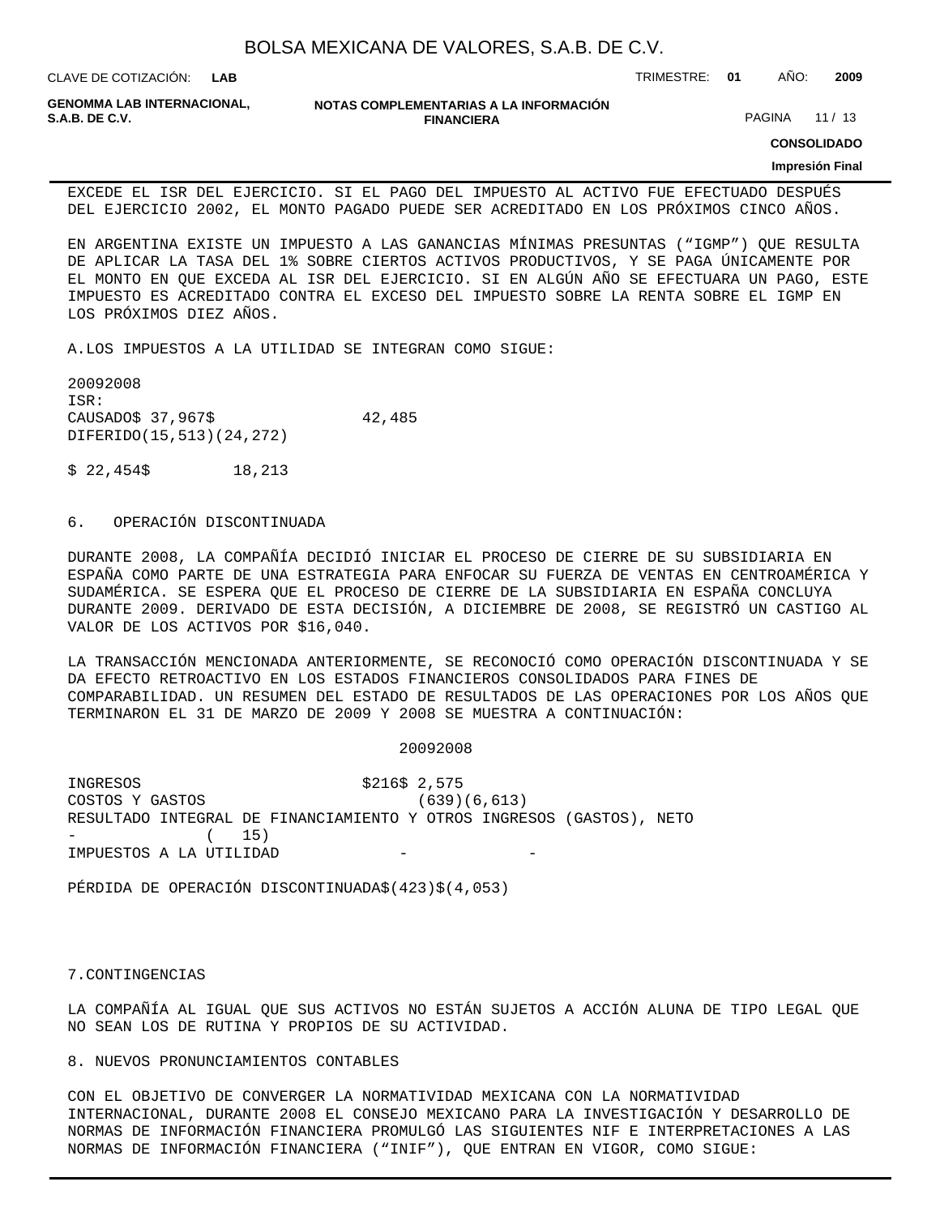EXCEDE EL ISR DEL EJERCICIO. SI EL PAGO DEL IMPUESTO AL ACTIVO FUE EFECTUADO DESPUÉS DEL EJERCICIO 2002, EL MONTO PAGADO PUEDE SER ACREDITADO EN LOS PRÓXIMOS CINCO AÑOS.

EN ARGENTINA EXISTE UN IMPUESTO A LAS GANANCIAS MÍNIMAS PRESUNTAS ("IGMP") QUE RESULTA DE APLICAR LA TASA DEL 1% SOBRE CIERTOS ACTIVOS PRODUCTIVOS, Y SE PAGA ÚNICAMENTE POR EL MONTO EN QUE EXCEDA AL ISR DEL EJERCICIO. SI EN ALGÚN AÑO SE EFECTUARA UN PAGO, ESTE IMPUESTO ES ACREDITADO CONTRA EL EXCESO DEL IMPUESTO SOBRE LA RENTA SOBRE EL IGMP EN LOS PRÓXIMOS DIEZ AÑOS.

A.LOS IMPUESTOS A LA UTILIDAD SE INTEGRAN COMO SIGUE:

| | 2009 | 2008 |
|---|---|---|
| ISR: | | |
| CAUSADO | $ 37,967 | $ 42,485 |
| DIFERIDO | (15,513) | (24,272) |
| | $ 22,454 | $ 18,213 |

6. OPERACIÓN DISCONTINUADA

DURANTE 2008, LA COMPAÑÍA DECIDIÓ INICIAR EL PROCESO DE CIERRE DE SU SUBSIDIARIA EN ESPAÑA COMO PARTE DE UNA ESTRATEGIA PARA ENFOCAR SU FUERZA DE VENTAS EN CENTROAMÉRICA Y SUDAMÉRICA. SE ESPERA QUE EL PROCESO DE CIERRE DE LA SUBSIDIARIA EN ESPAÑA CONCLUYA DURANTE 2009. DERIVADO DE ESTA DECISIÓN, A DICIEMBRE DE 2008, SE REGISTRÓ UN CASTIGO AL VALOR DE LOS ACTIVOS POR $16,040.

LA TRANSACCIÓN MENCIONADA ANTERIORMENTE, SE RECONOCIÓ COMO OPERACIÓN DISCONTINUADA Y SE DA EFECTO RETROACTIVO EN LOS ESTADOS FINANCIEROS CONSOLIDADOS PARA FINES DE COMPARABILIDAD. UN RESUMEN DEL ESTADO DE RESULTADOS DE LAS OPERACIONES POR LOS AÑOS QUE TERMINARON EL 31 DE MARZO DE 2009 Y 2008 SE MUESTRA A CONTINUACIÓN:

| | 2009 | 2008 |
|---|---|---|
| INGRESOS | $216 | $ 2,575 |
| COSTOS Y GASTOS | (639) | (6,613) |
| RESULTADO INTEGRAL DE FINANCIAMIENTO Y OTROS INGRESOS (GASTOS), NETO | - | ( 15) |
| IMPUESTOS A LA UTILIDAD | - | - |
| PÉRDIDA DE OPERACIÓN DISCONTINUADA | $(423) | $(4,053) |

7.CONTINGENCIAS

LA COMPAÑÍA AL IGUAL QUE SUS ACTIVOS NO ESTÁN SUJETOS A ACCIÓN ALUNA DE TIPO LEGAL QUE NO SEAN LOS DE RUTINA Y PROPIOS DE SU ACTIVIDAD.

8. NUEVOS PRONUNCIAMIENTOS CONTABLES

CON EL OBJETIVO DE CONVERGER LA NORMATIVIDAD MEXICANA CON LA NORMATIVIDAD INTERNACIONAL, DURANTE 2008 EL CONSEJO MEXICANO PARA LA INVESTIGACIÓN Y DESARROLLO DE NORMAS DE INFORMACIÓN FINANCIERA PROMULGÓ LAS SIGUIENTES NIF E INTERPRETACIONES A LAS NORMAS DE INFORMACIÓN FINANCIERA ("INIF"), QUE ENTRAN EN VIGOR, COMO SIGUE: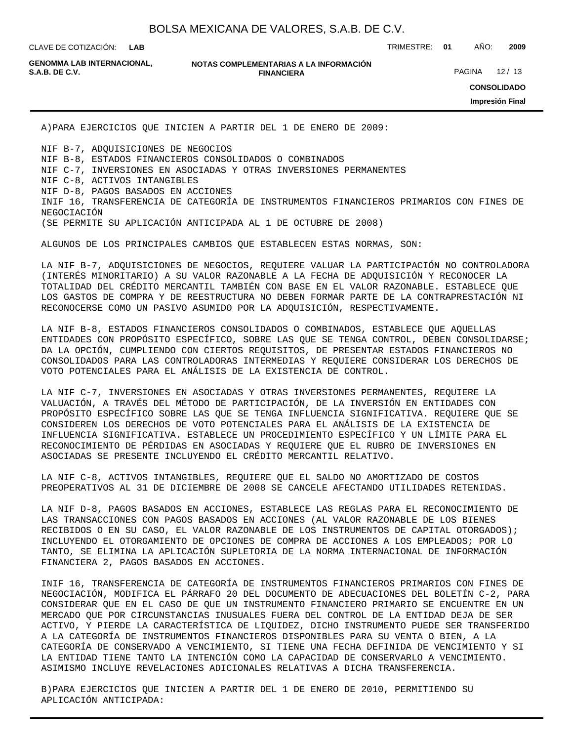A)PARA EJERCICIOS QUE INICIEN A PARTIR DEL 1 DE ENERO DE 2009:

NIF B-7, ADQUISICIONES DE NEGOCIOS
NIF B-8, ESTADOS FINANCIEROS CONSOLIDADOS O COMBINADOS
NIF C-7, INVERSIONES EN ASOCIADAS Y OTRAS INVERSIONES PERMANENTES
NIF C-8, ACTIVOS INTANGIBLES
NIF D-8, PAGOS BASADOS EN ACCIONES
INIF 16, TRANSFERENCIA DE CATEGORÍA DE INSTRUMENTOS FINANCIEROS PRIMARIOS CON FINES DE NEGOCIACIÓN
(SE PERMITE SU APLICACIÓN ANTICIPADA AL 1 DE OCTUBRE DE 2008)

ALGUNOS DE LOS PRINCIPALES CAMBIOS QUE ESTABLECEN ESTAS NORMAS, SON:

LA NIF B-7, ADQUISICIONES DE NEGOCIOS, REQUIERE VALUAR LA PARTICIPACIÓN NO CONTROLADORA (INTERÉS MINORITARIO) A SU VALOR RAZONABLE A LA FECHA DE ADQUISICIÓN Y RECONOCER LA TOTALIDAD DEL CRÉDITO MERCANTIL TAMBIÉN CON BASE EN EL VALOR RAZONABLE. ESTABLECE QUE LOS GASTOS DE COMPRA Y DE REESTRUCTURA NO DEBEN FORMAR PARTE DE LA CONTRAPRESTACIÓN NI RECONOCERSE COMO UN PASIVO ASUMIDO POR LA ADQUISICIÓN, RESPECTIVAMENTE.

LA NIF B-8, ESTADOS FINANCIEROS CONSOLIDADOS O COMBINADOS, ESTABLECE QUE AQUELLAS ENTIDADES CON PROPÓSITO ESPECÍFICO, SOBRE LAS QUE SE TENGA CONTROL, DEBEN CONSOLIDARSE; DA LA OPCIÓN, CUMPLIENDO CON CIERTOS REQUISITOS, DE PRESENTAR ESTADOS FINANCIEROS NO CONSOLIDADOS PARA LAS CONTROLADORAS INTERMEDIAS Y REQUIERE CONSIDERAR LOS DERECHOS DE VOTO POTENCIALES PARA EL ANÁLISIS DE LA EXISTENCIA DE CONTROL.

LA NIF C-7, INVERSIONES EN ASOCIADAS Y OTRAS INVERSIONES PERMANENTES, REQUIERE LA VALUACIÓN, A TRAVÉS DEL MÉTODO DE PARTICIPACIÓN, DE LA INVERSIÓN EN ENTIDADES CON PROPÓSITO ESPECÍFICO SOBRE LAS QUE SE TENGA INFLUENCIA SIGNIFICATIVA. REQUIERE QUE SE CONSIDEREN LOS DERECHOS DE VOTO POTENCIALES PARA EL ANÁLISIS DE LA EXISTENCIA DE INFLUENCIA SIGNIFICATIVA. ESTABLECE UN PROCEDIMIENTO ESPECÍFICO Y UN LÍMITE PARA EL RECONOCIMIENTO DE PÉRDIDAS EN ASOCIADAS Y REQUIERE QUE EL RUBRO DE INVERSIONES EN ASOCIADAS SE PRESENTE INCLUYENDO EL CRÉDITO MERCANTIL RELATIVO.

LA NIF C-8, ACTIVOS INTANGIBLES, REQUIERE QUE EL SALDO NO AMORTIZADO DE COSTOS PREOPERATIVOS AL 31 DE DICIEMBRE DE 2008 SE CANCELE AFECTANDO UTILIDADES RETENIDAS.

LA NIF D-8, PAGOS BASADOS EN ACCIONES, ESTABLECE LAS REGLAS PARA EL RECONOCIMIENTO DE LAS TRANSACCIONES CON PAGOS BASADOS EN ACCIONES (AL VALOR RAZONABLE DE LOS BIENES RECIBIDOS O EN SU CASO, EL VALOR RAZONABLE DE LOS INSTRUMENTOS DE CAPITAL OTORGADOS); INCLUYENDO EL OTORGAMIENTO DE OPCIONES DE COMPRA DE ACCIONES A LOS EMPLEADOS; POR LO TANTO, SE ELIMINA LA APLICACIÓN SUPLETORIA DE LA NORMA INTERNACIONAL DE INFORMACIÓN FINANCIERA 2, PAGOS BASADOS EN ACCIONES.

INIF 16, TRANSFERENCIA DE CATEGORÍA DE INSTRUMENTOS FINANCIEROS PRIMARIOS CON FINES DE NEGOCIACIÓN, MODIFICA EL PÁRRAFO 20 DEL DOCUMENTO DE ADECUACIONES DEL BOLETÍN C-2, PARA CONSIDERAR QUE EN EL CASO DE QUE UN INSTRUMENTO FINANCIERO PRIMARIO SE ENCUENTRE EN UN MERCADO QUE POR CIRCUNSTANCIAS INUSUALES FUERA DEL CONTROL DE LA ENTIDAD DEJA DE SER ACTIVO, Y PIERDE LA CARACTERÍSTICA DE LIQUIDEZ, DICHO INSTRUMENTO PUEDE SER TRANSFERIDO A LA CATEGORÍA DE INSTRUMENTOS FINANCIEROS DISPONIBLES PARA SU VENTA O BIEN, A LA CATEGORÍA DE CONSERVADO A VENCIMIENTO, SI TIENE UNA FECHA DEFINIDA DE VENCIMIENTO Y SI LA ENTIDAD TIENE TANTO LA INTENCIÓN COMO LA CAPACIDAD DE CONSERVARLO A VENCIMIENTO. ASIMISMO INCLUYE REVELACIONES ADICIONALES RELATIVAS A DICHA TRANSFERENCIA.

B)PARA EJERCICIOS QUE INICIEN A PARTIR DEL 1 DE ENERO DE 2010, PERMITIENDO SU APLICACIÓN ANTICIPADA: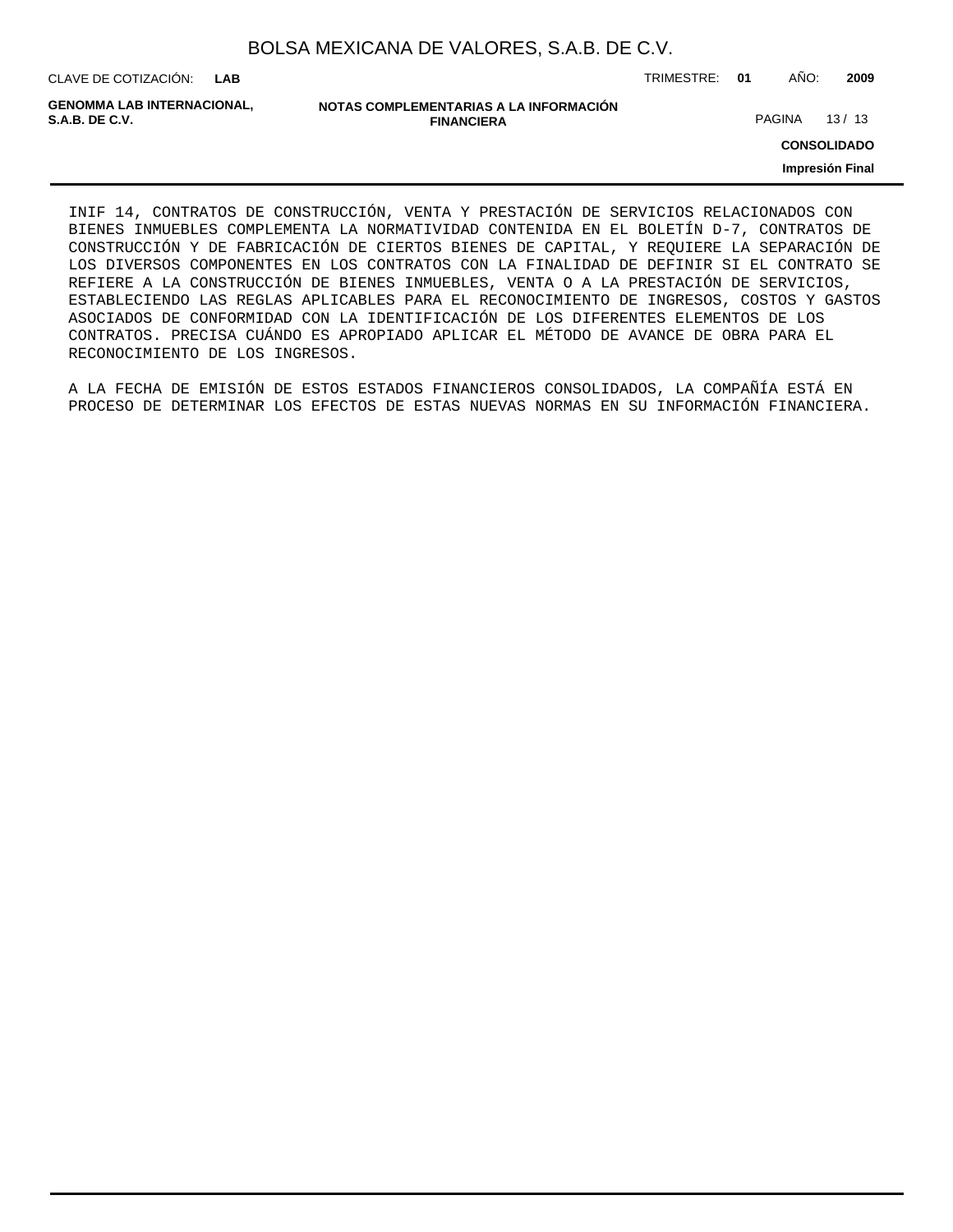INIF 14, CONTRATOS DE CONSTRUCCIÓN, VENTA Y PRESTACIÓN DE SERVICIOS RELACIONADOS CON BIENES INMUEBLES COMPLEMENTA LA NORMATIVIDAD CONTENIDA EN EL BOLETÍN D-7, CONTRATOS DE CONSTRUCCIÓN Y DE FABRICACIÓN DE CIERTOS BIENES DE CAPITAL, Y REQUIERE LA SEPARACIÓN DE LOS DIVERSOS COMPONENTES EN LOS CONTRATOS CON LA FINALIDAD DE DEFINIR SI EL CONTRATO SE REFIERE A LA CONSTRUCCIÓN DE BIENES INMUEBLES, VENTA O A LA PRESTACIÓN DE SERVICIOS, ESTABLECIENDO LAS REGLAS APLICABLES PARA EL RECONOCIMIENTO DE INGRESOS, COSTOS Y GASTOS ASOCIADOS DE CONFORMIDAD CON LA IDENTIFICACIÓN DE LOS DIFERENTES ELEMENTOS DE LOS CONTRATOS. PRECISA CUÁNDO ES APROPIADO APLICAR EL MÉTODO DE AVANCE DE OBRA PARA EL RECONOCIMIENTO DE LOS INGRESOS.

A LA FECHA DE EMISIÓN DE ESTOS ESTADOS FINANCIEROS CONSOLIDADOS, LA COMPAÑÍA ESTÁ EN PROCESO DE DETERMINAR LOS EFECTOS DE ESTAS NUEVAS NORMAS EN SU INFORMACIÓN FINANCIERA.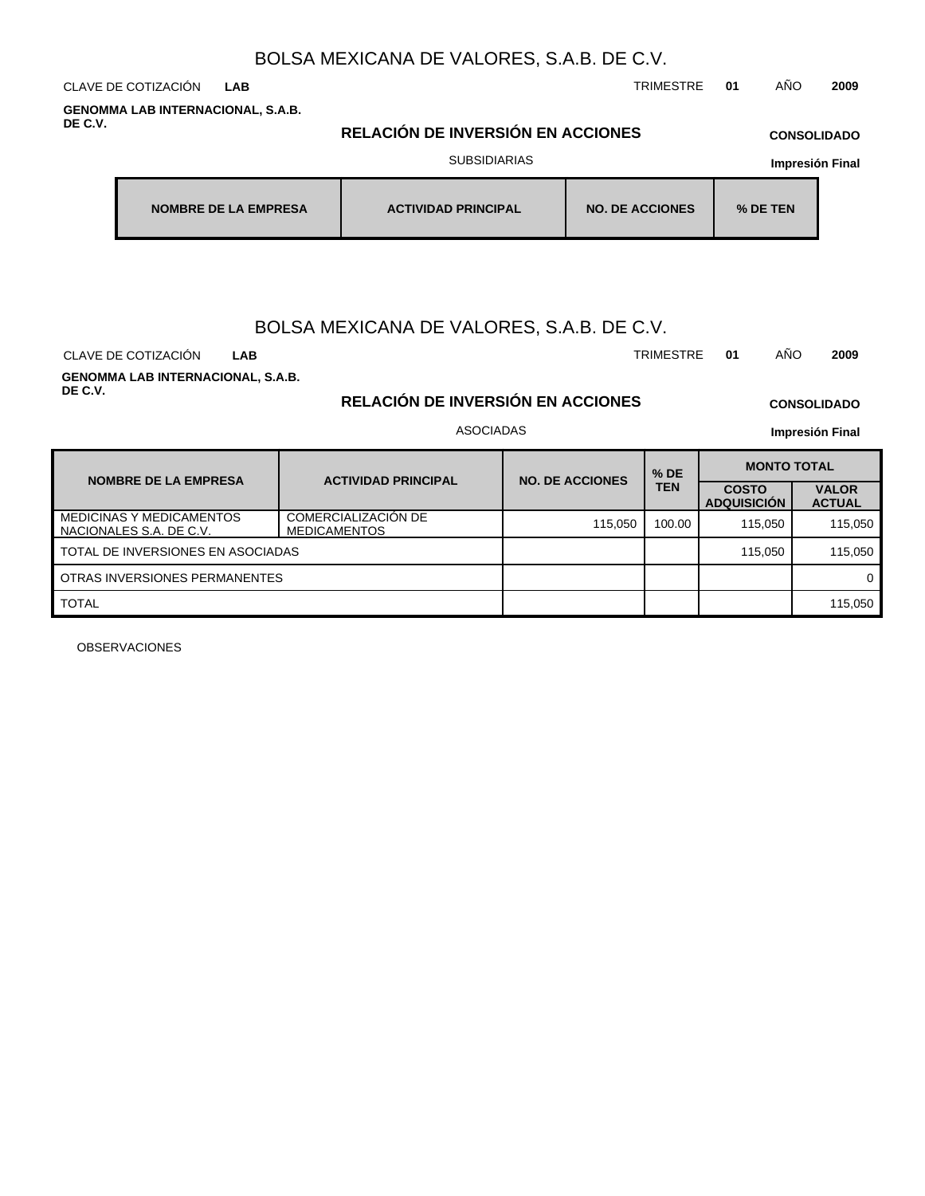# BOLSA MEXICANA DE VALORES, S.A.B. DE C.V.

CLAVE DE COTIZACIÓN **LAB**

TRIMESTRE **01** AÑO **2009**

**GENOMMA LAB INTERNACIONAL, S.A.B. DE C.V.**

## RELACIÓN DE INVERSIÓN EN ACCIONES

**CONSOLIDADO**

SUBSIDIARIAS

**Impresión Final**

| NOMBRE DE LA EMPRESA | ACTIVIDAD PRINCIPAL | NO. DE ACCIONES | % DE TEN |
|---|---|---|---|

# BOLSA MEXICANA DE VALORES, S.A.B. DE C.V.

CLAVE DE COTIZACIÓN **LAB**

TRIMESTRE **01** AÑO **2009**

**GENOMMA LAB INTERNACIONAL, S.A.B. DE C.V.**

## RELACIÓN DE INVERSIÓN EN ACCIONES

**CONSOLIDADO**

ASOCIADAS

**Impresión Final**

| NOMBRE DE LA EMPRESA | ACTIVIDAD PRINCIPAL | NO. DE ACCIONES | % DE TEN | MONTO TOTAL | |
|---|---|---|---|---|---|
| | | | | COSTO ADQUISICIÓN | VALOR ACTUAL |
| MEDICINAS Y MEDICAMENTOS NACIONALES S.A. DE C.V. | COMERCIALIZACIÓN DE MEDICAMENTOS | 115,050 | 100.00 | 115,050 | 115,050 |
| TOTAL DE INVERSIONES EN ASOCIADAS | | | | 115,050 | 115,050 |
| OTRAS INVERSIONES PERMANENTES | | | | | 0 |
| TOTAL | | | | | 115,050 |

OBSERVACIONES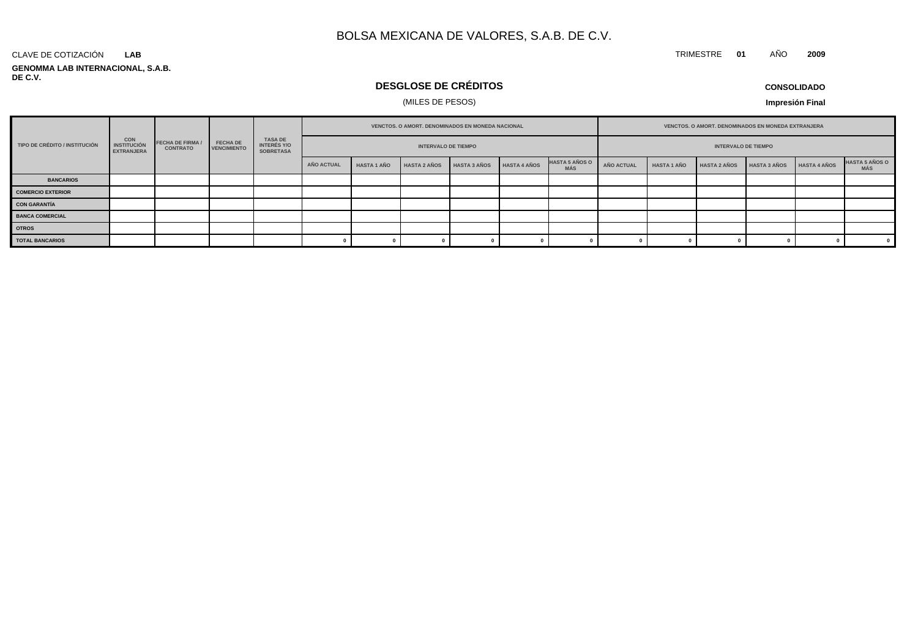# BOLSA MEXICANA DE VALORES, S.A.B. DE C.V.

CLAVE DE COTIZACIÓN **LAB**

TRIMESTRE **01** AÑO **2009**

**GENOMMA LAB INTERNACIONAL, S.A.B. DE C.V.**

## DESGLOSE DE CRÉDITOS

(MILES DE PESOS)

**CONSOLIDADO**

**Impresión Final**

| TIPO DE CRÉDITO / INSTITUCIÓN | CON INSTITUCIÓN EXTRANJERA | FECHA DE FIRMA / CONTRATO | FECHA DE VENCIMIENTO | TASA DE INTERÉS Y/O SOBRETASA | VENCTOS. O AMORT. DENOMINADOS EN MONEDA NACIONAL | | | | | | VENCTOS. O AMORT. DENOMINADOS EN MONEDA EXTRANJERA | | | | | |
|---|---|---|---|---|---|---|---|---|---|---|---|---|---|---|---|---|
| | | | | | INTERVALO DE TIEMPO | | | | | | INTERVALO DE TIEMPO | | | | | |
| | | | | | AÑO ACTUAL | HASTA 1 AÑO | HASTA 2 AÑOS | HASTA 3 AÑOS | HASTA 4 AÑOS | HASTA 5 AÑOS O MÁS | AÑO ACTUAL | HASTA 1 AÑO | HASTA 2 AÑOS | HASTA 3 AÑOS | HASTA 4 AÑOS | HASTA 5 AÑOS O MÁS |
| BANCARIOS | | | | | | | | | | | | | | | | |
| COMERCIO EXTERIOR | | | | | | | | | | | | | | | | |
| CON GARANTÍA | | | | | | | | | | | | | | | | |
| BANCA COMERCIAL | | | | | | | | | | | | | | | | |
| OTROS | | | | | | | | | | | | | | | | |
| TOTAL BANCARIOS | | | | | 0 | 0 | 0 | 0 | 0 | 0 | 0 | 0 | 0 | 0 | 0 | 0 |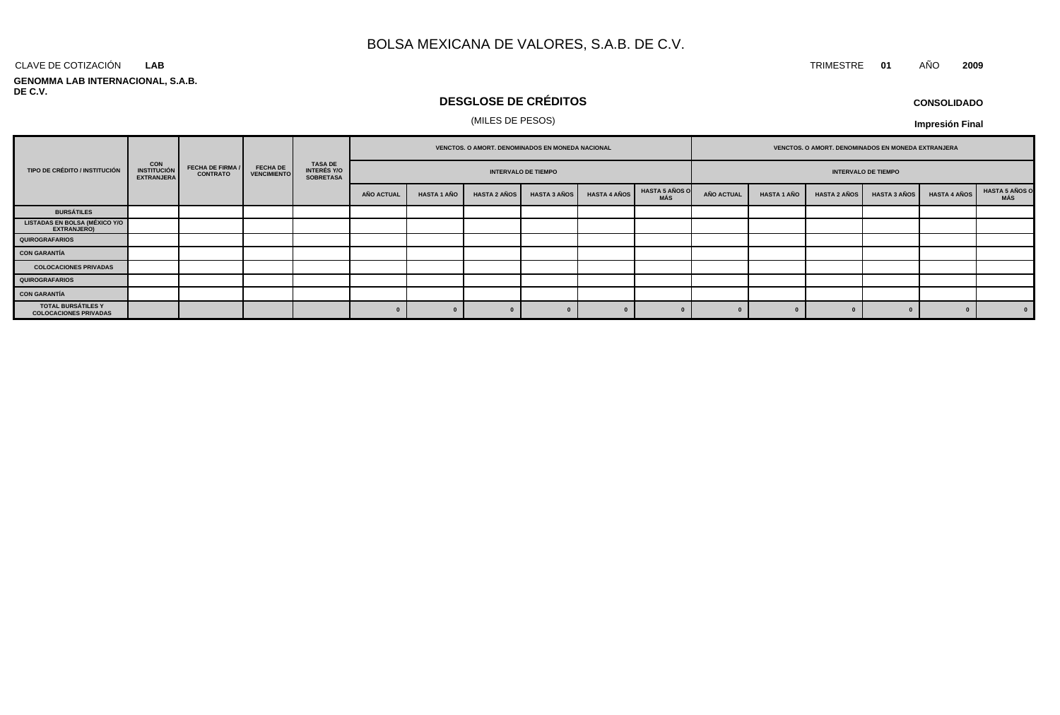# BOLSA MEXICANA DE VALORES, S.A.B. DE C.V.

CLAVE DE COTIZACIÓN **LAB**

TRIMESTRE **01** AÑO **2009**

**GENOMMA LAB INTERNACIONAL, S.A.B. DE C.V.**

## DESGLOSE DE CRÉDITOS

(MILES DE PESOS)

**CONSOLIDADO**

**Impresión Final**

| TIPO DE CRÉDITO / INSTITUCIÓN | CON INSTITUCIÓN EXTRANJERA | FECHA DE FIRMA / CONTRATO | FECHA DE VENCIMIENTO | TASA DE INTERÉS Y/O SOBRETASA | VENCTOS. O AMORT. DENOMINADOS EN MONEDA NACIONAL | | | | | | VENCTOS. O AMORT. DENOMINADOS EN MONEDA EXTRANJERA | | | | | |
|---|---|---|---|---|---|---|---|---|---|---|---|---|---|---|---|---|
| | | | | | INTERVALO DE TIEMPO | | | | | | INTERVALO DE TIEMPO | | | | | |
| | | | | | AÑO ACTUAL | HASTA 1 AÑO | HASTA 2 AÑOS | HASTA 3 AÑOS | HASTA 4 AÑOS | HASTA 5 AÑOS O MÁS | AÑO ACTUAL | HASTA 1 AÑO | HASTA 2 AÑOS | HASTA 3 AÑOS | HASTA 4 AÑOS | HASTA 5 AÑOS O MÁS |
| BURSÁTILES | | | | | | | | | | | | | | | | |
| LISTADAS EN BOLSA (MÉXICO Y/O EXTRANJERO) | | | | | | | | | | | | | | | | |
| QUIROGRAFARIOS | | | | | | | | | | | | | | | | |
| CON GARANTÍA | | | | | | | | | | | | | | | | |
| COLOCACIONES PRIVADAS | | | | | | | | | | | | | | | | |
| QUIROGRAFARIOS | | | | | | | | | | | | | | | | |
| CON GARANTÍA | | | | | | | | | | | | | | | | |
| TOTAL BURSÁTILES Y COLOCACIONES PRIVADAS | | | | | 0 | 0 | 0 | 0 | 0 | 0 | 0 | 0 | 0 | 0 | 0 | 0 |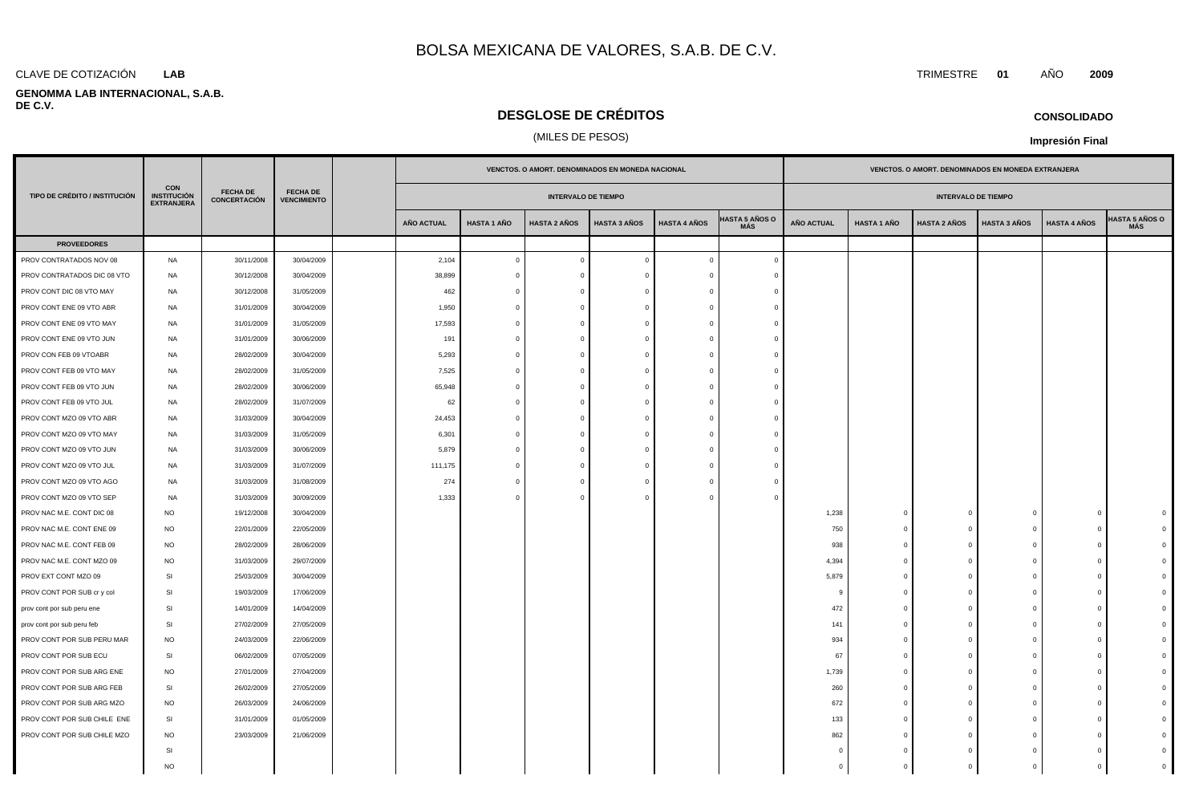# BOLSA MEXICANA DE VALORES, S.A.B. DE C.V.

CLAVE DE COTIZACIÓN **LAB**

TRIMESTRE **01** AÑO **2009**

**GENOMMA LAB INTERNACIONAL, S.A.B. DE C.V.**

## DESGLOSE DE CRÉDITOS

(MILES DE PESOS)

**CONSOLIDADO**

**Impresión Final**

| TIPO DE CRÉDITO / INSTITUCIÓN | CON INSTITUCIÓN EXTRANJERA | FECHA DE CONCERTACIÓN | FECHA DE VENCIMIENTO | | VENCTOS. O AMORT. DENOMINADOS EN MONEDA NACIONAL | | | | | | VENCTOS. O AMORT. DENOMINADOS EN MONEDA EXTRANJERA | | | | | |
|---|---|---|---|---|---|---|---|---|---|---|---|---|---|---|---|---|
| | | | | | INTERVALO DE TIEMPO | | | | | | INTERVALO DE TIEMPO | | | | | |
| | | | | | AÑO ACTUAL | HASTA 1 AÑO | HASTA 2 AÑOS | HASTA 3 AÑOS | HASTA 4 AÑOS | HASTA 5 AÑOS O MÁS | AÑO ACTUAL | HASTA 1 AÑO | HASTA 2 AÑOS | HASTA 3 AÑOS | HASTA 4 AÑOS | HASTA 5 AÑOS O MÁS |
| **PROVEEDORES** | | | | | | | | | | | | | | | | |
| PROV CONTRATADOS NOV 08 | NA | 30/11/2008 | 30/04/2009 | | 2,104 | 0 | 0 | 0 | 0 | 0 | | | | | | |
| PROV CONTRATADOS DIC 08 VTO | NA | 30/12/2008 | 30/04/2009 | | 38,899 | 0 | 0 | 0 | 0 | 0 | | | | | | |
| PROV CONT DIC 08 VTO MAY | NA | 30/12/2008 | 31/05/2009 | | 462 | 0 | 0 | 0 | 0 | 0 | | | | | | |
| PROV CONT ENE 09 VTO ABR | NA | 31/01/2009 | 30/04/2009 | | 1,950 | 0 | 0 | 0 | 0 | 0 | | | | | | |
| PROV CONT ENE 09 VTO MAY | NA | 31/01/2009 | 31/05/2009 | | 17,593 | 0 | 0 | 0 | 0 | 0 | | | | | | |
| PROV CONT ENE 09 VTO JUN | NA | 31/01/2009 | 30/06/2009 | | 191 | 0 | 0 | 0 | 0 | 0 | | | | | | |
| PROV CON FEB 09 VTOABR | NA | 28/02/2009 | 30/04/2009 | | 5,293 | 0 | 0 | 0 | 0 | 0 | | | | | | |
| PROV CONT FEB 09 VTO MAY | NA | 28/02/2009 | 31/05/2009 | | 7,525 | 0 | 0 | 0 | 0 | 0 | | | | | | |
| PROV CONT FEB 09 VTO JUN | NA | 28/02/2009 | 30/06/2009 | | 65,948 | 0 | 0 | 0 | 0 | 0 | | | | | | |
| PROV CONT FEB 09 VTO JUL | NA | 28/02/2009 | 31/07/2009 | | 62 | 0 | 0 | 0 | 0 | 0 | | | | | | |
| PROV CONT MZO 09 VTO ABR | NA | 31/03/2009 | 30/04/2009 | | 24,453 | 0 | 0 | 0 | 0 | 0 | | | | | | |
| PROV CONT MZO 09 VTO MAY | NA | 31/03/2009 | 31/05/2009 | | 6,301 | 0 | 0 | 0 | 0 | 0 | | | | | | |
| PROV CONT MZO 09 VTO JUN | NA | 31/03/2009 | 30/06/2009 | | 5,879 | 0 | 0 | 0 | 0 | 0 | | | | | | |
| PROV CONT MZO 09 VTO JUL | NA | 31/03/2009 | 31/07/2009 | | 111,175 | 0 | 0 | 0 | 0 | 0 | | | | | | |
| PROV CONT MZO 09 VTO AGO | NA | 31/03/2009 | 31/08/2009 | | 274 | 0 | 0 | 0 | 0 | 0 | | | | | | |
| PROV CONT MZO 09 VTO SEP | NA | 31/03/2009 | 30/09/2009 | | 1,333 | 0 | 0 | 0 | 0 | 0 | | | | | | |
| PROV NAC M.E. CONT DIC 08 | NO | 19/12/2008 | 30/04/2009 | | | | | | | | 1,238 | 0 | 0 | 0 | 0 | 0 |
| PROV NAC M.E. CONT ENE 09 | NO | 22/01/2009 | 22/05/2009 | | | | | | | | 750 | 0 | 0 | 0 | 0 | 0 |
| PROV NAC M.E. CONT FEB 09 | NO | 28/02/2009 | 28/06/2009 | | | | | | | | 938 | 0 | 0 | 0 | 0 | 0 |
| PROV NAC M.E. CONT MZO 09 | NO | 31/03/2009 | 29/07/2009 | | | | | | | | 4,394 | 0 | 0 | 0 | 0 | 0 |
| PROV EXT CONT MZO 09 | SI | 25/03/2009 | 30/04/2009 | | | | | | | | 5,879 | 0 | 0 | 0 | 0 | 0 |
| PROV CONT POR SUB cr y col | SI | 19/03/2009 | 17/06/2009 | | | | | | | | 9 | 0 | 0 | 0 | 0 | 0 |
| prov cont por sub peru ene | SI | 14/01/2009 | 14/04/2009 | | | | | | | | 472 | 0 | 0 | 0 | 0 | 0 |
| prov cont por sub peru feb | SI | 27/02/2009 | 27/05/2009 | | | | | | | | 141 | 0 | 0 | 0 | 0 | 0 |
| PROV CONT POR SUB PERU MAR | NO | 24/03/2009 | 22/06/2009 | | | | | | | | 934 | 0 | 0 | 0 | 0 | 0 |
| PROV CONT POR SUB ECU | SI | 06/02/2009 | 07/05/2009 | | | | | | | | 67 | 0 | 0 | 0 | 0 | 0 |
| PROV CONT POR SUB ARG ENE | NO | 27/01/2009 | 27/04/2009 | | | | | | | | 1,739 | 0 | 0 | 0 | 0 | 0 |
| PROV CONT POR SUB ARG FEB | SI | 26/02/2009 | 27/05/2009 | | | | | | | | 260 | 0 | 0 | 0 | 0 | 0 |
| PROV CONT POR SUB ARG MZO | NO | 26/03/2009 | 24/06/2009 | | | | | | | | 672 | 0 | 0 | 0 | 0 | 0 |
| PROV CONT POR SUB CHILE ENE | SI | 31/01/2009 | 01/05/2009 | | | | | | | | 133 | 0 | 0 | 0 | 0 | 0 |
| PROV CONT POR SUB CHILE MZO | NO | 23/03/2009 | 21/06/2009 | | | | | | | | 862 | 0 | 0 | 0 | 0 | 0 |
| | SI | | | | | | | | | | 0 | 0 | 0 | 0 | 0 | 0 |
| | NO | | | | | | | | | | 0 | 0 | 0 | 0 | 0 | 0 |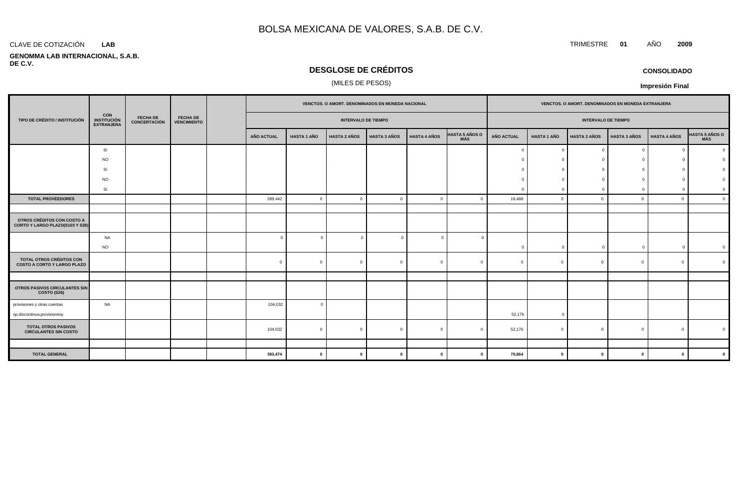# BOLSA MEXICANA DE VALORES, S.A.B. DE C.V.

CLAVE DE COTIZACIÓN **LAB**

TRIMESTRE **01** AÑO **2009**

**GENOMMA LAB INTERNACIONAL, S.A.B. DE C.V.**

## DESGLOSE DE CRÉDITOS

(MILES DE PESOS)

**CONSOLIDADO**

**Impresión Final**

| TIPO DE CRÉDITO / INSTITUCIÓN | CON INSTITUCIÓN EXTRANJERA | FECHA DE CONCERTACIÓN | FECHA DE VENCIMIENTO | | VENCTOS. O AMORT. DENOMINADOS EN MONEDA NACIONAL | | | | | | VENCTOS. O AMORT. DENOMINADOS EN MONEDA EXTRANJERA | | | | | |
|---|---|---|---|---|---|---|---|---|---|---|---|---|---|---|---|---|
| | | | | | INTERVALO DE TIEMPO | | | | | | INTERVALO DE TIEMPO | | | | | |
| | | | | | AÑO ACTUAL | HASTA 1 AÑO | HASTA 2 AÑOS | HASTA 3 AÑOS | HASTA 4 AÑOS | HASTA 5 AÑOS O MÁS | AÑO ACTUAL | HASTA 1 AÑO | HASTA 2 AÑOS | HASTA 3 AÑOS | HASTA 4 AÑOS | HASTA 5 AÑOS O MÁS |
| | SI | | | | | | | | | | 0 | 0 | 0 | 0 | 0 | 0 |
| | NO | | | | | | | | | | 0 | 0 | 0 | 0 | 0 | 0 |
| | SI | | | | | | | | | | 0 | 0 | 0 | 0 | 0 | 0 |
| | NO | | | | | | | | | | 0 | 0 | 0 | 0 | 0 | 0 |
| | SI | | | | | | | | | | 0 | 0 | 0 | 0 | 0 | 0 |
| **TOTAL PROVEEDORES** | | | | | 289,442 | 0 | 0 | 0 | 0 | 0 | 18,488 | 0 | 0 | 0 | 0 | 0 |
| | | | | | | | | | | | | | | | | |
| **OTROS CRÉDITOS CON COSTO A CORTO Y LARGO PLAZO(S103 Y S30)** | | | | | | | | | | | | | | | | |
| | NA | | | | 0 | 0 | 0 | 0 | 0 | 0 | | | | | | |
| | NO | | | | | | | | | | 0 | 0 | 0 | 0 | 0 | 0 |
| **TOTAL OTROS CRÉDITOS CON COSTO A CORTO Y LARGO PLAZO** | | | | | 0 | 0 | 0 | 0 | 0 | 0 | 0 | 0 | 0 | 0 | 0 | 0 |
| | | | | | | | | | | | | | | | | |
| **OTROS PASIVOS CIRCULANTES SIN COSTO (S26)** | | | | | | | | | | | | | | | | |
| provisiones y otras cuentas | NA | | | | 104,032 | 0 | | | | | | | | | | |
| op.discontinua,provisionesy | | | | | | | | | | | 52,176 | 0 | | | | |
| **TOTAL OTROS PASIVOS CIRCULANTES SIN COSTO** | | | | | 104,032 | 0 | 0 | 0 | 0 | 0 | 52,176 | 0 | 0 | 0 | 0 | 0 |
| | | | | | | | | | | | | | | | | |
| **TOTAL GENERAL** | | | | | **393,474** | **0** | **0** | **0** | **0** | **0** | **70,664** | **0** | **0** | **0** | **0** | **0** |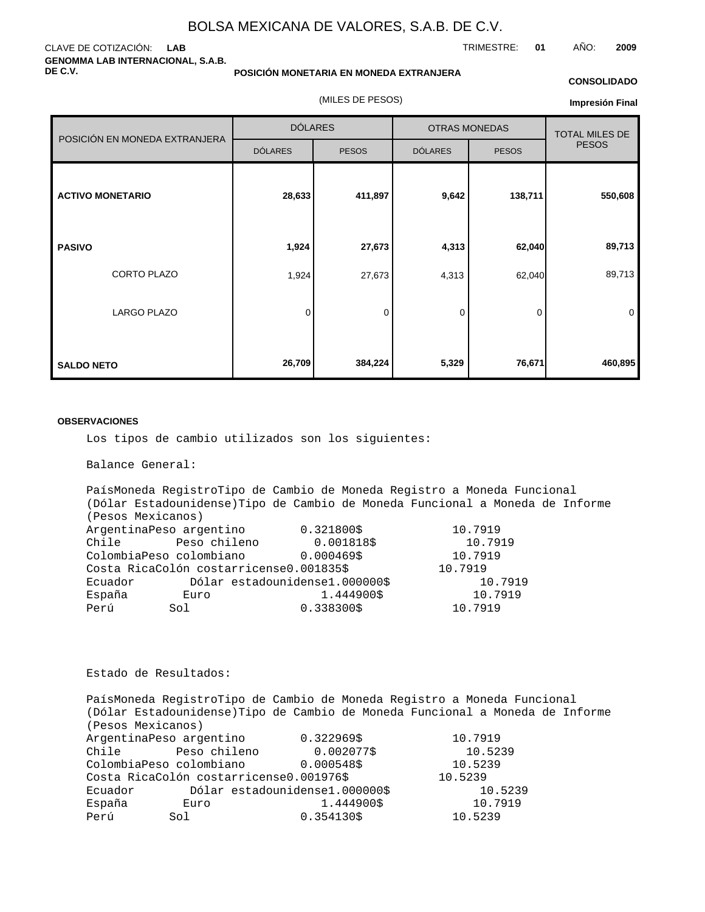# BOLSA MEXICANA DE VALORES, S.A.B. DE C.V.

CLAVE DE COTIZACIÓN: **LAB**

TRIMESTRE: **01** AÑO: **2009**

**GENOMMA LAB INTERNACIONAL, S.A.B. DE C.V.**

**POSICIÓN MONETARIA EN MONEDA EXTRANJERA**

(MILES DE PESOS)

**CONSOLIDADO**

**Impresión Final**

| POSICIÓN EN MONEDA EXTRANJERA | DÓLARES | | OTRAS MONEDAS | | TOTAL MILES DE PESOS |
|---|---|---|---|---|---|
| | DÓLARES | PESOS | DÓLARES | PESOS | |
| **ACTIVO MONETARIO** | **28,633** | **411,897** | **9,642** | **138,711** | **550,608** |
| **PASIVO** | **1,924** | **27,673** | **4,313** | **62,040** | **89,713** |
| CORTO PLAZO | 1,924 | 27,673 | 4,313 | 62,040 | 89,713 |
| LARGO PLAZO | 0 | 0 | 0 | 0 | 0 |
| **SALDO NETO** | **26,709** | **384,224** | **5,329** | **76,671** | **460,895** |

**OBSERVACIONES**

Los tipos de cambio utilizados son los siguientes:

Balance General:

| País | Moneda Registro | Tipo de Cambio de Moneda Registro a Moneda Funcional (Dólar Estadounidense) | Tipo de Cambio de Moneda Funcional a Moneda de Informe (Pesos Mexicanos) |
|---|---|---|---|
| Argentina | Peso argentino | 0.321800$ | 10.7919 |
| Chile | Peso chileno | 0.001818$ | 10.7919 |
| Colombia | Peso colombiano | 0.000469$ | 10.7919 |
| Costa Rica | Colón costarricense | 0.001835$ | 10.7919 |
| Ecuador | Dólar estadounidense | 1.000000$ | 10.7919 |
| España | Euro | 1.444900$ | 10.7919 |
| Perú | Sol | 0.338300$ | 10.7919 |

Estado de Resultados:

| País | Moneda Registro | Tipo de Cambio de Moneda Registro a Moneda Funcional (Dólar Estadounidense) | Tipo de Cambio de Moneda Funcional a Moneda de Informe (Pesos Mexicanos) |
|---|---|---|---|
| Argentina | Peso argentino | 0.322969$ | 10.7919 |
| Chile | Peso chileno | 0.002077$ | 10.5239 |
| Colombia | Peso colombiano | 0.000548$ | 10.5239 |
| Costa Rica | Colón costarricense | 0.001976$ | 10.5239 |
| Ecuador | Dólar estadounidense | 1.000000$ | 10.5239 |
| España | Euro | 1.444900$ | 10.7919 |
| Perú | Sol | 0.354130$ | 10.5239 |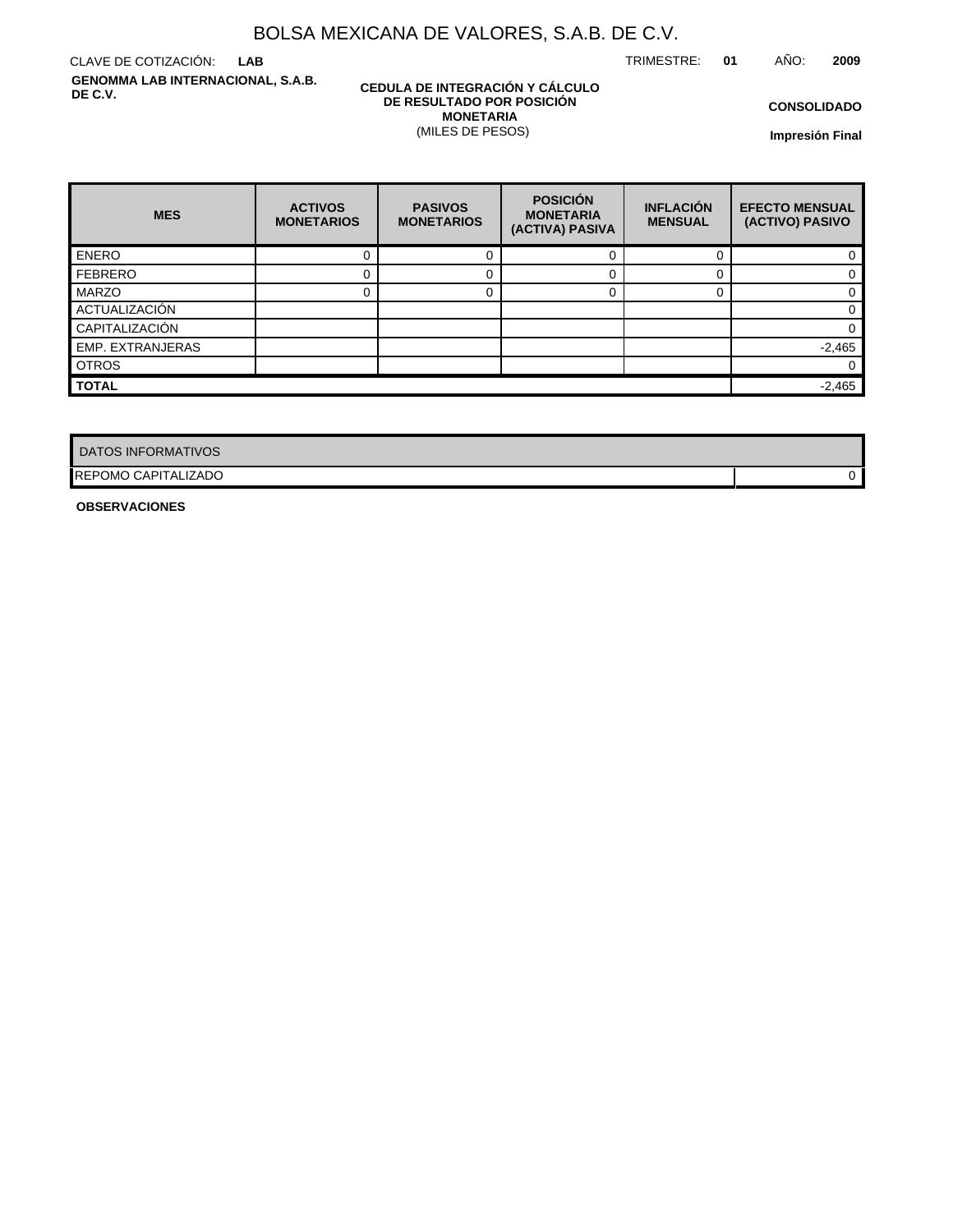# BOLSA MEXICANA DE VALORES, S.A.B. DE C.V.

CLAVE DE COTIZACIÓN: **LAB**

TRIMESTRE: **01** AÑO: **2009**

**GENOMMA LAB INTERNACIONAL, S.A.B. DE C.V.**

**CEDULA DE INTEGRACIÓN Y CÁLCULO DE RESULTADO POR POSICIÓN MONETARIA**
(MILES DE PESOS)

**CONSOLIDADO**

**Impresión Final**

| MES | ACTIVOS MONETARIOS | PASIVOS MONETARIOS | POSICIÓN MONETARIA (ACTIVA) PASIVA | INFLACIÓN MENSUAL | EFECTO MENSUAL (ACTIVO) PASIVO |
|---|---|---|---|---|---|
| ENERO | 0 | 0 | 0 | 0 | 0 |
| FEBRERO | 0 | 0 | 0 | 0 | 0 |
| MARZO | 0 | 0 | 0 | 0 | 0 |
| ACTUALIZACIÓN | | | | | 0 |
| CAPITALIZACIÓN | | | | | 0 |
| EMP. EXTRANJERAS | | | | | -2,465 |
| OTROS | | | | | 0 |
| **TOTAL** | | | | | -2,465 |

| DATOS INFORMATIVOS | |
|---|---|
| REPOMO CAPITALIZADO | 0 |

**OBSERVACIONES**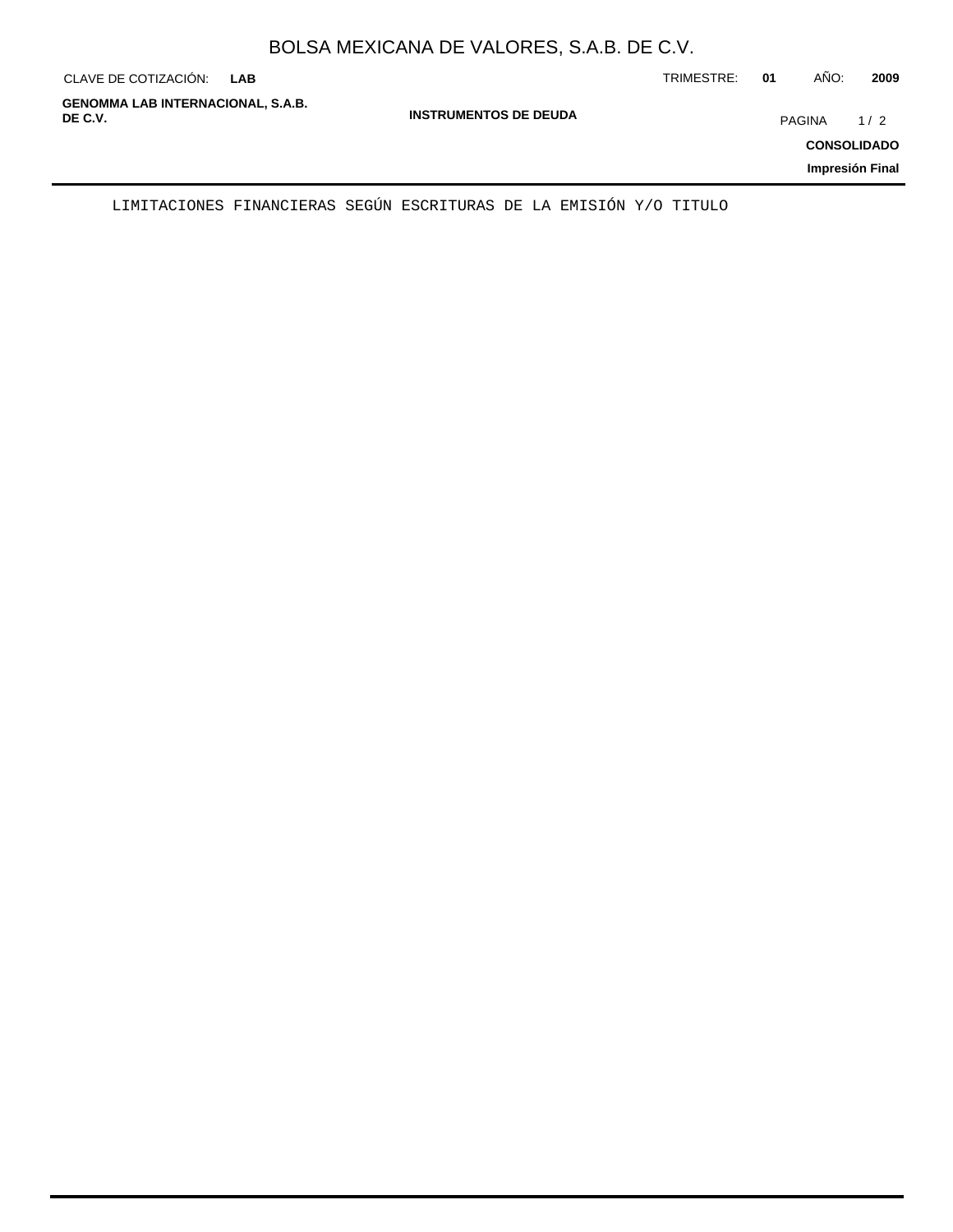LIMITACIONES FINANCIERAS SEGÚN ESCRITURAS DE LA EMISIÓN Y/O TITULO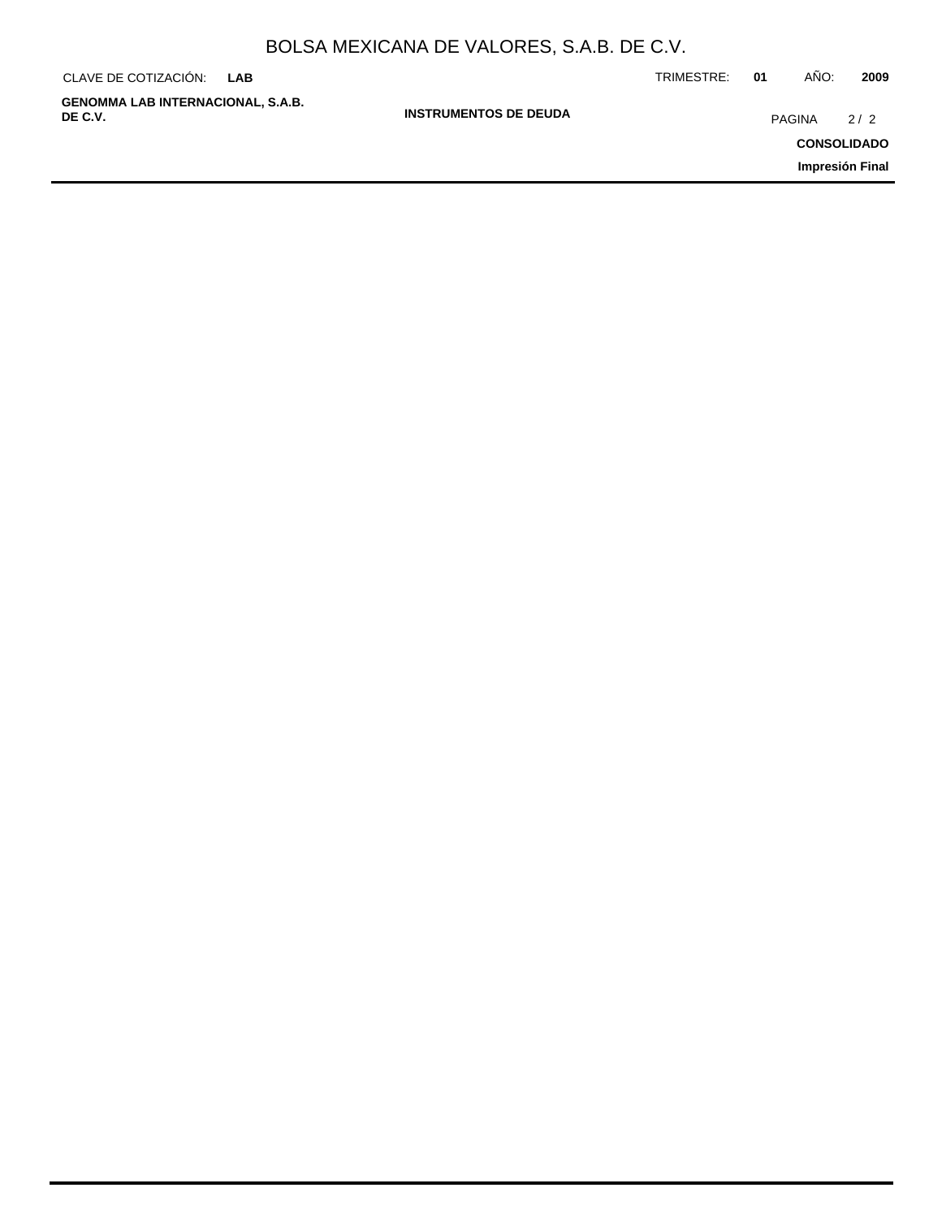# INSTRUMENTOS DE DEUDA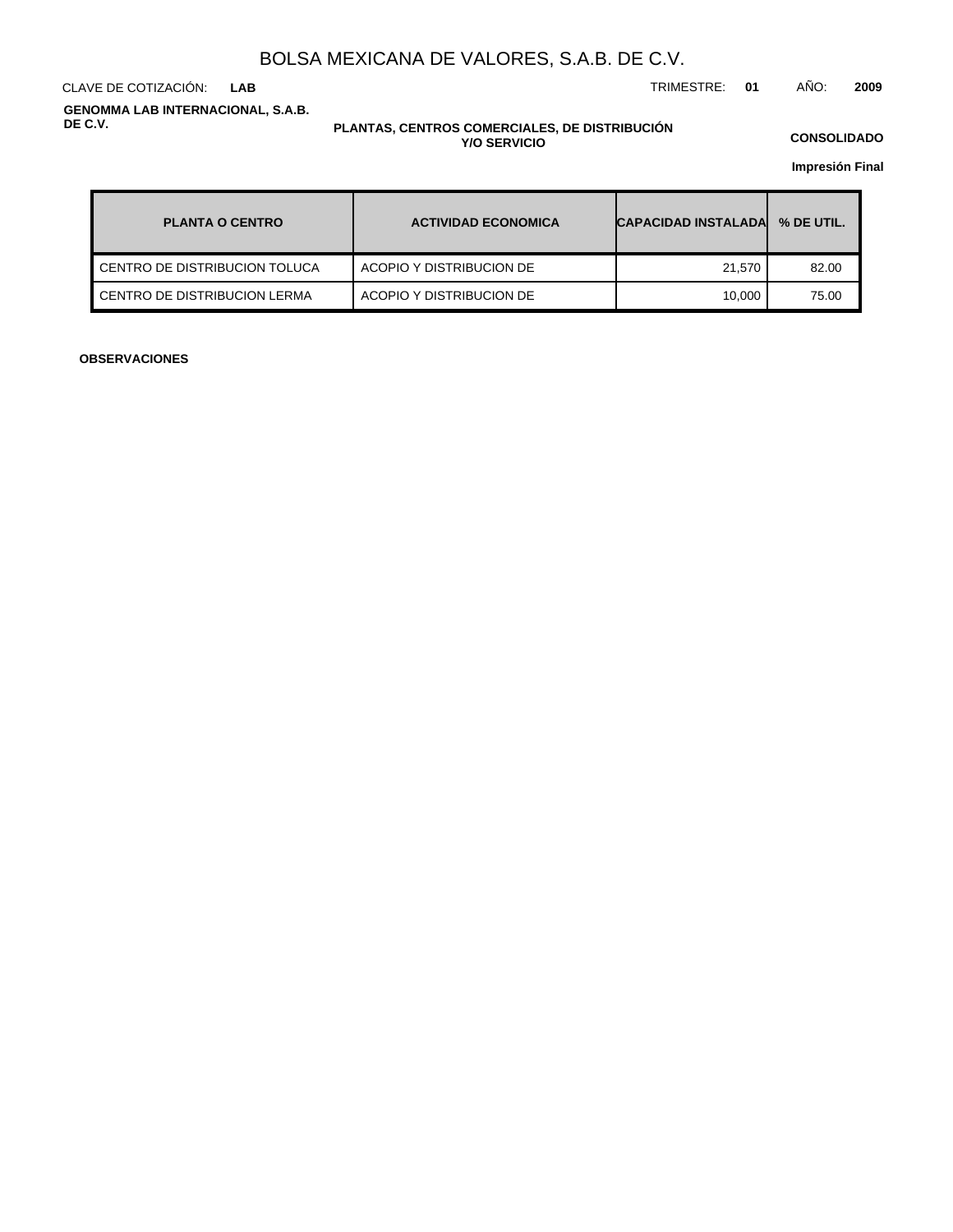BOLSA MEXICANA DE VALORES, S.A.B. DE C.V.

CLAVE DE COTIZACIÓN: **LAB**

TRIMESTRE: **01** AÑO: **2009**

**GENOMMA LAB INTERNACIONAL, S.A.B. DE C.V.**

**PLANTAS, CENTROS COMERCIALES, DE DISTRIBUCIÓN Y/O SERVICIO**

**CONSOLIDADO**

**Impresión Final**

| PLANTA O CENTRO | ACTIVIDAD ECONOMICA | CAPACIDAD INSTALADA | % DE UTIL. |
|---|---|---|---|
| CENTRO DE DISTRIBUCION TOLUCA | ACOPIO Y DISTRIBUCION DE | 21,570 | 82.00 |
| CENTRO DE DISTRIBUCION LERMA | ACOPIO Y DISTRIBUCION DE | 10,000 | 75.00 |

**OBSERVACIONES**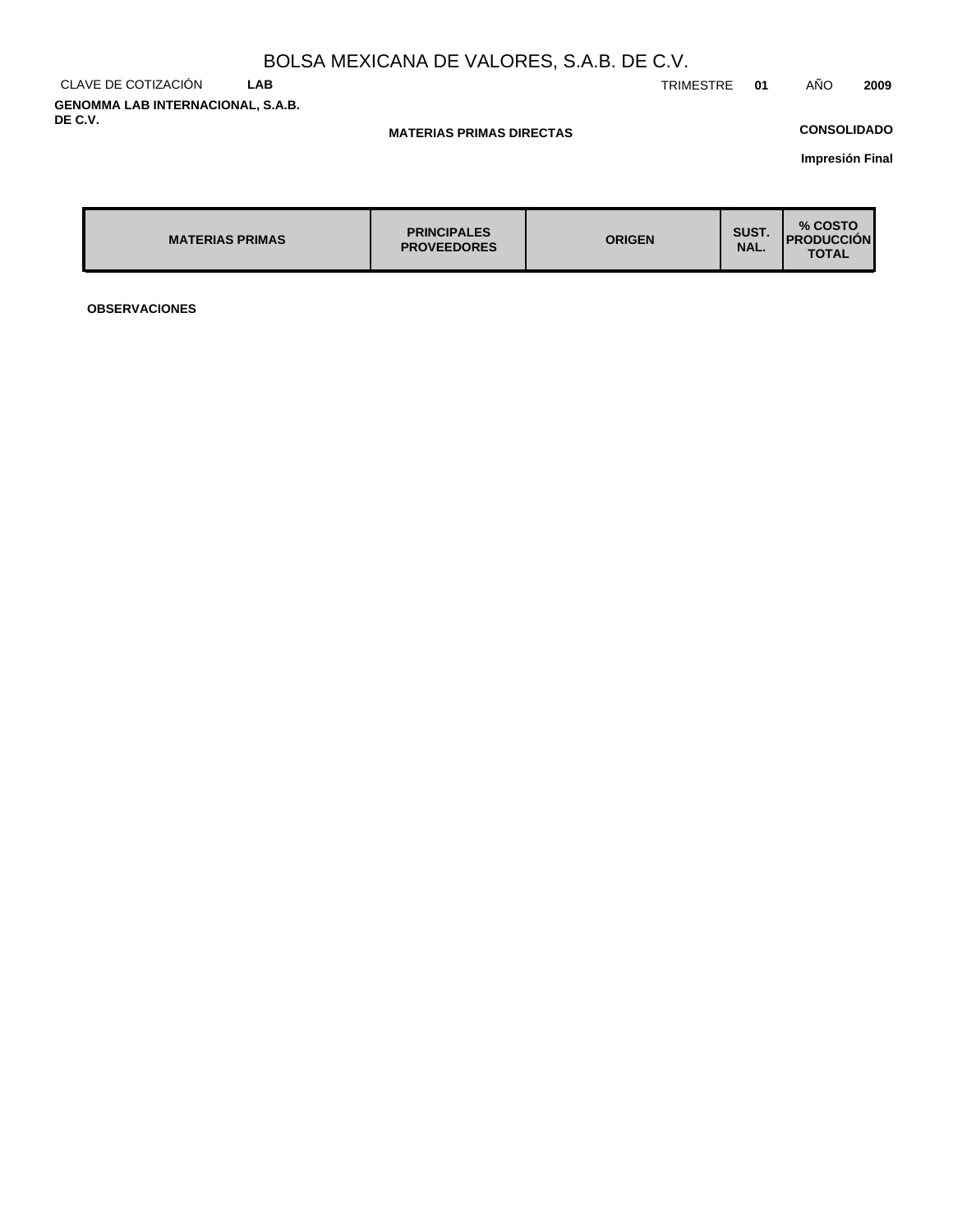# BOLSA MEXICANA DE VALORES, S.A.B. DE C.V.

CLAVE DE COTIZACIÓN **LAB**

TRIMESTRE **01** AÑO **2009**

**GENOMMA LAB INTERNACIONAL, S.A.B. DE C.V.**

**MATERIAS PRIMAS DIRECTAS**

**CONSOLIDADO**

**Impresión Final**

| MATERIAS PRIMAS | PRINCIPALES PROVEEDORES | ORIGEN | SUST. NAL. | % COSTO PRODUCCIÓN TOTAL |
|---|---|---|---|---|

**OBSERVACIONES**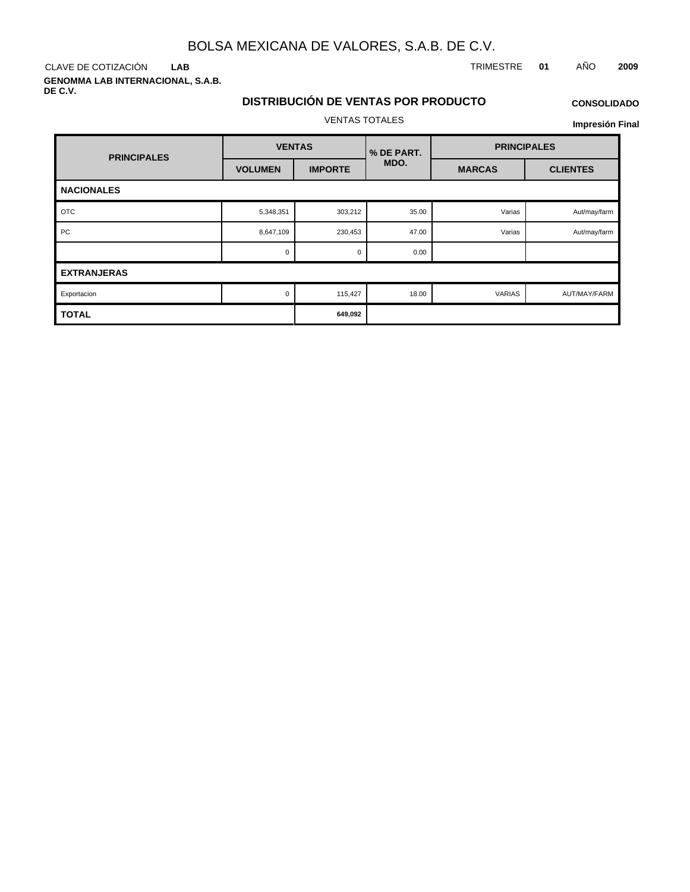# BOLSA MEXICANA DE VALORES, S.A.B. DE C.V.

CLAVE DE COTIZACIÓN **LAB**

TRIMESTRE **01** AÑO **2009**

**GENOMMA LAB INTERNACIONAL, S.A.B. DE C.V.**

## DISTRIBUCIÓN DE VENTAS POR PRODUCTO

**CONSOLIDADO**

VENTAS TOTALES

**Impresión Final**

| PRINCIPALES | VENTAS | | % DE PART. MDO. | PRINCIPALES | |
|---|---|---|---|---|---|
| | VOLUMEN | IMPORTE | | MARCAS | CLIENTES |
| **NACIONALES** | | | | | |
| OTC | 5,348,351 | 303,212 | 35.00 | Varias | Aut/may/farm |
| PC | 8,647,109 | 230,453 | 47.00 | Varias | Aut/may/farm |
| | 0 | 0 | 0.00 | | |
| **EXTRANJERAS** | | | | | |
| Exportacion | 0 | 115,427 | 18.00 | VARIAS | AUT/MAY/FARM |
| **TOTAL** | | **649,092** | | | |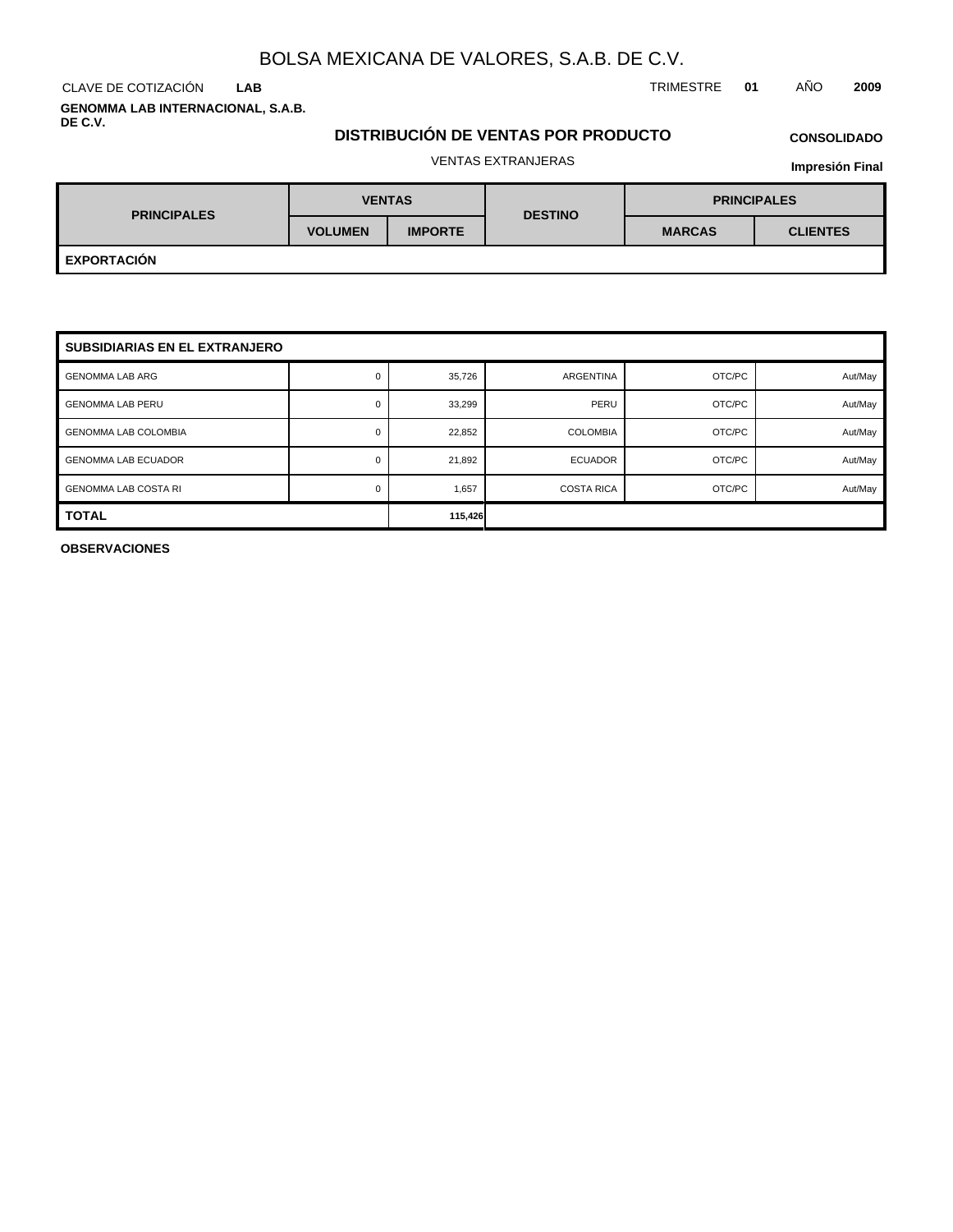# BOLSA MEXICANA DE VALORES, S.A.B. DE C.V.

CLAVE DE COTIZACIÓN **LAB**

TRIMESTRE **01** AÑO **2009**

**GENOMMA LAB INTERNACIONAL, S.A.B. DE C.V.**

## DISTRIBUCIÓN DE VENTAS POR PRODUCTO

**CONSOLIDADO**

VENTAS EXTRANJERAS

**Impresión Final**

| PRINCIPALES | VENTAS | | DESTINO | PRINCIPALES | |
|---|---|---|---|---|---|
| | VOLUMEN | IMPORTE | | MARCAS | CLIENTES |
| **EXPORTACIÓN** | | | | | |

| **SUBSIDIARIAS EN EL EXTRANJERO** | | | | | |
|---|---|---|---|---|---|
| GENOMMA LAB ARG | 0 | 35,726 | ARGENTINA | OTC/PC | Aut/May |
| GENOMMA LAB PERU | 0 | 33,299 | PERU | OTC/PC | Aut/May |
| GENOMMA LAB COLOMBIA | 0 | 22,852 | COLOMBIA | OTC/PC | Aut/May |
| GENOMMA LAB ECUADOR | 0 | 21,892 | ECUADOR | OTC/PC | Aut/May |
| GENOMMA LAB COSTA RI | 0 | 1,657 | COSTA RICA | OTC/PC | Aut/May |
| **TOTAL** | | **115,426** | | | |

**OBSERVACIONES**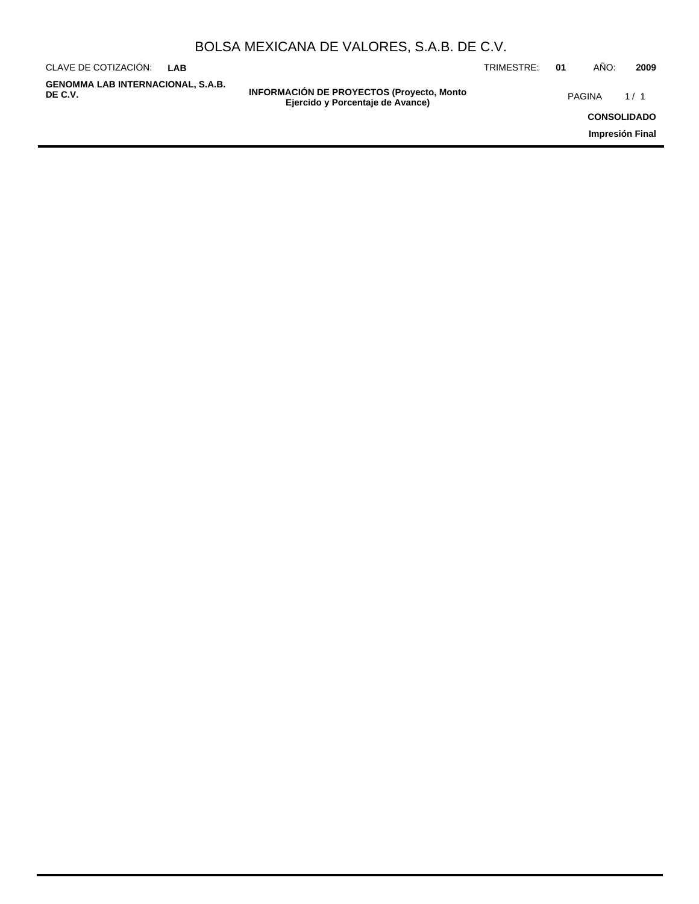# BOLSA MEXICANA DE VALORES, S.A.B. DE C.V.

CLAVE DE COTIZACIÓN: **LAB**

TRIMESTRE: **01** AÑO: **2009**

**GENOMMA LAB INTERNACIONAL, S.A.B. DE C.V.**

**INFORMACIÓN DE PROYECTOS (Proyecto, Monto Ejercido y Porcentaje de Avance)**

**CONSOLIDADO**

**Impresión Final**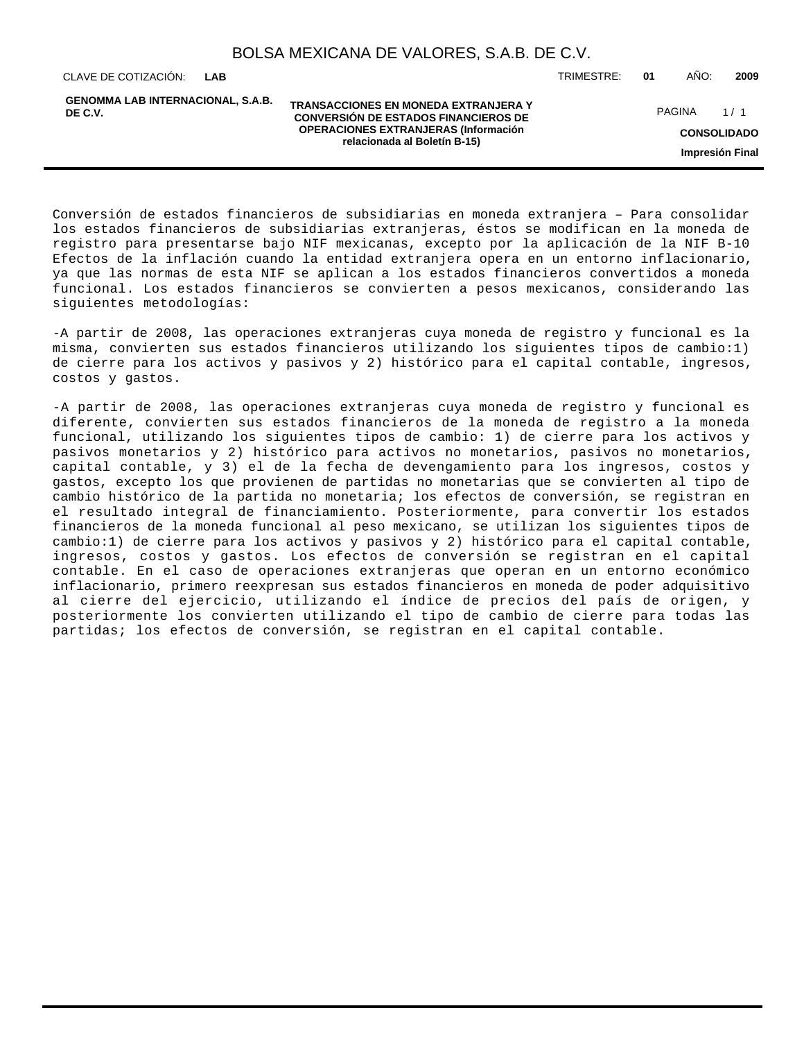Conversión de estados financieros de subsidiarias en moneda extranjera – Para consolidar los estados financieros de subsidiarias extranjeras, éstos se modifican en la moneda de registro para presentarse bajo NIF mexicanas, excepto por la aplicación de la NIF B-10 Efectos de la inflación cuando la entidad extranjera opera en un entorno inflacionario, ya que las normas de esta NIF se aplican a los estados financieros convertidos a moneda funcional. Los estados financieros se convierten a pesos mexicanos, considerando las siguientes metodologías:

-A partir de 2008, las operaciones extranjeras cuya moneda de registro y funcional es la misma, convierten sus estados financieros utilizando los siguientes tipos de cambio:1) de cierre para los activos y pasivos y 2) histórico para el capital contable, ingresos, costos y gastos.

-A partir de 2008, las operaciones extranjeras cuya moneda de registro y funcional es diferente, convierten sus estados financieros de la moneda de registro a la moneda funcional, utilizando los siguientes tipos de cambio: 1) de cierre para los activos y pasivos monetarios y 2) histórico para activos no monetarios, pasivos no monetarios, capital contable, y 3) el de la fecha de devengamiento para los ingresos, costos y gastos, excepto los que provienen de partidas no monetarias que se convierten al tipo de cambio histórico de la partida no monetaria; los efectos de conversión, se registran en el resultado integral de financiamiento. Posteriormente, para convertir los estados financieros de la moneda funcional al peso mexicano, se utilizan los siguientes tipos de cambio:1) de cierre para los activos y pasivos y 2) histórico para el capital contable, ingresos, costos y gastos. Los efectos de conversión se registran en el capital contable. En el caso de operaciones extranjeras que operan en un entorno económico inflacionario, primero reexpresan sus estados financieros en moneda de poder adquisitivo al cierre del ejercicio, utilizando el índice de precios del país de origen, y posteriormente los convierten utilizando el tipo de cambio de cierre para todas las partidas; los efectos de conversión, se registran en el capital contable.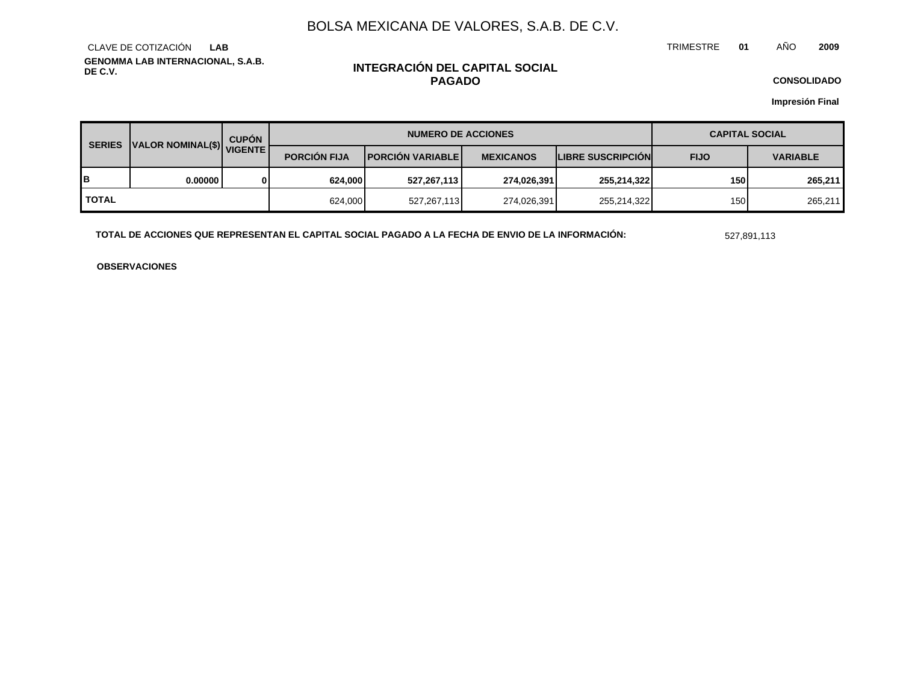# BOLSA MEXICANA DE VALORES, S.A.B. DE C.V.

CLAVE DE COTIZACIÓN **LAB**

TRIMESTRE **01** AÑO **2009**

**GENOMMA LAB INTERNACIONAL, S.A.B. DE C.V.**

## INTEGRACIÓN DEL CAPITAL SOCIAL PAGADO

**CONSOLIDADO**

**Impresión Final**

| SERIES | VALOR NOMINAL($) | CUPÓN VIGENTE | NUMERO DE ACCIONES | | | | CAPITAL SOCIAL | |
|---|---|---|---|---|---|---|---|---|
| | | | PORCIÓN FIJA | PORCIÓN VARIABLE | MEXICANOS | LIBRE SUSCRIPCIÓN | FIJO | VARIABLE |
| **B** | **0.00000** | **0** | **624,000** | **527,267,113** | **274,026,391** | **255,214,322** | **150** | **265,211** |
| **TOTAL** | | | 624,000 | 527,267,113 | 274,026,391 | 255,214,322 | 150 | 265,211 |

**TOTAL DE ACCIONES QUE REPRESENTAN EL CAPITAL SOCIAL PAGADO A LA FECHA DE ENVIO DE LA INFORMACIÓN:** 527,891,113

**OBSERVACIONES**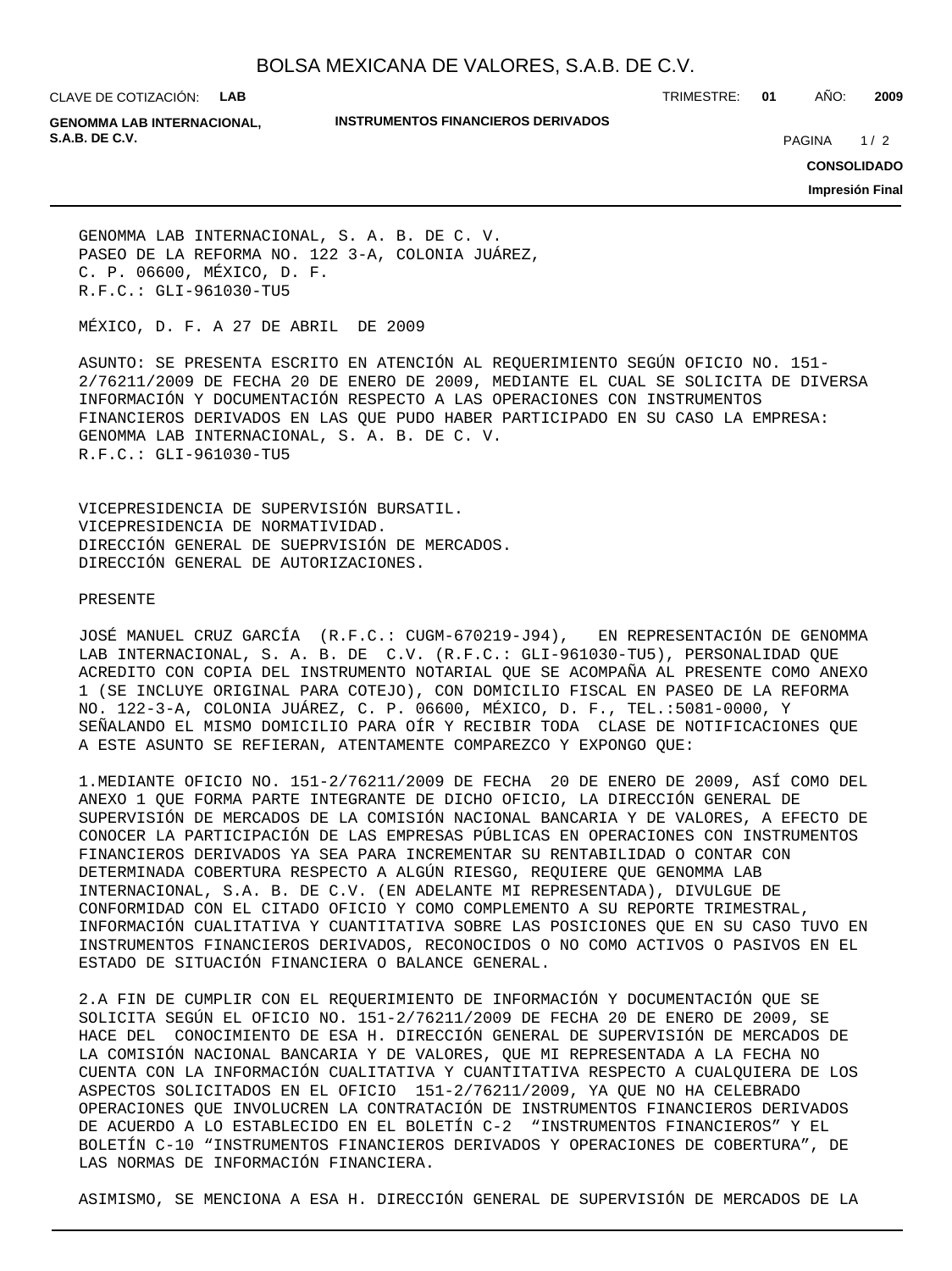GENOMMA LAB INTERNACIONAL, S. A. B. DE C. V.
PASEO DE LA REFORMA NO. 122 3-A, COLONIA JUÁREZ,
C. P. 06600, MÉXICO, D. F.
R.F.C.: GLI-961030-TU5

MÉXICO, D. F. A 27 DE ABRIL DE 2009

ASUNTO: SE PRESENTA ESCRITO EN ATENCIÓN AL REQUERIMIENTO SEGÚN OFICIO NO. 151-2/76211/2009 DE FECHA 20 DE ENERO DE 2009, MEDIANTE EL CUAL SE SOLICITA DE DIVERSA INFORMACIÓN Y DOCUMENTACIÓN RESPECTO A LAS OPERACIONES CON INSTRUMENTOS FINANCIEROS DERIVADOS EN LAS QUE PUDO HABER PARTICIPADO EN SU CASO LA EMPRESA: GENOMMA LAB INTERNACIONAL, S. A. B. DE C. V.
R.F.C.: GLI-961030-TU5

VICEPRESIDENCIA DE SUPERVISIÓN BURSATIL.
VICEPRESIDENCIA DE NORMATIVIDAD.
DIRECCIÓN GENERAL DE SUEPRVISIÓN DE MERCADOS.
DIRECCIÓN GENERAL DE AUTORIZACIONES.

PRESENTE

JOSÉ MANUEL CRUZ GARCÍA (R.F.C.: CUGM-670219-J94), EN REPRESENTACIÓN DE GENOMMA LAB INTERNACIONAL, S. A. B. DE C.V. (R.F.C.: GLI-961030-TU5), PERSONALIDAD QUE ACREDITO CON COPIA DEL INSTRUMENTO NOTARIAL QUE SE ACOMPAÑA AL PRESENTE COMO ANEXO 1 (SE INCLUYE ORIGINAL PARA COTEJO), CON DOMICILIO FISCAL EN PASEO DE LA REFORMA NO. 122-3-A, COLONIA JUÁREZ, C. P. 06600, MÉXICO, D. F., TEL.:5081-0000, Y SEÑALANDO EL MISMO DOMICILIO PARA OÍR Y RECIBIR TODA CLASE DE NOTIFICACIONES QUE A ESTE ASUNTO SE REFIERAN, ATENTAMENTE COMPAREZCO Y EXPONGO QUE:

1.MEDIANTE OFICIO NO. 151-2/76211/2009 DE FECHA 20 DE ENERO DE 2009, ASÍ COMO DEL ANEXO 1 QUE FORMA PARTE INTEGRANTE DE DICHO OFICIO, LA DIRECCIÓN GENERAL DE SUPERVISIÓN DE MERCADOS DE LA COMISIÓN NACIONAL BANCARIA Y DE VALORES, A EFECTO DE CONOCER LA PARTICIPACIÓN DE LAS EMPRESAS PÚBLICAS EN OPERACIONES CON INSTRUMENTOS FINANCIEROS DERIVADOS YA SEA PARA INCREMENTAR SU RENTABILIDAD O CONTAR CON DETERMINADA COBERTURA RESPECTO A ALGÚN RIESGO, REQUIERE QUE GENOMMA LAB INTERNACIONAL, S.A. B. DE C.V. (EN ADELANTE MI REPRESENTADA), DIVULGUE DE CONFORMIDAD CON EL CITADO OFICIO Y COMO COMPLEMENTO A SU REPORTE TRIMESTRAL, INFORMACIÓN CUALITATIVA Y CUANTITATIVA SOBRE LAS POSICIONES QUE EN SU CASO TUVO EN INSTRUMENTOS FINANCIEROS DERIVADOS, RECONOCIDOS O NO COMO ACTIVOS O PASIVOS EN EL ESTADO DE SITUACIÓN FINANCIERA O BALANCE GENERAL.

2.A FIN DE CUMPLIR CON EL REQUERIMIENTO DE INFORMACIÓN Y DOCUMENTACIÓN QUE SE SOLICITA SEGÚN EL OFICIO NO. 151-2/76211/2009 DE FECHA 20 DE ENERO DE 2009, SE HACE DEL CONOCIMIENTO DE ESA H. DIRECCIÓN GENERAL DE SUPERVISIÓN DE MERCADOS DE LA COMISIÓN NACIONAL BANCARIA Y DE VALORES, QUE MI REPRESENTADA A LA FECHA NO CUENTA CON LA INFORMACIÓN CUALITATIVA Y CUANTITATIVA RESPECTO A CUALQUIERA DE LOS ASPECTOS SOLICITADOS EN EL OFICIO 151-2/76211/2009, YA QUE NO HA CELEBRADO OPERACIONES QUE INVOLUCREN LA CONTRATACIÓN DE INSTRUMENTOS FINANCIEROS DERIVADOS DE ACUERDO A LO ESTABLECIDO EN EL BOLETÍN C-2 "INSTRUMENTOS FINANCIEROS" Y EL BOLETÍN C-10 "INSTRUMENTOS FINANCIEROS DERIVADOS Y OPERACIONES DE COBERTURA", DE LAS NORMAS DE INFORMACIÓN FINANCIERA.

ASIMISMO, SE MENCIONA A ESA H. DIRECCIÓN GENERAL DE SUPERVISIÓN DE MERCADOS DE LA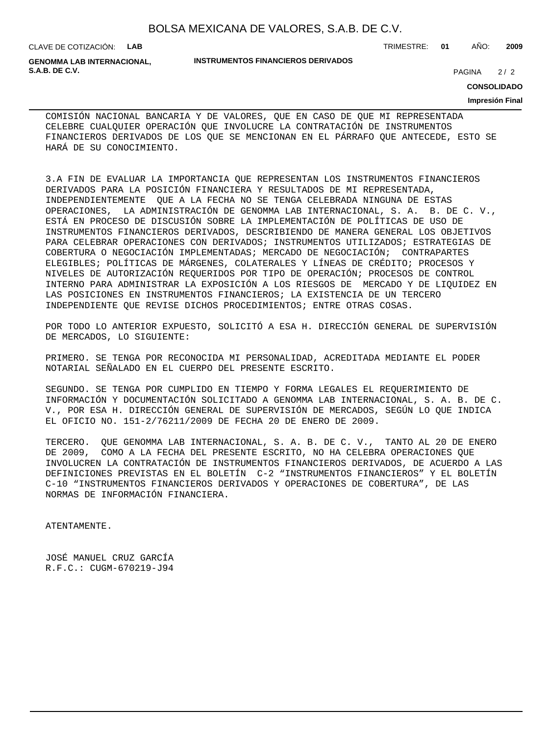COMISIÓN NACIONAL BANCARIA Y DE VALORES, QUE EN CASO DE QUE MI REPRESENTADA CELEBRE CUALQUIER OPERACIÓN QUE INVOLUCRE LA CONTRATACIÓN DE INSTRUMENTOS FINANCIEROS DERIVADOS DE LOS QUE SE MENCIONAN EN EL PÁRRAFO QUE ANTECEDE, ESTO SE HARÁ DE SU CONOCIMIENTO.

3.A FIN DE EVALUAR LA IMPORTANCIA QUE REPRESENTAN LOS INSTRUMENTOS FINANCIEROS DERIVADOS PARA LA POSICIÓN FINANCIERA Y RESULTADOS DE MI REPRESENTADA, INDEPENDIENTEMENTE QUE A LA FECHA NO SE TENGA CELEBRADA NINGUNA DE ESTAS OPERACIONES, LA ADMINISTRACIÓN DE GENOMMA LAB INTERNACIONAL, S. A. B. DE C. V., ESTÁ EN PROCESO DE DISCUSIÓN SOBRE LA IMPLEMENTACIÓN DE POLÍTICAS DE USO DE INSTRUMENTOS FINANCIEROS DERIVADOS, DESCRIBIENDO DE MANERA GENERAL LOS OBJETIVOS PARA CELEBRAR OPERACIONES CON DERIVADOS; INSTRUMENTOS UTILIZADOS; ESTRATEGIAS DE COBERTURA O NEGOCIACIÓN IMPLEMENTADAS; MERCADO DE NEGOCIACIÓN; CONTRAPARTES ELEGIBLES; POLÍTICAS DE MÁRGENES, COLATERALES Y LÍNEAS DE CRÉDITO; PROCESOS Y NIVELES DE AUTORIZACIÓN REQUERIDOS POR TIPO DE OPERACIÓN; PROCESOS DE CONTROL INTERNO PARA ADMINISTRAR LA EXPOSICIÓN A LOS RIESGOS DE MERCADO Y DE LIQUIDEZ EN LAS POSICIONES EN INSTRUMENTOS FINANCIEROS; LA EXISTENCIA DE UN TERCERO INDEPENDIENTE QUE REVISE DICHOS PROCEDIMIENTOS; ENTRE OTRAS COSAS.

POR TODO LO ANTERIOR EXPUESTO, SOLICITÓ A ESA H. DIRECCIÓN GENERAL DE SUPERVISIÓN DE MERCADOS, LO SIGUIENTE:

PRIMERO. SE TENGA POR RECONOCIDA MI PERSONALIDAD, ACREDITADA MEDIANTE EL PODER NOTARIAL SEÑALADO EN EL CUERPO DEL PRESENTE ESCRITO.

SEGUNDO. SE TENGA POR CUMPLIDO EN TIEMPO Y FORMA LEGALES EL REQUERIMIENTO DE INFORMACIÓN Y DOCUMENTACIÓN SOLICITADO A GENOMMA LAB INTERNACIONAL, S. A. B. DE C. V., POR ESA H. DIRECCIÓN GENERAL DE SUPERVISIÓN DE MERCADOS, SEGÚN LO QUE INDICA EL OFICIO NO. 151-2/76211/2009 DE FECHA 20 DE ENERO DE 2009.

TERCERO. QUE GENOMMA LAB INTERNACIONAL, S. A. B. DE C. V., TANTO AL 20 DE ENERO DE 2009, COMO A LA FECHA DEL PRESENTE ESCRITO, NO HA CELEBRA OPERACIONES QUE INVOLUCREN LA CONTRATACIÓN DE INSTRUMENTOS FINANCIEROS DERIVADOS, DE ACUERDO A LAS DEFINICIONES PREVISTAS EN EL BOLETÍN C-2 “INSTRUMENTOS FINANCIEROS” Y EL BOLETÍN C-10 “INSTRUMENTOS FINANCIEROS DERIVADOS Y OPERACIONES DE COBERTURA”, DE LAS NORMAS DE INFORMACIÓN FINANCIERA.

ATENTAMENTE.

JOSÉ MANUEL CRUZ GARCÍA
R.F.C.: CUGM-670219-J94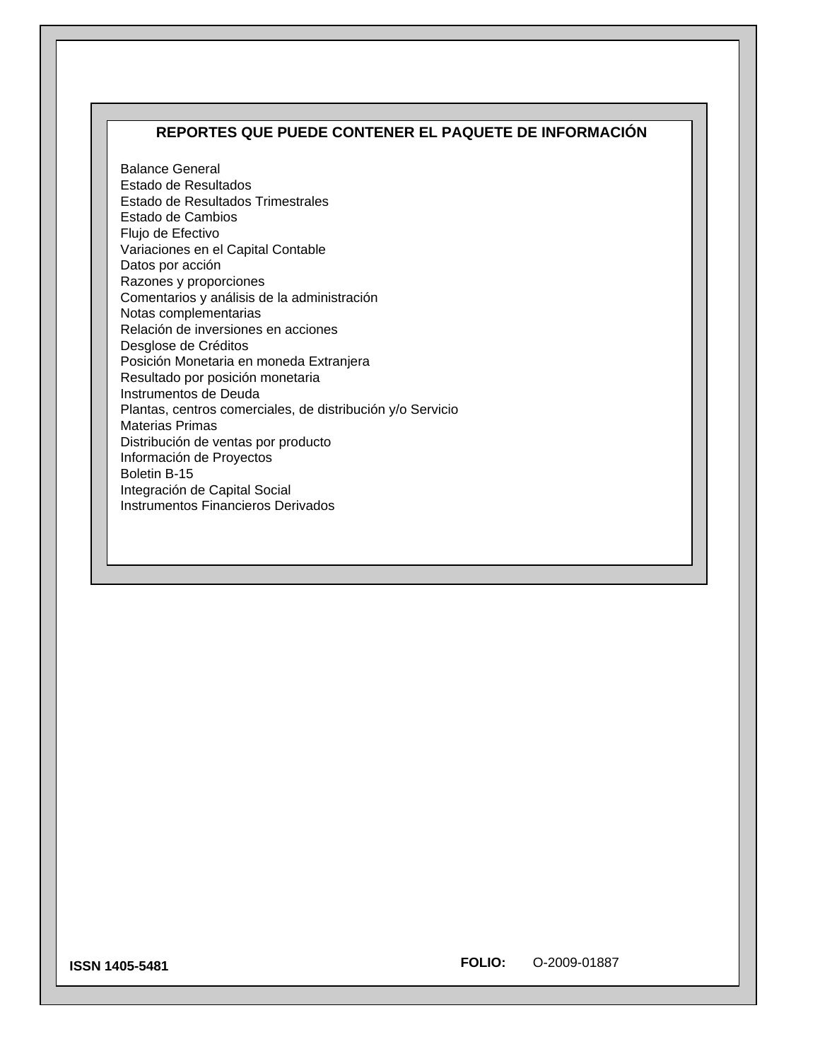## REPORTES QUE PUEDE CONTENER EL PAQUETE DE INFORMACIÓN

Balance General
Estado de Resultados
Estado de Resultados Trimestrales
Estado de Cambios
Flujo de Efectivo
Variaciones en el Capital Contable
Datos por acción
Razones y proporciones
Comentarios y análisis de la administración
Notas complementarias
Relación de inversiones en acciones
Desglose de Créditos
Posición Monetaria en moneda Extranjera
Resultado por posición monetaria
Instrumentos de Deuda
Plantas, centros comerciales, de distribución y/o Servicio
Materias Primas
Distribución de ventas por producto
Información de Proyectos
Boletin B-15
Integración de Capital Social
Instrumentos Financieros Derivados

**ISSN 1405-5481**

**FOLIO:** O-2009-01887